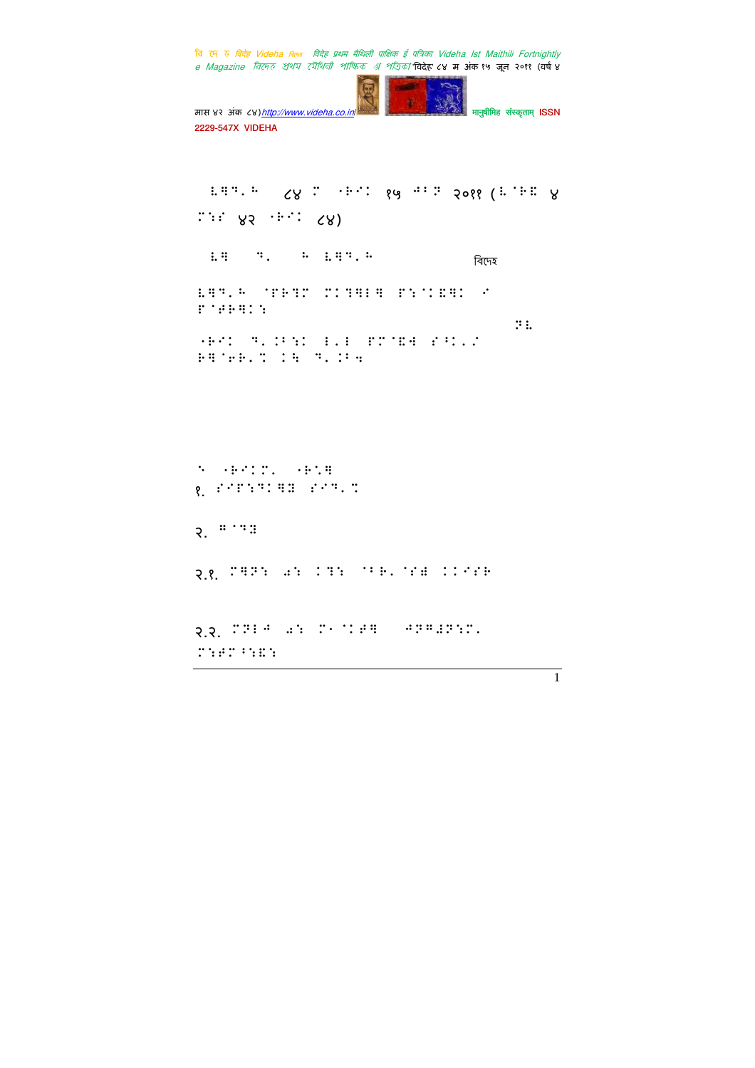८४ १५ २०११ ( ४

४२ ८४)

विदेह

१.

२.

२.१.

२.२.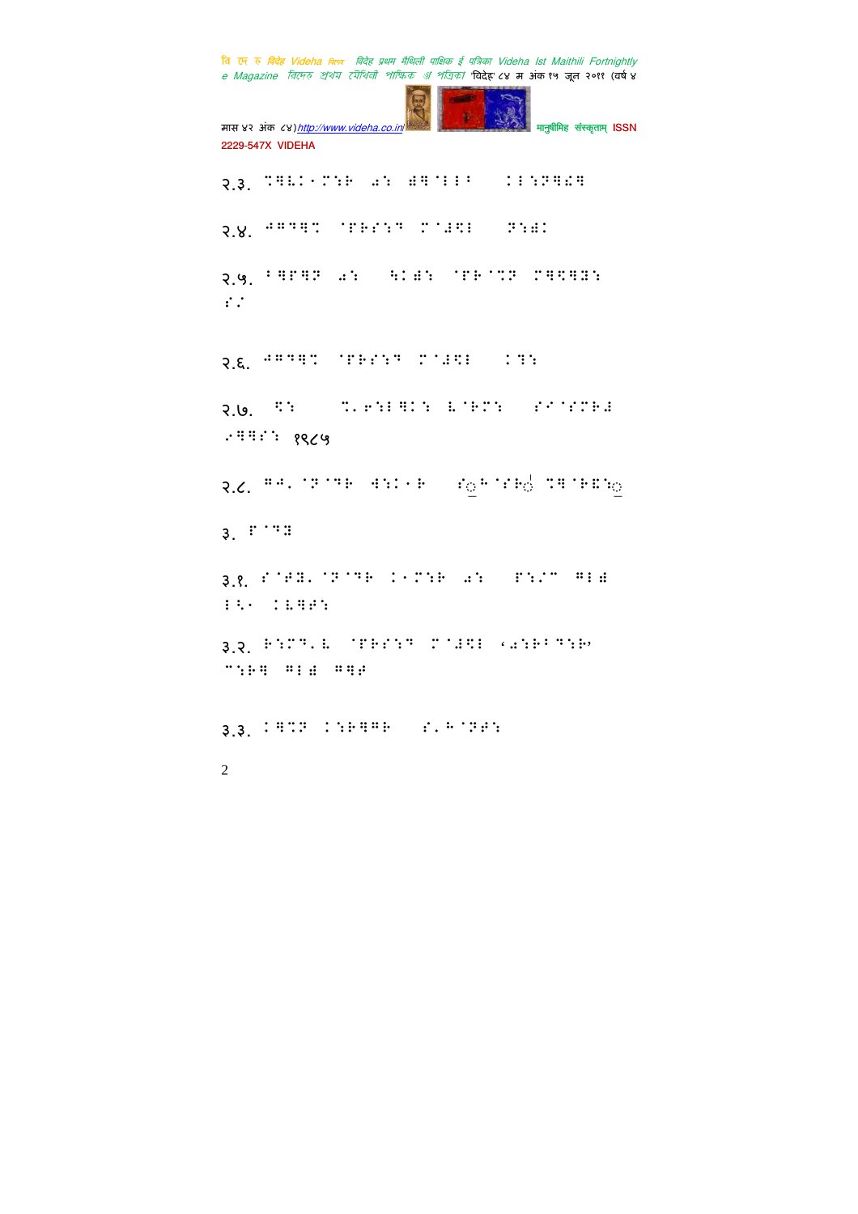२.३.

२.४.

२.५.

२.६.

२.७. १९८५

२.८.

३.

३.१.

३.२.

३.३.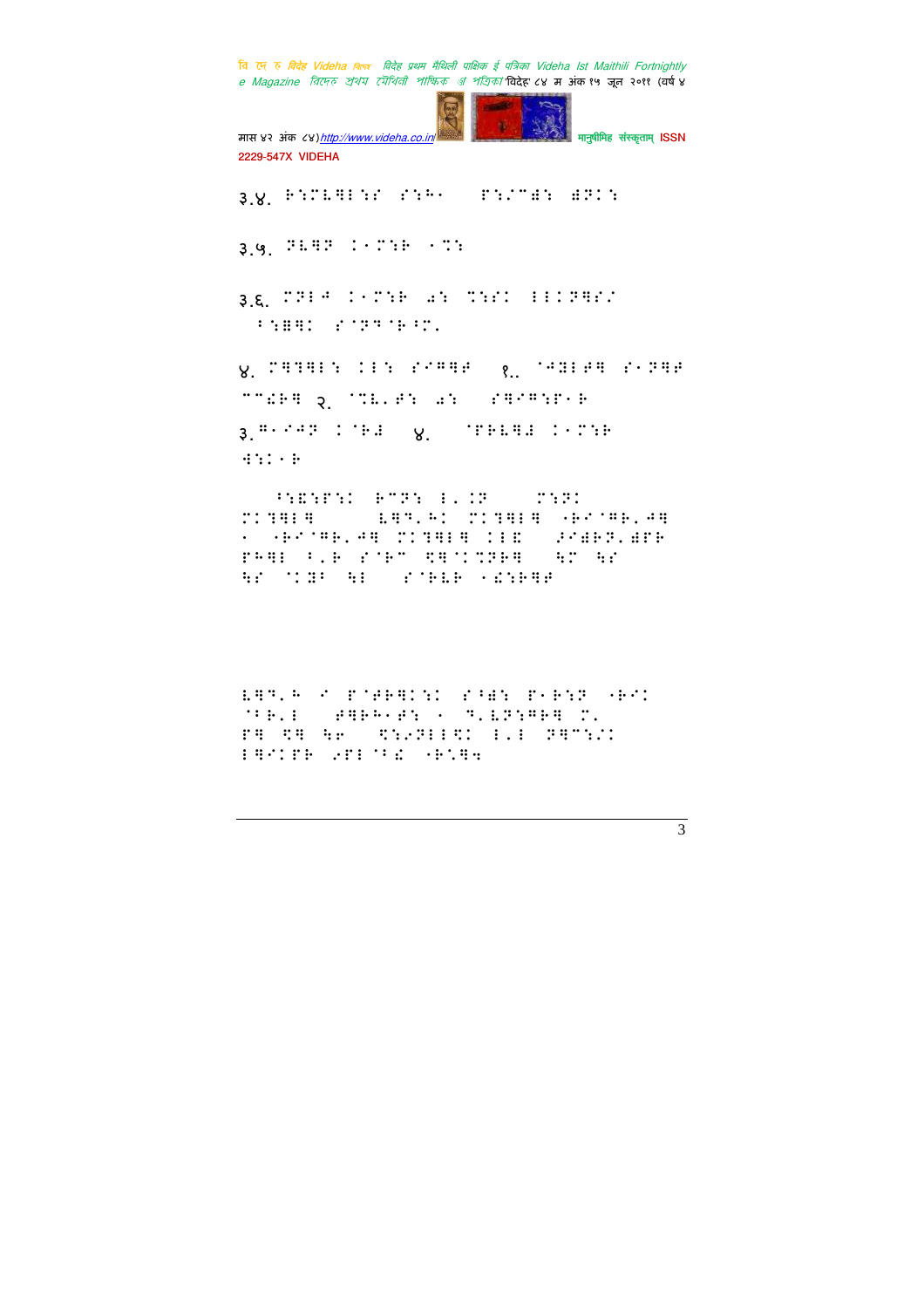३.४. 

३.५. 

३.६. 

४. १.. २. 

३. ४.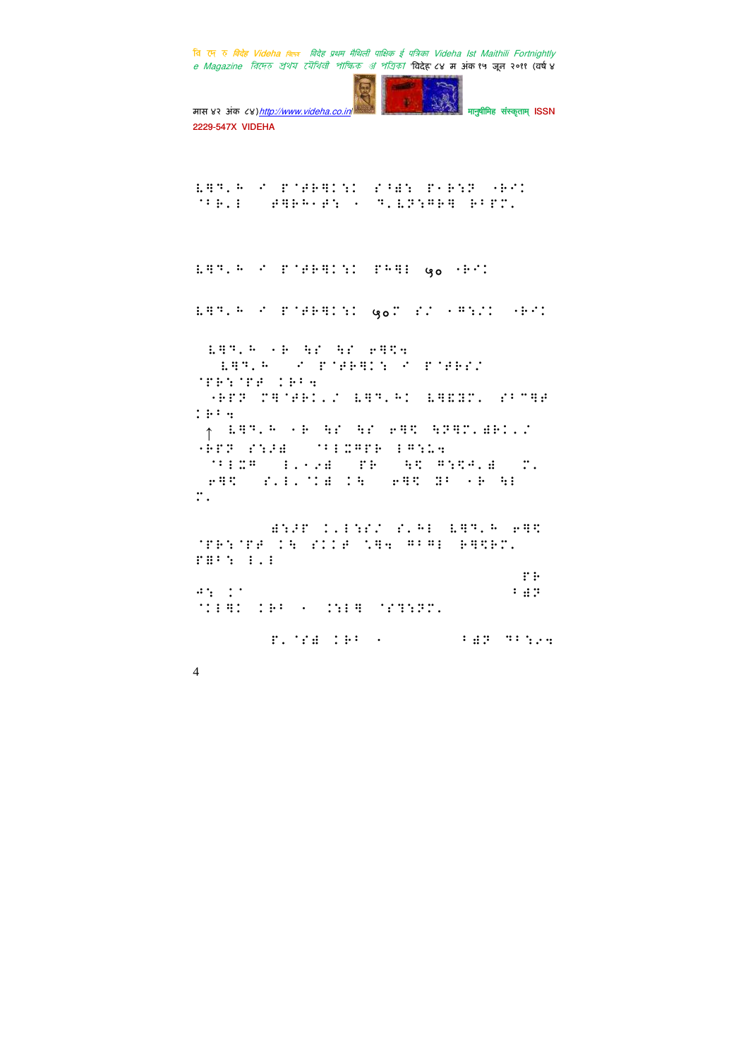ऍ़ॡ़ॿ़ ॽ ज़ॉग़ढ़क़ऀॏऀ ॾीज़ॏ ज़ॎज़ॏ़ ॊढ़ऀ  
ॉऻॿ़ख़    ॳक़ढ़ॎॳॏ ॅ ॿ़ऍॐॏक़फ़क़ ढ़ीज़ग़़

ऍ़ॡ़ॿ़ ॽ ज़ॉग़ढ़क़ऀॏऀ ज़ढ़क़ख़ ५० ॊढ़ऀ

ऍ़ॡ़ॿ़ ॽ ज़ॉग़ढ़क़ऀॏऀ ५०ॽ ॾॽ ॅक़ॏॽऀ ॊढ़ऀ

ऍ़ॡ़ॿ़ ॊढ़ ॉॾ ॉॾ ॳक़ऌ़  
ऍ़ॡ़ॿ़ ॽ ज़ॉग़ढ़क़ऀॏ ॽ ज़ॉग़ढ़ॾॽ  
ॉग़ढ़ॏॉज़ॳ ऀढ़ीॳ  
ॊढ़ज़ॐ ॏक़ॉग़ढ़ऀ़ॽ ऍ़ॡ़ॿ़ढ़ऀ ऍ़क़ऌ़ॐॏ़ ॾीॏक़ॳ  
ऀढ़ीॳ  
↑ ऍ़ॡ़ॿ़ ॊढ़ ॉॾ ॉॾ ॳक़ऌ़ ॉॐक़ॏ़ॐढ़ऀ़ॽ  
ॊढ़ज़ॐ ॾॏज़ॐ ॉीऍ़ऄक़ढ़ ऍ़क़ॏॏॳ  
ॉीऍ़ॳक़ ऍ़़ॊॾॐ ज़ढ़ ॉऌ़ क़ॏऌ़ॏ़ॐ ॏ़  
ॳक़ऌ़ ॾ़ऍ़ॉऀॐ ऀॉ ॳक़ऌ़ ॐी ॊढ़ ॉऍ  
ॏ़

ॐॏॐज़ ऀ़ऍ़ॏॾॽ ॾ़ढ़ऍ़ ऍ़ॡ़ॿ़ ॳक़ऌ़ ॉग़ढ़ॏॉज़ॳ ऀॉ ॾऀऀॳ ॏक़ॏ क़ीक़ऍ़ ढ़क़ऌ़ढ़ॏ़  
ज़क़ीॏ ऍ़़ऍ़  
ज़ढ़  
क़ॏ ऀॉ  ीॐज़  
ॉऀऍ़क़ऀ ऀढ़ी ॅ ऀॏऍ़क़ ॉॾॏॏज़ॏ़

ज़़ॉॾॐ ऀढ़ी ॅ  ीॐज़ ॿीॏॐॏ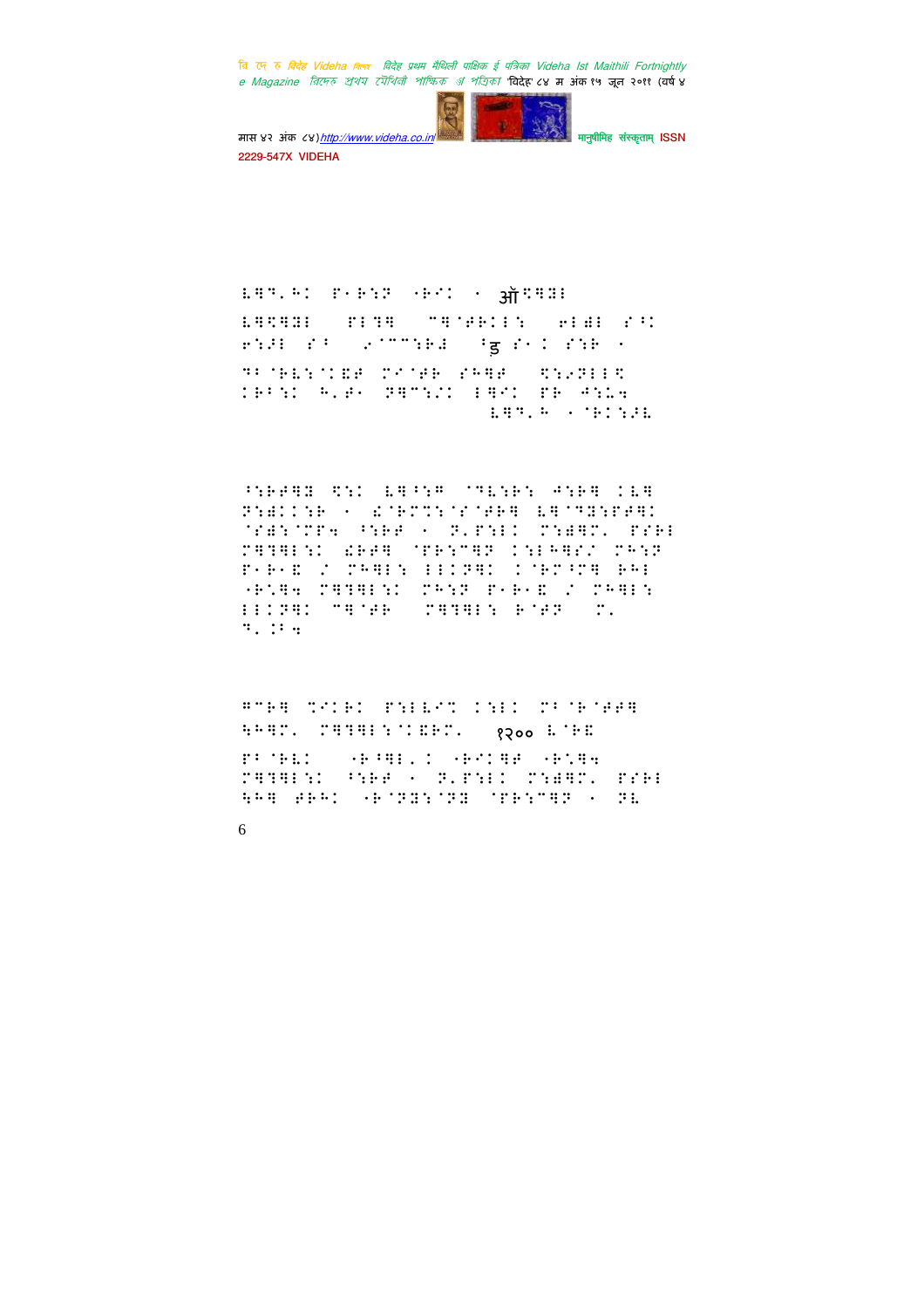ॐ

१२००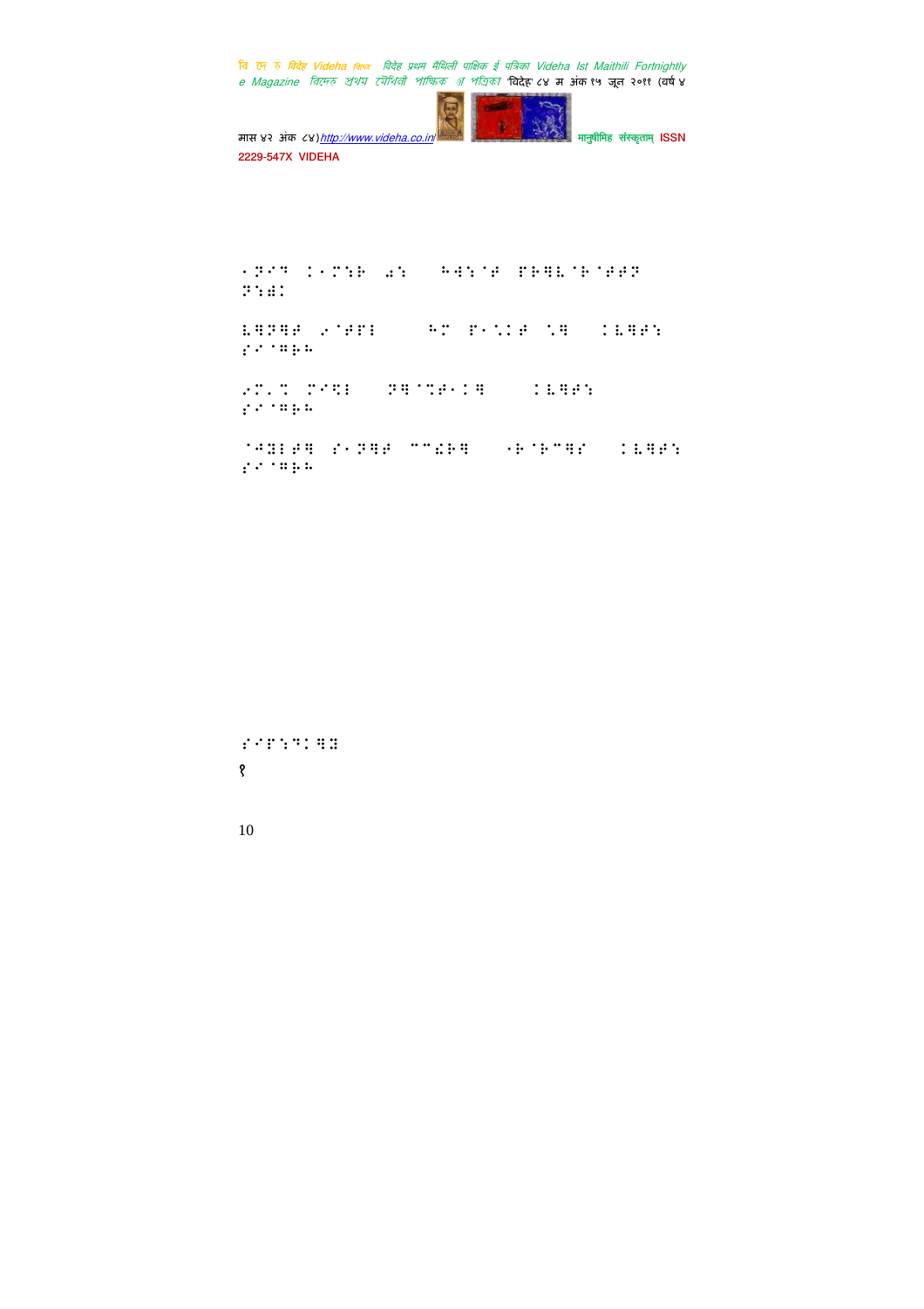⠂⠝⠊⠹ ⠅⠂⠍⠒⠗ ⠫⠒ ⠓⠻⠒⠈⠋ ⠏⠗⠻⠇⠈⠗⠈⠋⠋⠝ ⠝⠒⠯⠅

⠇⠻⠝⠻⠋ ⠢⠈⠋⠏⠇ ⠓⠍ ⠏⠂⠡⠅⠋ ⠡⠻ ⠅⠇⠻⠋⠒ ⠎⠊⠈⠻⠗⠗

⠢⠍⠂⠌ ⠍⠊⠽⠇ ⠝⠻⠈⠌⠋⠂⠅⠻ ⠅⠇⠻⠋⠒ ⠎⠊⠈⠻⠗⠗

⠈⠲⠻⠇⠋⠻ ⠎⠂⠝⠻⠋ ⠉⠉⠩⠗⠻ ⠂⠗⠈⠗⠉⠻⠎ ⠅⠇⠻⠋⠒ ⠎⠊⠈⠻⠗⠗

⠎⠊⠏⠒⠙⠅⠻⠻

१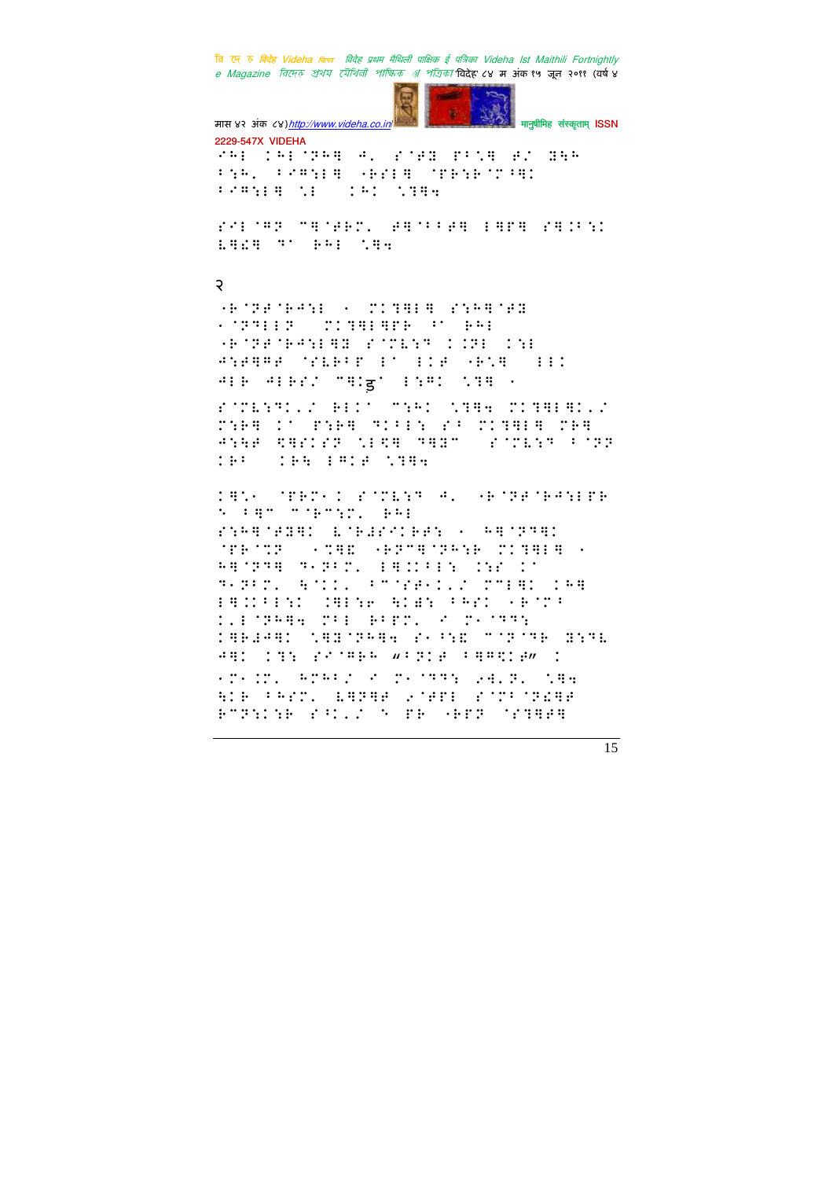२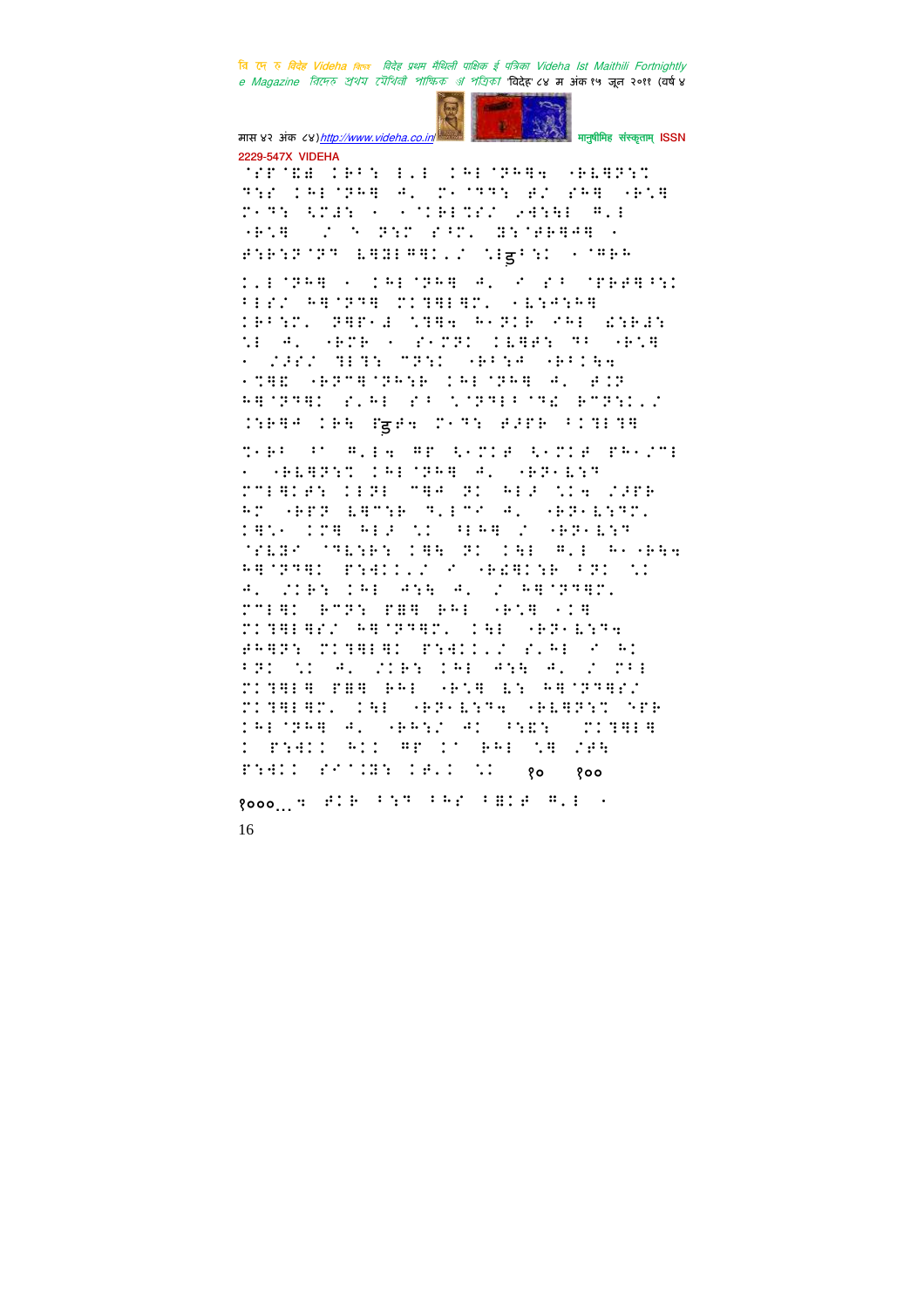१० १००

१०००...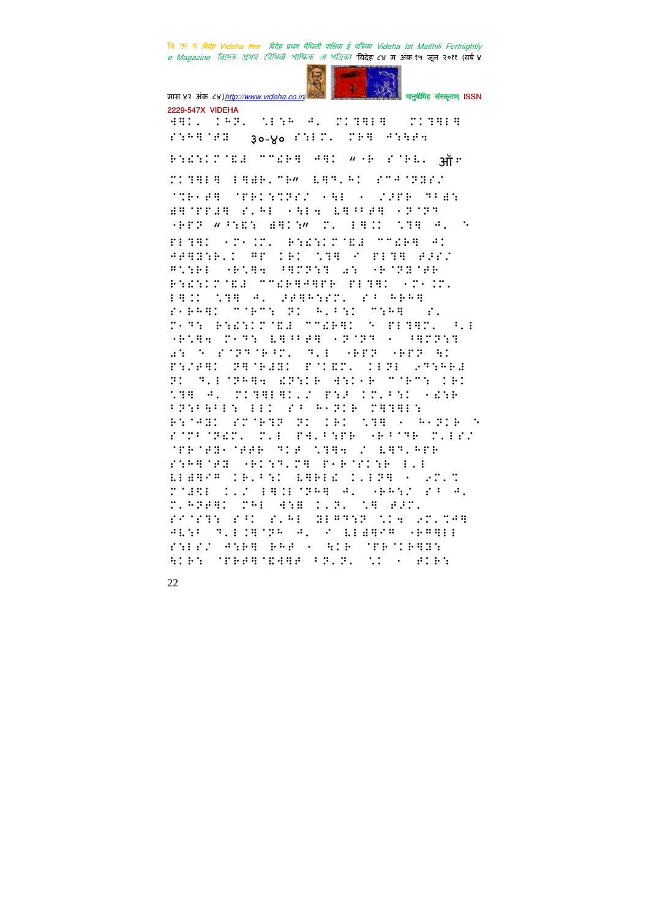ISSN 2229-547X VIDEHA

३०-४०

ऑ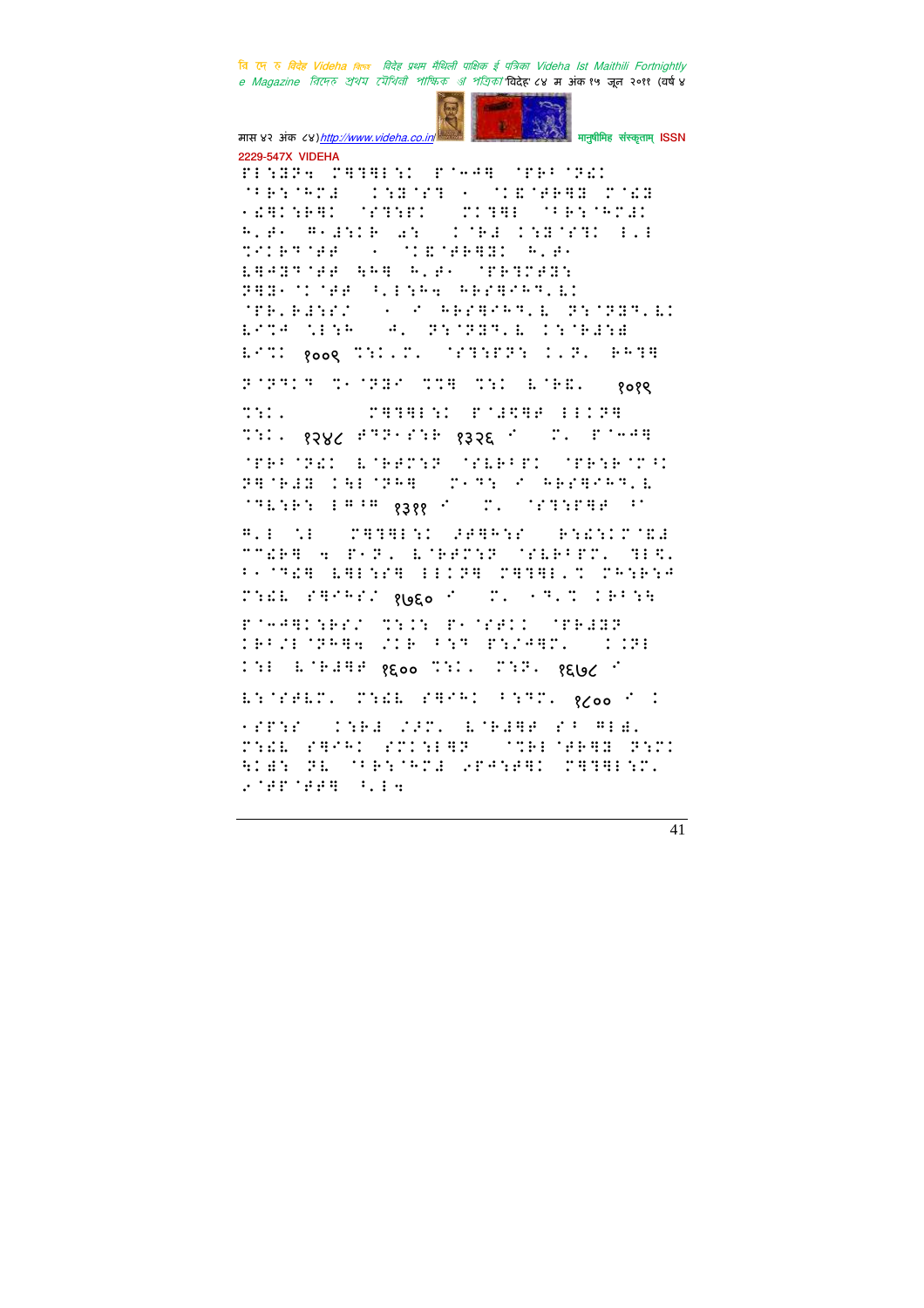ÉI:ËÏ4 ÇÌÌÌÍ:Í ÉÎ¬ÀÌ ÎÉÈ^ÎÏÆÍ ÎÎÉ:ÎÁÇÄ ÍÆ:Ë^ÏÌ ¬ ÎÍÈÎÉÈÌË ÇÎÆË ¬ÆÌÍ:ÉÌÍ ÎÏÌ:ÉÍ ÇÍÌÌÍ ÎÎÉ:ÎÁÇÆÍ Á.É¬ Ì¬Ä:ÍÉ Ä: ÍÎÉÄ Í:ËÎÏÌÍ Í.Í ÑÏÍÉÌÎÉÉ ¬ ÎÍÈÎÉÉÌËÍ Á.É¬ ÈÌÀËÌÎÉÉ ÁÁÌ Á.É¬ ÎÉÌÇÉË: ÐÌË¬ÎÍÎÉÉ Î.Í:Á4 ÁÉÏÌÏÁÌ.ÈÍ ÎÉÈ.ÉÄ:ÏÎ ¬ Ï ÁÉÏÌÏÁÌ.È Ð:ÎÐËÌ.ÈÍ ÈÏÑÀ Ñ:Í¬ À. Ð:ÎÐËÌ.È Í:ÎÉÄ:Ä ÈÏÑÍ १००९ Ñ:Í.Ç. ÎÏÌ:ÉÐ: Í.Ð. ÉÁÌÌ

Ð^ÐÌÍÌ Ñ¬ÎÐËÏ ÑÑÌ Ñ:Í È^ÉÈ. १०१९ Ñ:Í. ÇÌÌÌÍ:Í ÉÎÄÈÌÉ ÍÍÍÐÌ Ñ:Í. १२४८ ÉÌÐ¬Ï:É १३२६ Ï Ç. É^¬ÀÌ ÎÉÉ^ÎÏÆÍ È^ÉÉÇ:Ð ÎÏÈÉÉÇÍ ÎÉ:É^ÇÎÍ ÐÌÎÉÄË Í:Í^ÐÁÌ Ç¬Ì: Ï ÁÉÏÌÏÁÌ.È ÎÌÈ:É: ÍÀÎÀ १३११ Ï Ç. ÎÏÌ:ÉÌÉ ÎÏ

Ì.Í Ñ.Í ÇÌÌÌÍ:Í ÐÉÌÁ:Ï Á:ÆÄ:ÍÇÎÈÄ ÇÇÆÉÌ 4 É¬Ð. È^ÉÉÇ:Ð ÎÏÈÉÉÇ. ÌÍÑ. É¬ÎÌÆÌ ÈÌÍ:ÏÌ ÍÍÍÐÌ ÇÌÌÌÍ.Ñ Ç¬:É:À Ç:ÆÈ ÏÌÁÉÏ/ १७६० Ï Ç. ¬Ì.Ñ ÍÉÉ:Á

É^¬ÀÌÍ:ÉÏ/ Ñ:Í: É¬ÎÏÉÍÍ ÎÉÄÈÐ ÍÉÉ/Í^ÐÁÌ4 /ÍÉ É:Ì É:/ÀÌÇ. Í:ÐÍ Í:Í È^ÉÄÌÉ १६०० Ñ:Í. Ç:Ð. १६७८ Ï

È:ÎÏÉÈÇ. Ç:ÆÈ ÏÌÁÉÍ É:ÌÇ. १८०० Ï Í ¬ÏÉ:Ï Í:ÉÄ /ÄÇ. È^ÉÄÌÉ ÏÉ ÌÍÄ. Ç:ÆÈ ÏÌÁÉÍ ÏÇÍ:ÍÌÐ ÎÑÉÍ^ÉÉÌË Ð:ÇÍ ÁÍÄ: ÐÈ ÎÉÉ:ÎÁÇÄ ÐÏÀ:ÉÌÍ ÇÌÌÌÍ:Ç. Ð^ÉÉ^ÉÉÌ É.Í4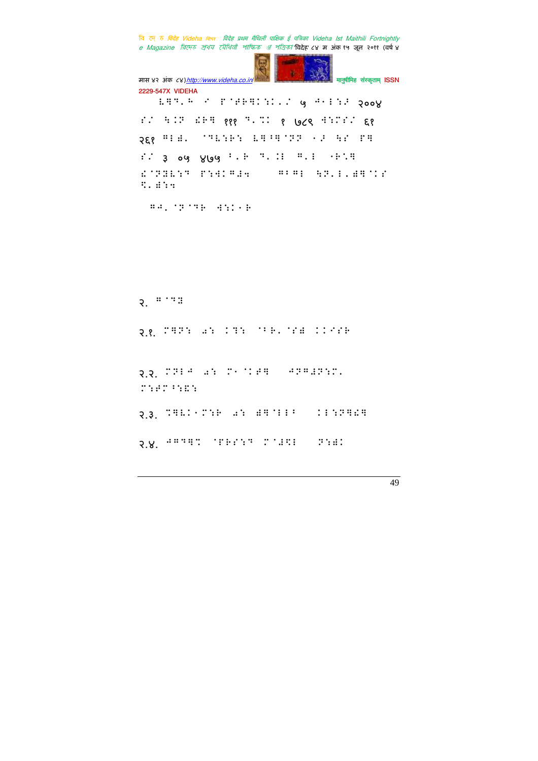⠇⠛⠙⠂⠓ ⠊ ⠏⠈⠋⠗⠛⠅⠒⠅⠂⠌ ५ ⠚⠐⠇⠒⠚ २००४

⠎⠌ ⠓⠅⠝ ⠎⠗⠛ १११ ⠙⠂⠉⠅ १ ७८९ ⠙⠒⠍⠎⠌ ६१

२६१ ⠓⠇⠞⠂ ⠈⠙⠇⠒⠗⠒ ⠇⠛⠋⠛⠈⠝⠝ ⠐⠚ ⠓⠎ ⠏⠛

⠎⠌ ३ ०५ ४७५ ⠋⠂⠗ ⠙⠂⠅⠇ ⠓⠂⠇ ⠐⠗⠡⠛

⠎⠈⠝⠟⠇⠒⠙ ⠏⠒⠙⠅⠓⠯⠒ ⠓⠋⠓⠇ ⠓⠝⠂⠇⠂⠞⠛⠈⠅⠎ ⠩⠂⠞⠒⠒

⠓⠚⠂⠈⠝⠈⠙⠗ ⠙⠒⠅⠐⠗

२. ⠓⠈⠙⠟

२.१. ⠍⠛⠝⠒ ⠜⠒ ⠅⠹⠒ ⠈⠋⠗⠂⠈⠎⠞ ⠅⠅⠊⠎⠗

२.२. ⠍⠝⠇⠚ ⠜⠒ ⠍⠐⠈⠅⠋⠛ ⠚⠝⠓⠞⠝⠒⠍⠂ ⠍⠒⠋⠍⠋⠒⠑⠒

२.३. ⠉⠛⠇⠅⠐⠍⠒⠗ ⠜⠒ ⠞⠛⠈⠇⠇⠋ ⠅⠇⠒⠝⠛⠎⠛

२.४. ⠚⠓⠙⠛⠉ ⠈⠏⠗⠎⠒⠙ ⠍⠈⠞⠩⠇ ⠝⠒⠞⠅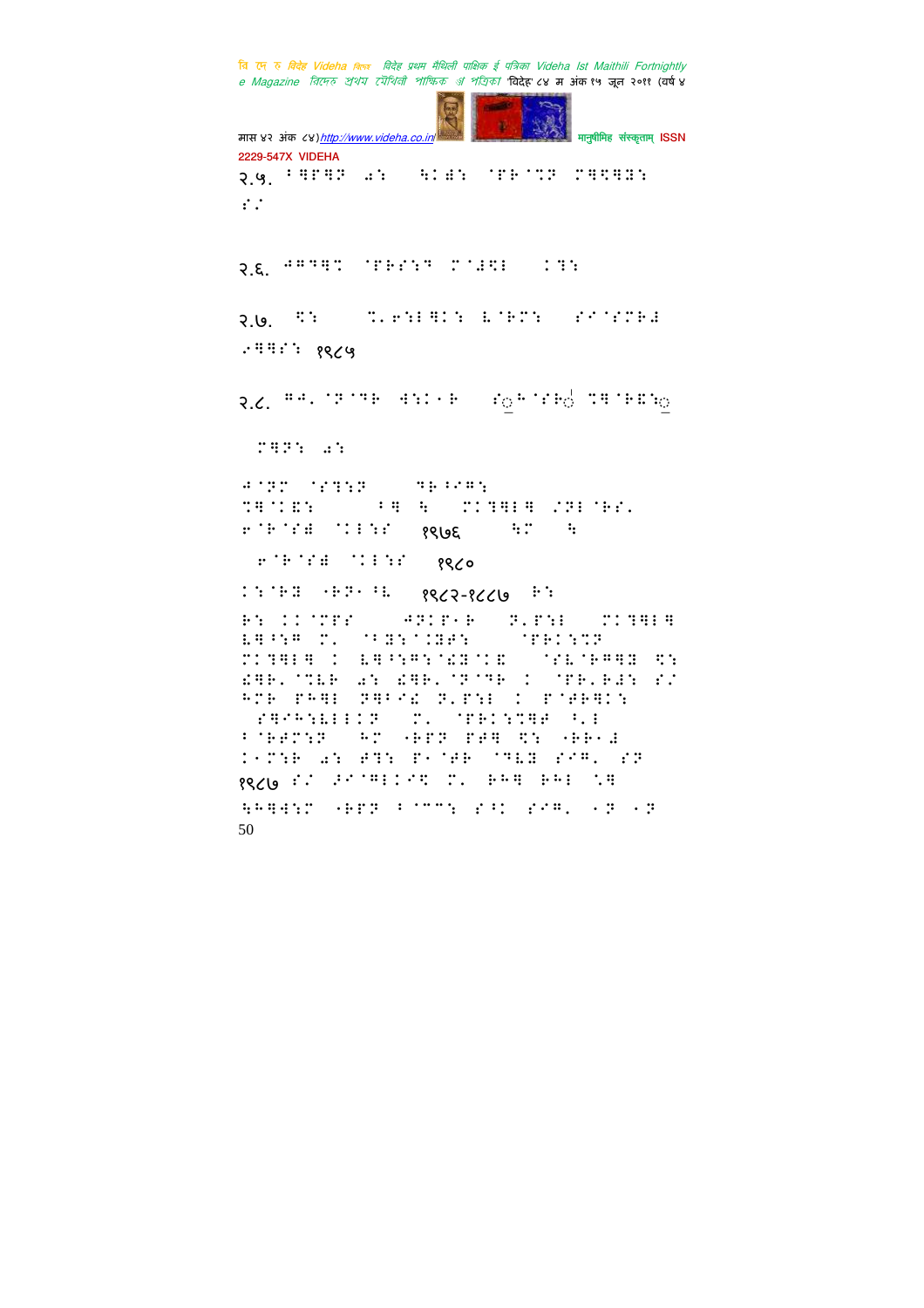२.५.

२.६.

२.७.

१९८५

२.८.

१९७६

१९८०

१९८२-१९८७

१९८७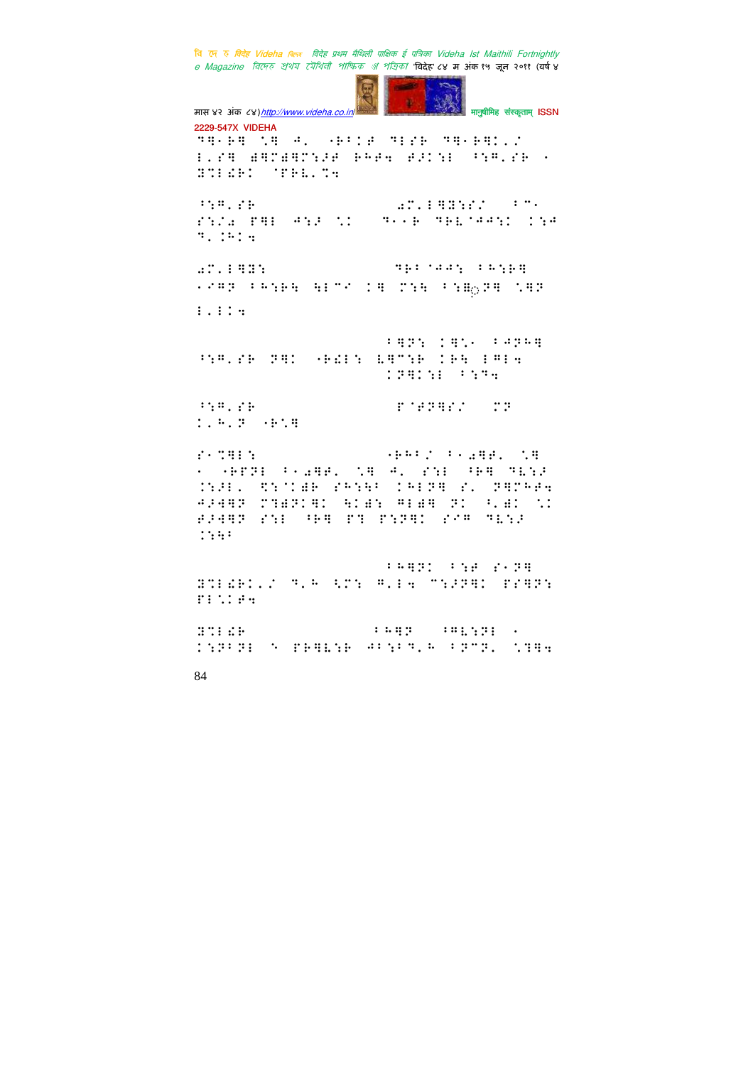2229-547X VIDEHA

⠿⠻⠂⠗⠻ ⠳⠻ ⠙⠂ ⠂⠗⠁⠅⠫ ⠿⠇⠎⠗ ⠿⠻⠂⠗⠻⠅⠄⠌
⠇⠄⠎⠻ ⠯⠻⠽⠯⠻⠽⠎⠫ ⠗⠓⠗⠲ ⠫⠜⠅⠎⠇ ⠁⠎⠛⠄⠎⠗ ⠂
⠝⠽⠇⠮⠗⠅ ⠈⠋⠗⠇⠄⠽⠲

⠁⠎⠛⠄⠎⠗ ⠁⠽⠄⠇⠻⠝⠎⠎⠌ ⠁⠉⠂
⠎⠎⠌⠁ ⠋⠻⠇ ⠙⠎⠫ ⠳⠅ ⠿⠂⠂⠗ ⠿⠗⠇⠈⠙⠙⠎⠅ ⠅⠎⠙
⠙⠄⠅⠓⠅⠲

⠁⠽⠄⠇⠻⠝⠎ ⠿⠗⠁⠈⠙⠙⠎ ⠁⠓⠎⠗⠻
⠂⠎⠛⠫ ⠁⠓⠎⠗⠣ ⠣⠇⠉⠌ ⠅⠻ ⠽⠎⠣ ⠁⠎⠻◌⠫⠻ ⠳⠻⠫

⠇⠄⠇⠅⠲

⠁⠻⠫⠎ ⠅⠻⠳⠂ ⠁⠙⠫⠓⠻
⠁⠎⠛⠄⠎⠗ ⠫⠻⠅ ⠂⠗⠮⠇⠎ ⠧⠻⠉⠎⠗ ⠅⠗⠣ ⠇⠛⠲
⠅⠫⠻⠅⠎⠇ ⠁⠎⠽⠲

⠁⠎⠛⠄⠎⠗ ⠋⠈⠫⠫⠻⠎⠌ ⠽⠫
⠅⠄⠓⠄⠫ ⠂⠗⠳⠻

⠎⠂⠽⠻⠇⠎ ⠂⠗⠓⠁⠌ ⠁⠂⠁⠻⠫⠄ ⠳⠻
⠂ ⠂⠗⠋⠫⠇ ⠁⠂⠁⠻⠫⠄ ⠳⠻ ⠙⠄ ⠎⠎⠇ ⠁⠗⠻ ⠿⠇⠎⠫
⠅⠎⠫⠇⠄ ⠩⠎⠈⠅⠯⠗ ⠎⠓⠎⠣⠁ ⠅⠓⠇⠫⠻ ⠎⠄ ⠫⠻⠽⠓⠗⠲
⠙⠫⠙⠻⠫ ⠽⠻⠯⠫⠅⠻⠅ ⠣⠅⠯⠎ ⠛⠇⠯⠻ ⠫⠅ ⠁⠄⠯⠅ ⠳⠅
⠫⠫⠙⠻⠫ ⠎⠎⠇ ⠁⠗⠻ ⠋⠻ ⠋⠎⠫⠻⠅ ⠎⠌⠛ ⠿⠇⠎⠫
⠅⠎⠣⠁

⠁⠓⠻⠫⠅ ⠁⠎⠫ ⠎⠂⠫⠻
⠝⠽⠇⠮⠗⠅⠄⠌ ⠙⠄⠓ ⠩⠽⠎ ⠛⠄⠇⠲ ⠽⠎⠫⠫⠻⠅ ⠋⠎⠻⠫⠎
⠋⠇⠳⠅⠫⠲

⠝⠽⠇⠮⠗ ⠁⠓⠻⠫ ⠁⠛⠇⠎⠫⠇ ⠂
⠅⠎⠫⠁⠫⠇ ⠝ ⠋⠗⠻⠇⠎⠗ ⠙⠁⠎⠁⠙⠄⠓ ⠁⠫⠉⠫⠄ ⠳⠽⠻⠲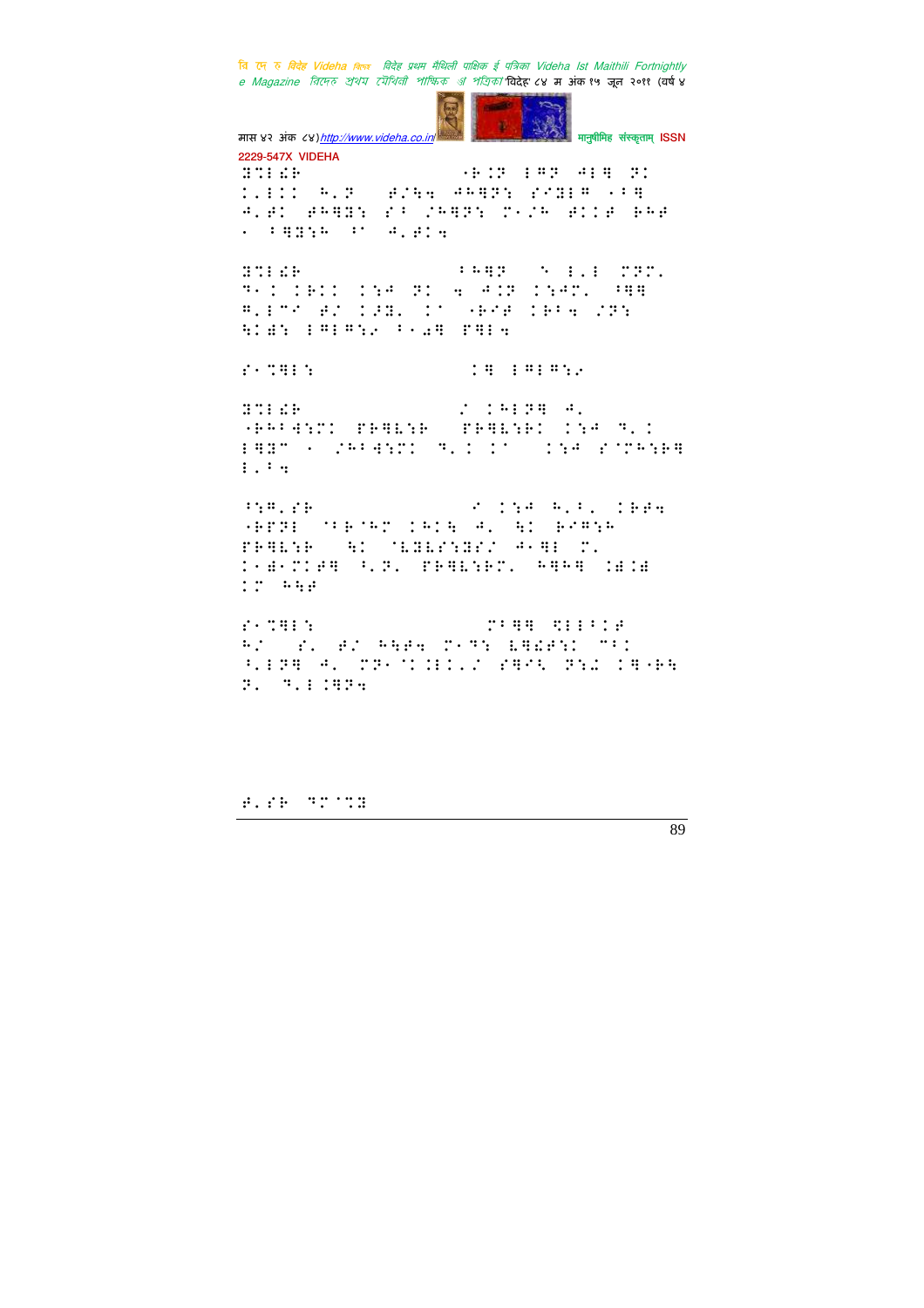ब्रेल लिपिमे लिखल सामग्री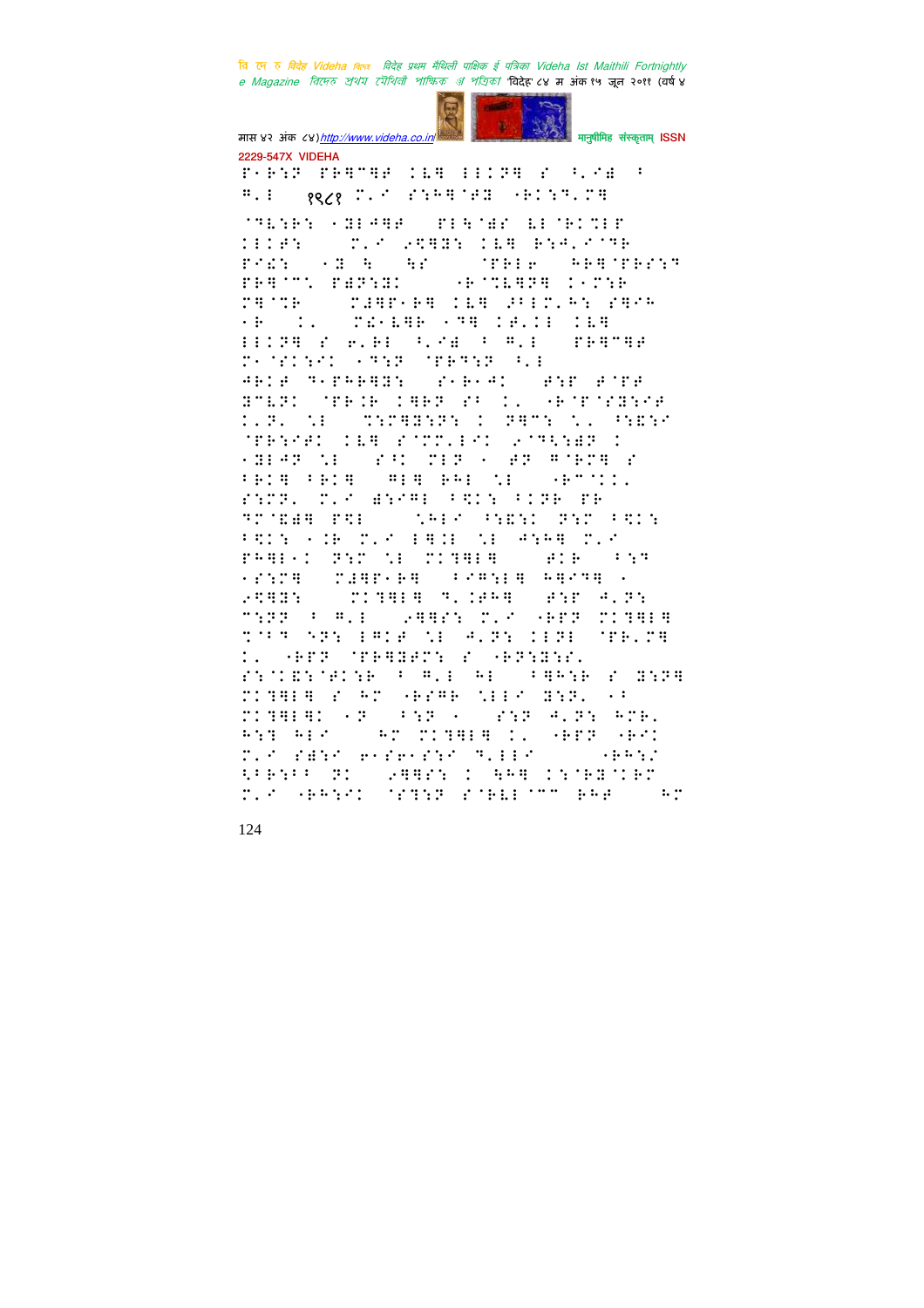१९८१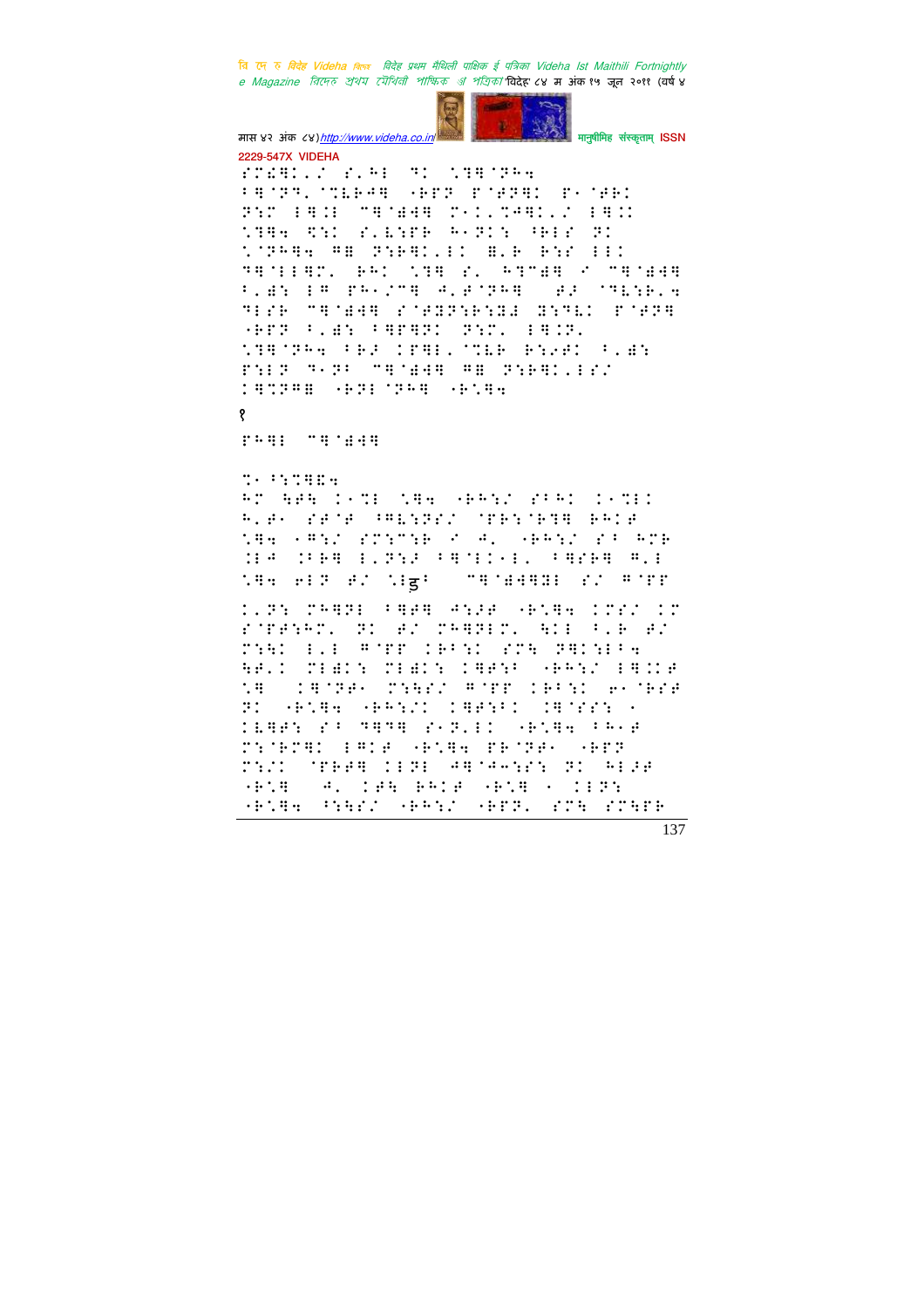१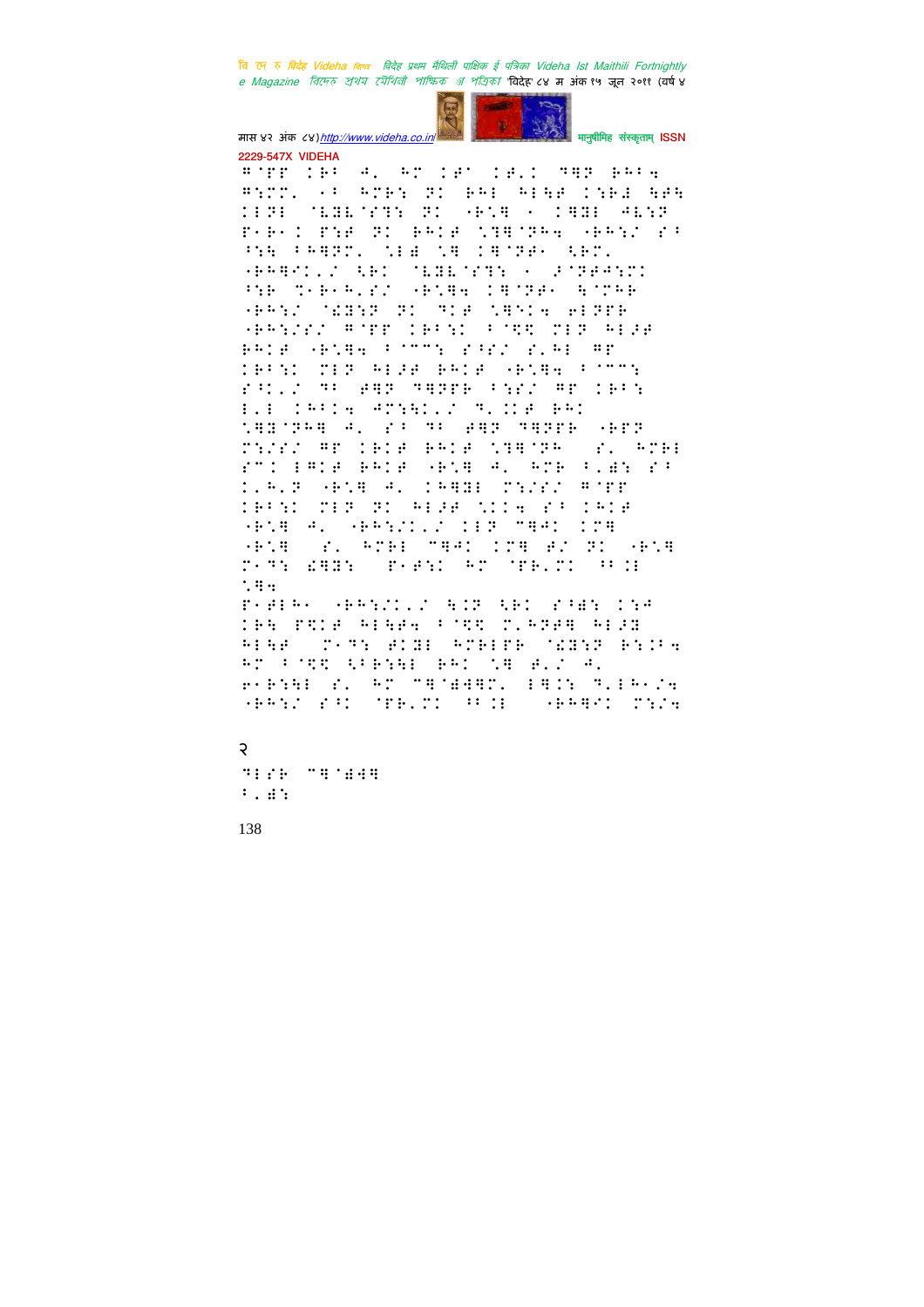२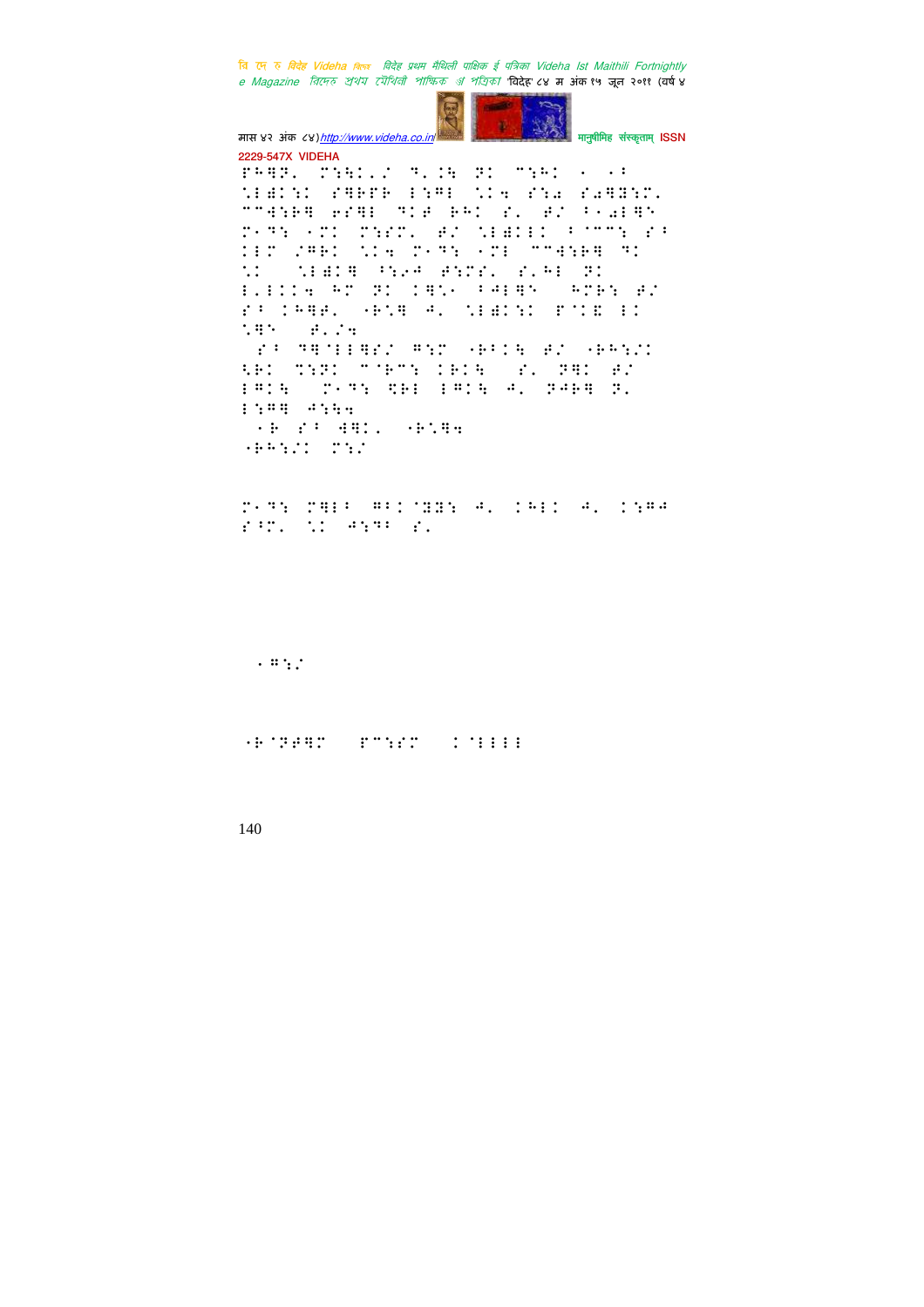PR9P. C:4(.N 9.(1 P( C:R( ) )B
\E)(:( S9EFE E:9E \(4 S:0 S099:C.
CC4:E9 eS9E 9(F E9( S. F/ B)0E9^
C)9: )C( C:SC. F/ \E)(E( B^CC: SB
(EC /9E( \(4 C)9: )CE CC4:E9 9(
\( \E)(9 B:20 F:CS. S.9E P(
E.E((4 9C P( (9\) B4E9^ 9CE: F/
SB (99F. )E\9 4. \E)(:( P^(& E(
\9^ F./4
SB 99^EE9S/ 9:C )EB(4 F/ )E9:/(
\$E( C:P( C^EC: (E(4 S. P9( F/
E9(4 C)9: \$EE E9(4 4. P4E9 P.
E:99 4:44
)E SB 49(. )E\94
)E9:/( C:/

C)9: C9EB 9B(^9B: 4. (9E( 4. (:94
SBC. \( 4:9B S.

)9:/

)E^P49C PC:SC (^EEEE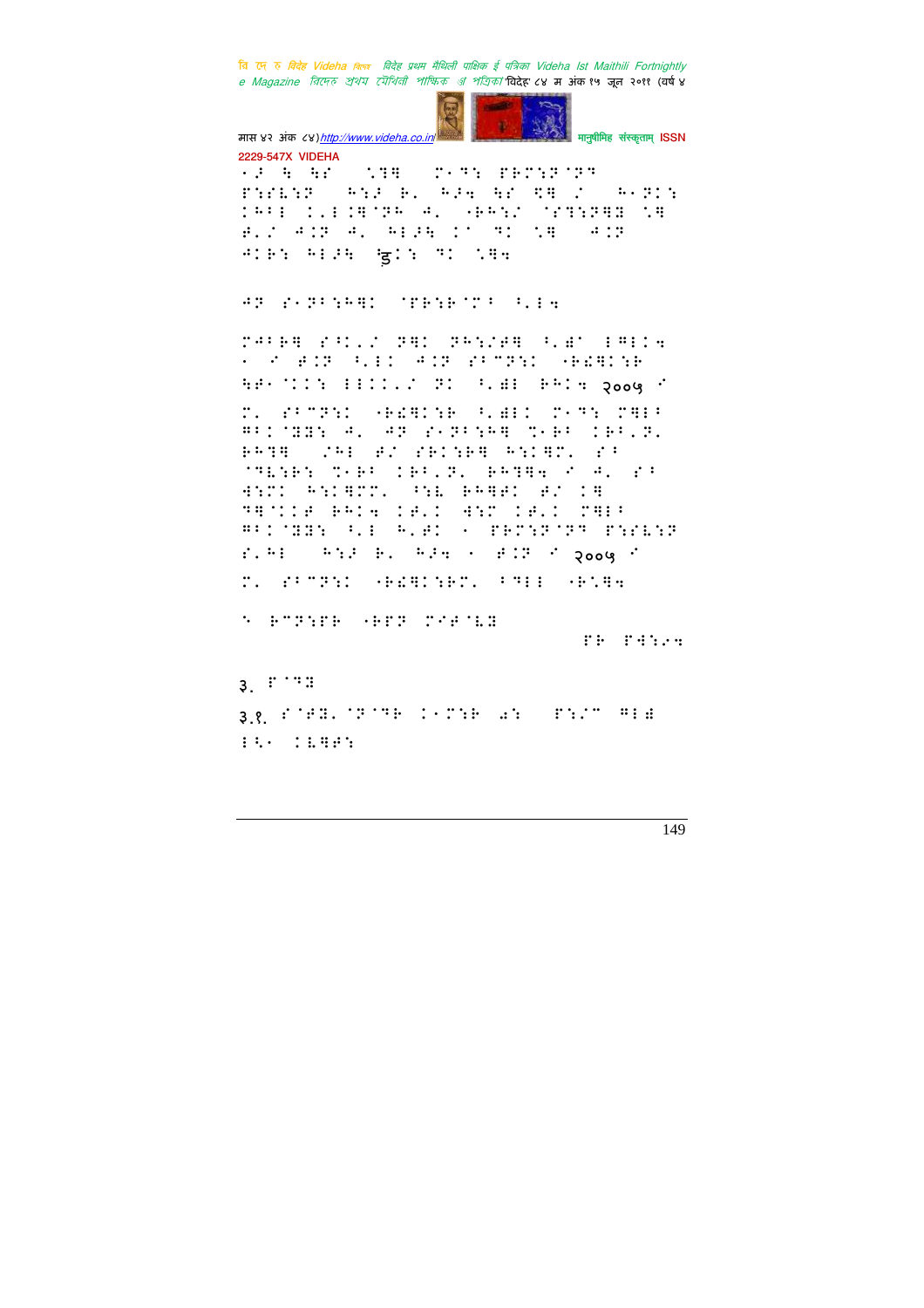२००५

२००५

२००५

3.

3.१.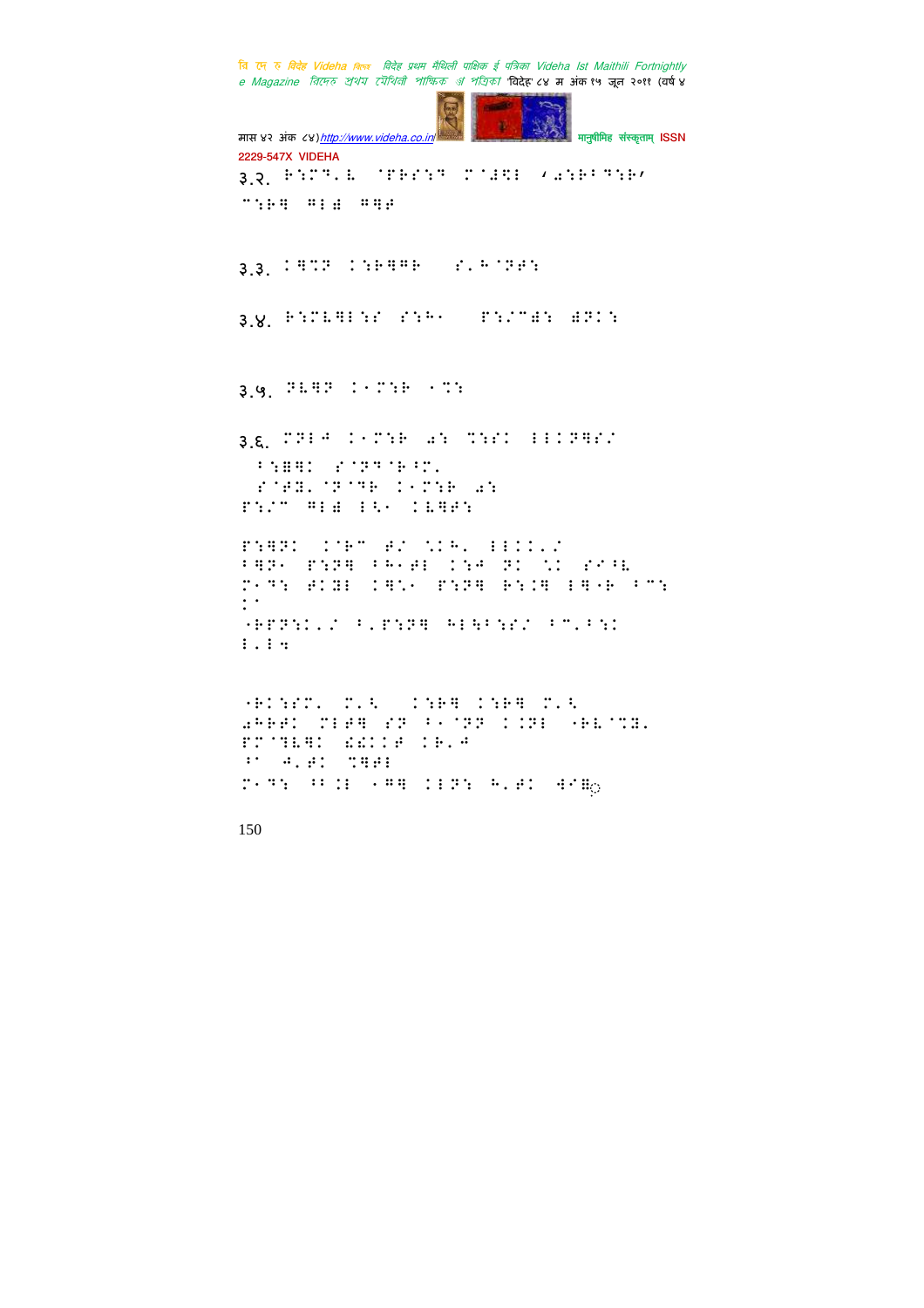3.२. ⠗⠂⠍⠙⠄⠇ ⠈⠋⠗⠎⠂⠝ ⠍⠈⠻⠩⠇ ⠦⠘⠂⠗⠃⠙⠂⠗⠴ ⠉⠂⠗⠻ ⠛⠇⠯ ⠛⠻⠯

3.3. ⠅⠻⠩⠏ ⠅⠂⠗⠻⠛⠗ ⠎⠄⠓⠈⠝⠋⠂

3.४. ⠗⠂⠍⠇⠻⠇⠂⠎ ⠎⠂⠓⠁ ⠏⠂⠌⠉⠯⠂ ⠿⠝⠅⠂

3.५. ⠝⠇⠻⠝ ⠅⠁⠍⠂⠗ ⠁⠩⠂

3.६. ⠍⠝⠇⠚ ⠅⠁⠍⠂⠗ ⠘⠂ ⠩⠂⠎⠅ ⠇⠇⠅⠝⠻⠎⠌

⠃⠂⠿⠻⠅ ⠎⠈⠝⠙⠈⠗⠃⠍⠄
⠎⠈⠋⠿⠄⠈⠝⠈⠙⠗ ⠅⠁⠍⠂⠗ ⠘⠂
⠏⠂⠌⠉ ⠛⠇⠯ ⠇⠪⠁ ⠅⠇⠻⠋⠂

⠏⠂⠻⠝⠅ ⠅⠈⠗⠉ ⠋⠌ ⠹⠅⠓⠄ ⠇⠇⠅⠅⠄⠌
⠃⠻⠝⠁ ⠏⠂⠝⠻ ⠃⠓⠁⠋⠇ ⠅⠂⠚ ⠝⠅ ⠹⠅ ⠎⠈⠃⠇
⠍⠁⠙⠂ ⠋⠅⠿⠇ ⠅⠻⠹⠁ ⠏⠂⠝⠻ ⠗⠂⠅⠻ ⠇⠻⠁⠗ ⠃⠉⠂
⠅⠁
⠁⠗⠏⠝⠂⠅⠄⠌ ⠃⠄⠏⠂⠝⠻ ⠓⠇⠫⠃⠂⠎⠌ ⠃⠉⠄⠃⠂⠅
⠇⠄⠇⠒

⠁⠗⠅⠂⠎⠍⠄ ⠍⠄⠪ ⠅⠂⠗⠻ ⠅⠂⠗⠻ ⠍⠄⠪
⠘⠓⠗⠋⠅ ⠍⠇⠋⠻ ⠎⠝ ⠃⠁⠈⠝⠝ ⠅⠅⠝⠇ ⠁⠗⠇⠈⠩⠿⠄
⠏⠍⠈⠙⠇⠻⠅ ⠬⠬⠅⠅⠋ ⠅⠗⠄⠚
⠃⠁ ⠚⠄⠋⠅ ⠩⠻⠋⠇
⠍⠁⠙⠂ ⠃⠃⠅⠇ ⠁⠛⠻ ⠅⠇⠝⠂ ⠓⠄⠋⠅ ⠻⠁⠈⠿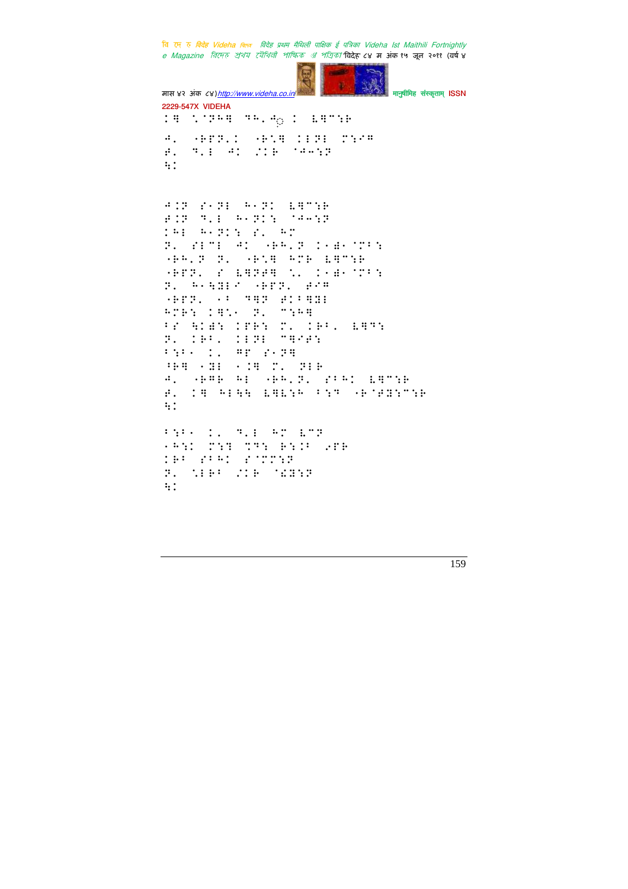2229-547X VIDEHA

⠅⠻ ⠁⠈⠝⠓⠻ ⠙⠓⠂⠲ ⠅ ⠇⠻⠉⠪⠗

⠲⠂ ⠤⠗⠋⠝⠂⠅ ⠤⠗⠡⠻ ⠅⠇⠝⠇ ⠍⠪⠔⠻
⠿⠂ ⠙⠂⠇ ⠲⠅ ⠌⠅⠗ ⠈⠲⠲⠪⠝
⠓⠅

⠲⠅⠝ ⠎⠂⠝⠇ ⠓⠂⠝⠅ ⠇⠻⠉⠪⠗
⠿⠅⠝ ⠙⠂⠇ ⠓⠂⠝⠅⠪ ⠈⠲⠲⠪⠝
⠅⠓⠇ ⠓⠂⠝⠅⠪ ⠎⠂ ⠓⠉
⠝⠂ ⠎⠇⠉⠇ ⠲⠅ ⠤⠗⠓⠂⠝ ⠅⠂⠫⠂⠈⠍⠋⠪
⠤⠗⠓⠂⠝ ⠝⠂ ⠤⠗⠡⠻ ⠓⠉⠗ ⠇⠻⠉⠪⠗
⠤⠗⠋⠝⠂ ⠎ ⠇⠻⠝⠿⠻ ⠡⠂ ⠅⠂⠫⠂⠈⠍⠋⠪
⠝⠂ ⠓⠂⠓⠻⠇⠔ ⠤⠗⠋⠝⠂ ⠿⠔⠻
⠤⠗⠋⠝⠂ ⠂⠋ ⠙⠻⠝ ⠿⠅⠋⠻⠻⠇
⠓⠉⠗⠪ ⠅⠻⠡⠂ ⠝⠂ ⠉⠪⠓⠻
⠋⠎ ⠓⠅⠫⠪ ⠅⠋⠗⠪ ⠍⠂ ⠅⠗⠋⠂ ⠇⠻⠙⠪
⠝⠂ ⠅⠗⠋⠂ ⠅⠇⠝⠇ ⠉⠻⠔⠿⠪
⠋⠪⠋⠂ ⠅⠂ ⠻⠋ ⠎⠂⠝⠻
⠋⠗⠻ ⠂⠻⠇ ⠂⠅⠻ ⠍⠂ ⠝⠇⠗
⠲⠂ ⠤⠗⠻⠗ ⠓⠇ ⠤⠗⠓⠂⠝⠂ ⠎⠋⠓⠅ ⠇⠻⠉⠪⠗
⠿⠂ ⠅⠻ ⠓⠇⠓⠓ ⠇⠻⠇⠪⠗ ⠋⠪⠙ ⠤⠗⠈⠿⠻⠪⠉⠪⠗
⠓⠅

⠋⠪⠋⠂ ⠅⠂ ⠙⠂⠇ ⠓⠉ ⠇⠉⠝
⠂⠓⠪⠅ ⠍⠪⠙ ⠍⠙⠪ ⠗⠪⠅⠋ ⠔⠋⠗
⠅⠗⠋ ⠎⠋⠓⠅ ⠎⠈⠍⠍⠪⠝
⠝⠂ ⠡⠇⠗⠋ ⠌⠅⠗ ⠈⠫⠻⠪⠝
⠓⠅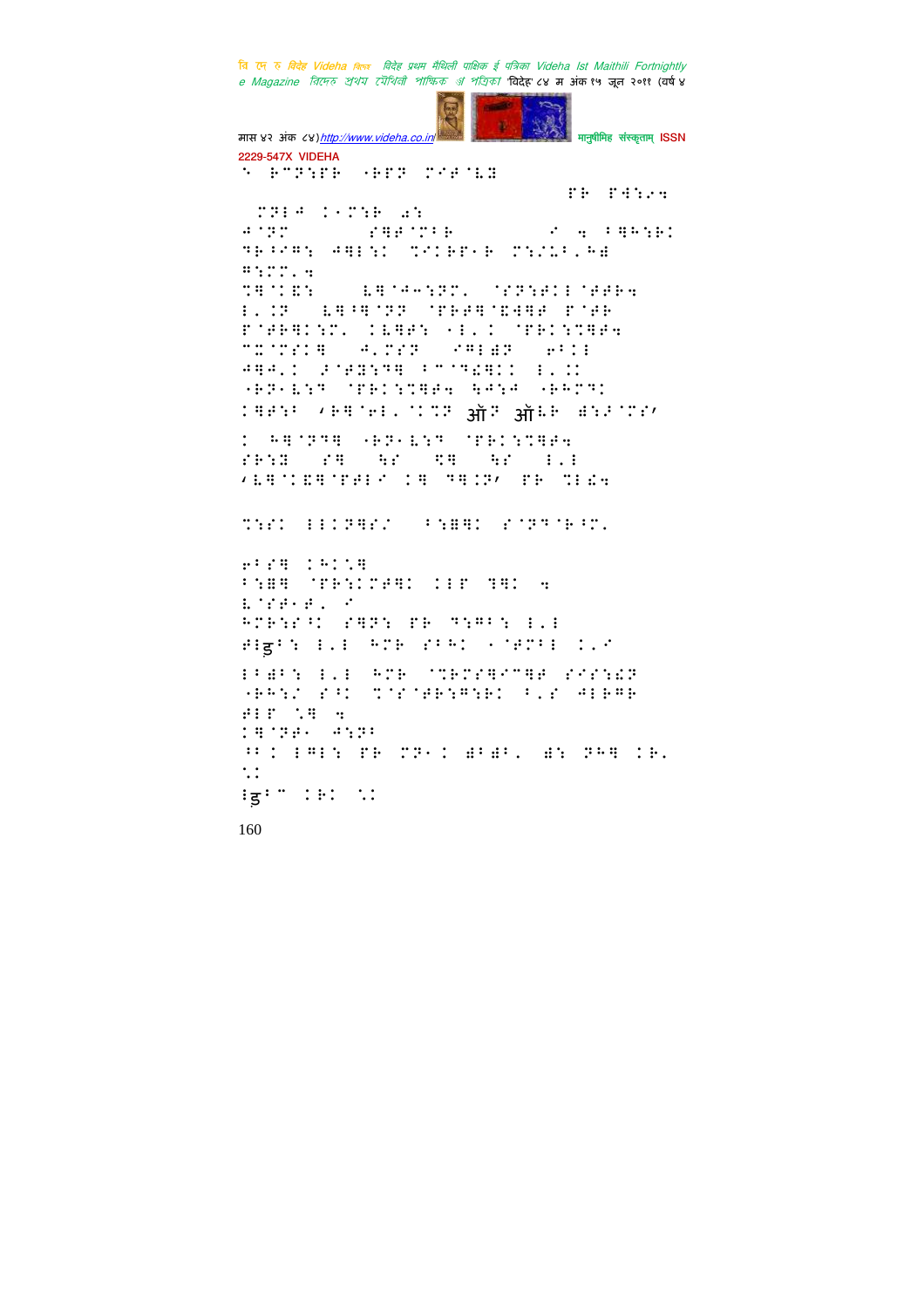ॲप ॲलि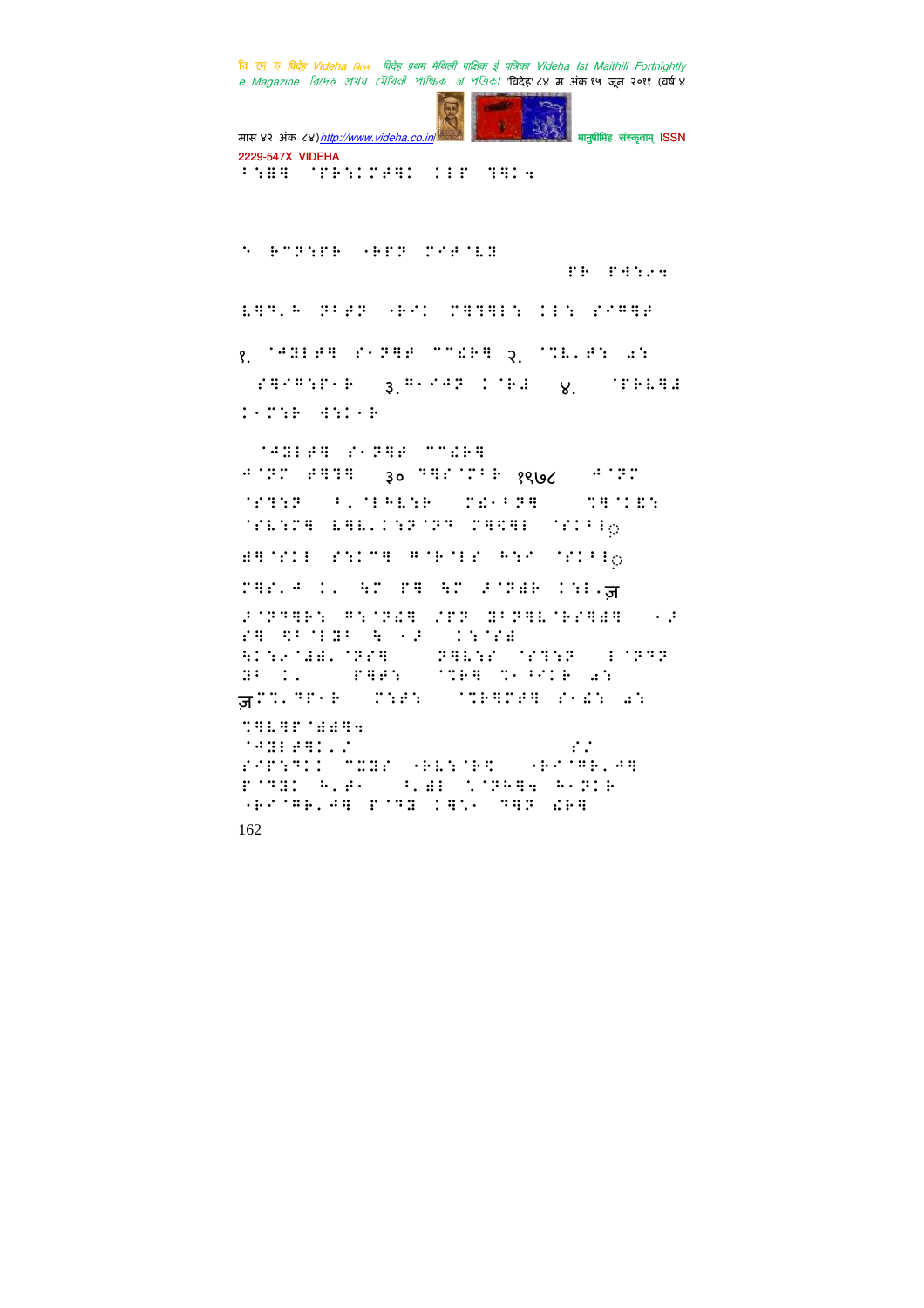१. ' २. ' ३. ' ४.

३० १९७८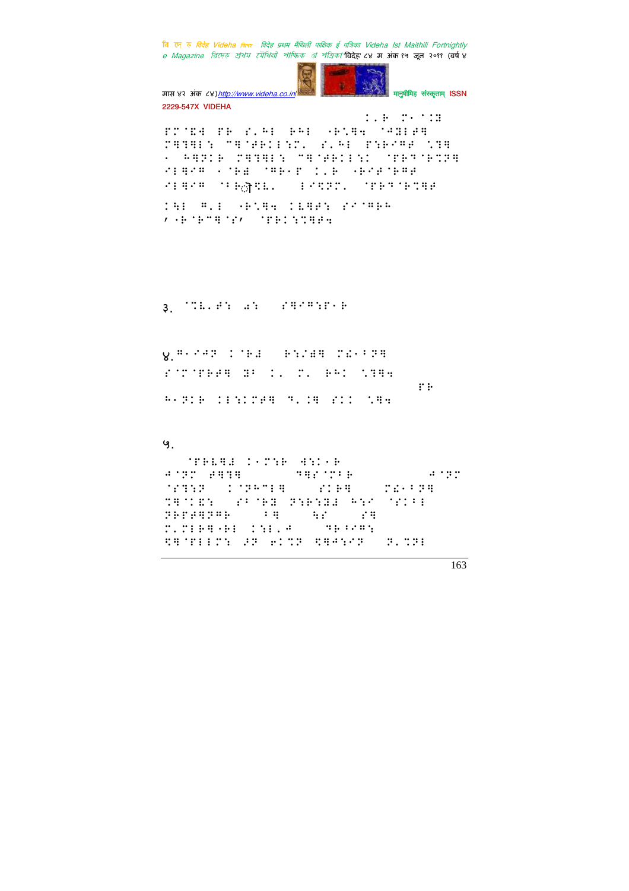३.

४.

५.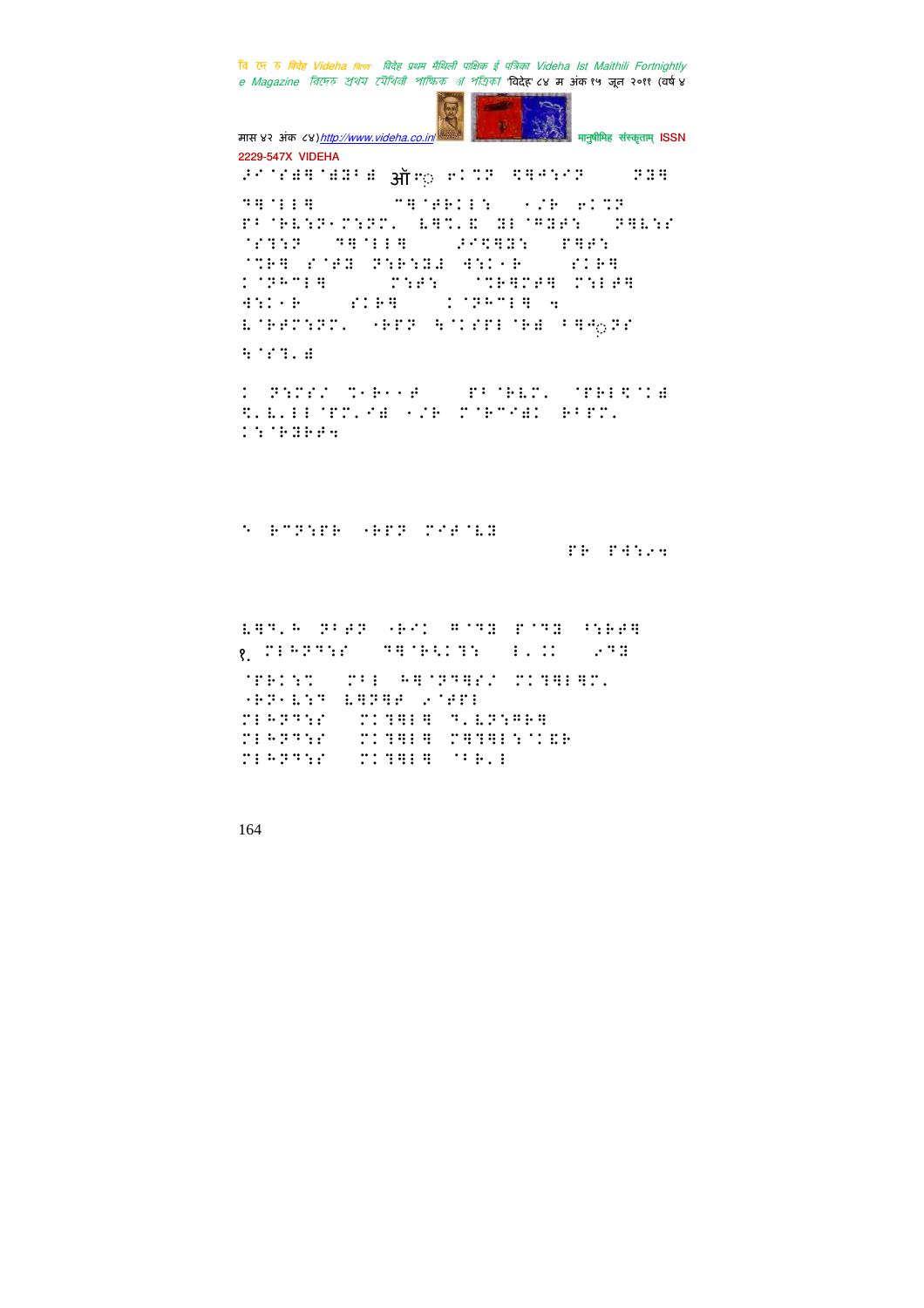ॐ

१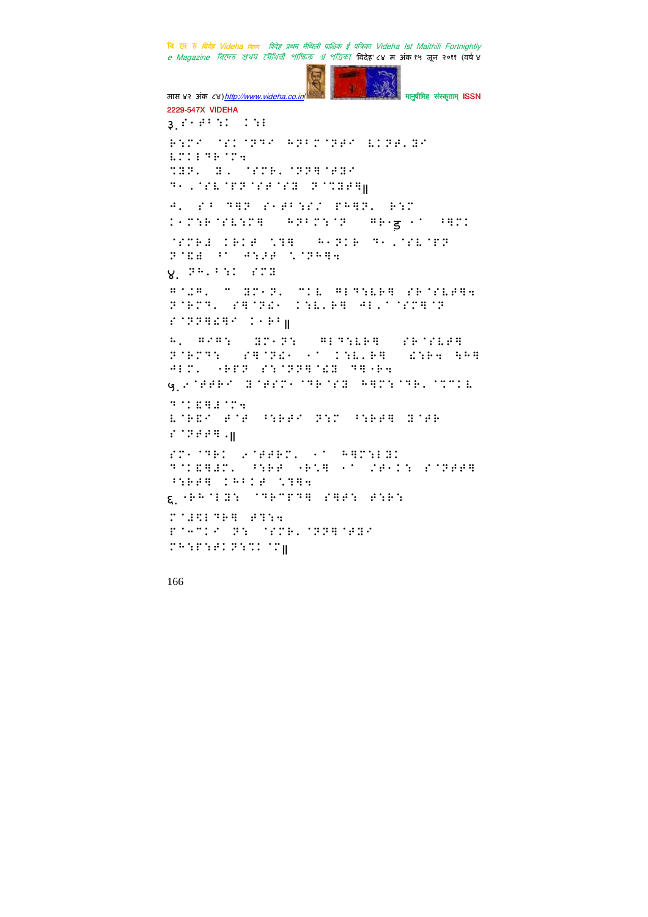३. 

॥

४. 

॥

५. 

॥

६. 

॥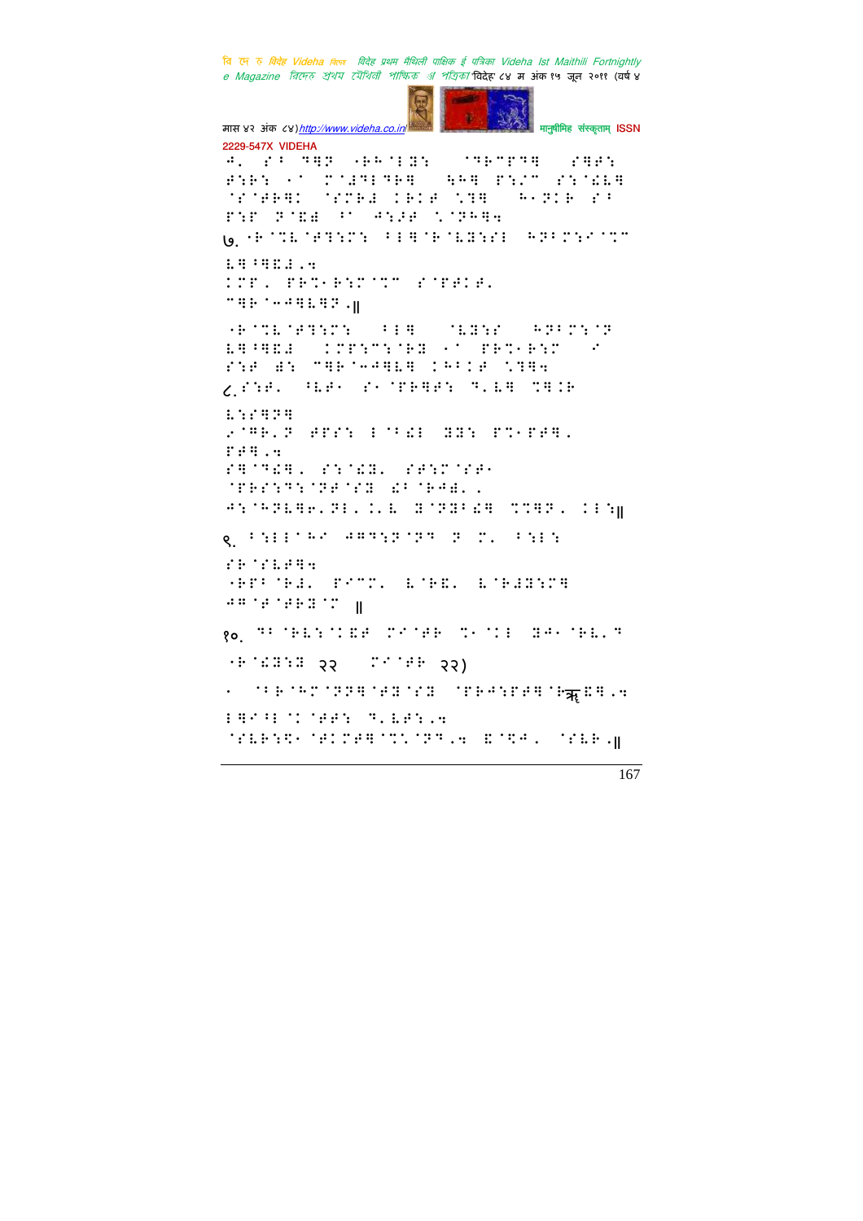७.

८.

९. ॥

१०. २२ २२)

॥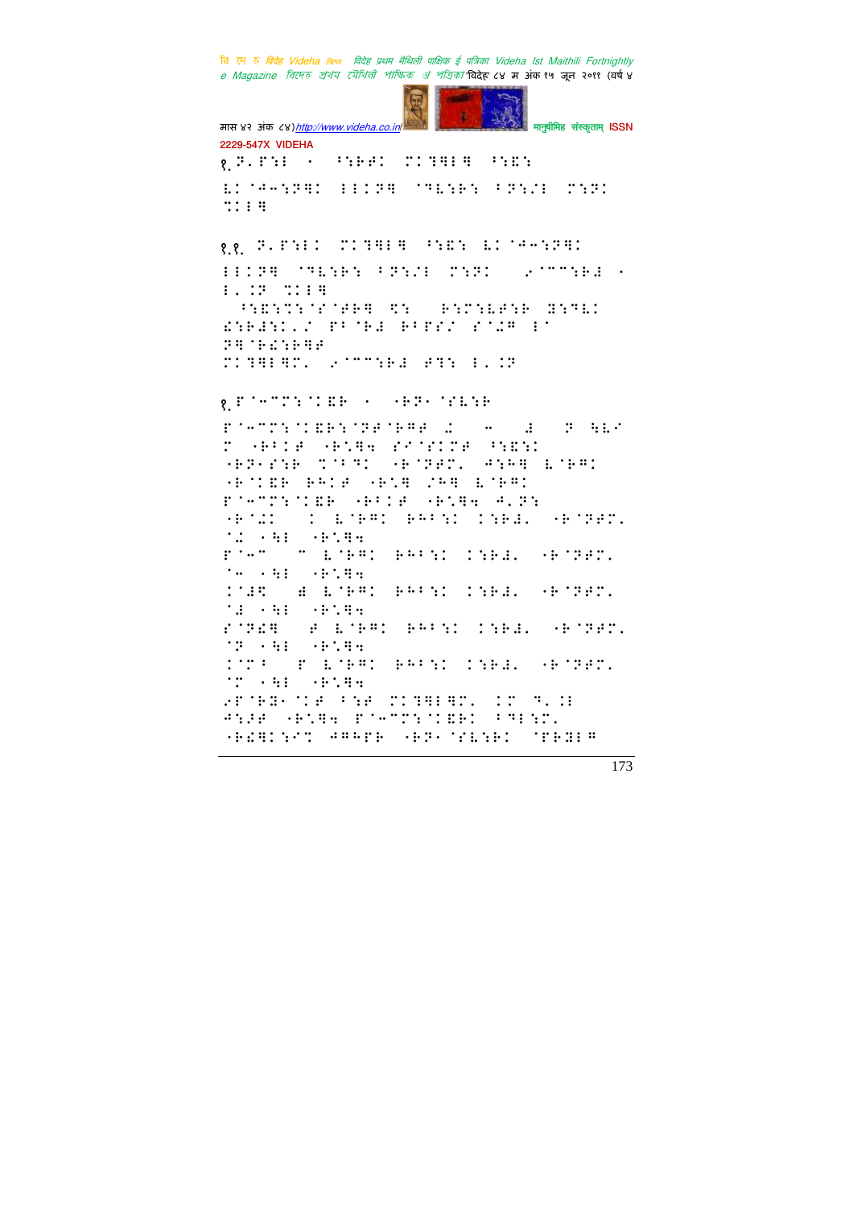१.P.P:E ⋅ ^:E:P: M:?PE? ^:E:

E:'?--:P?: EE:P? '?E:P: ^P:/E M:P: M:E?

१.१. P.P:E: M:?PE? ^:E: E:'?--:P?: EE:P? '?E:P: ^P:/E M:P: ⋅'MM:P⋅ ⋅ E.:P M:E?

^:E:M:'E'?P? ?: P:M:EP:P ?:?E: ?:P::E./ P^'P⋅ P^P:/ P'⋅? E' P?'P?:P?P M:?PE?M. ⋅'MM:P⋅ P?: E.:P

१.P'--M:':EP ⋅ ⋅P?⋅'PE:P

P'--M:':E:'PP'P?P ⋅ - ⋅ P ?E' M ⋅P^:P ⋅P.?? P:'P:MP ^:E:: ⋅P?⋅P:P M:^?: ⋅P'PPM. ?:P? E'P?: ⋅P':EP PP:P ⋅P.? /P? E'P?: P'--M:':EP ⋅P^:P ⋅P.?? ?.P: ⋅P'⋅: : E'P?: PP^:: ::P⋅. ⋅P'PPM. '⋅ ⋅?E ⋅P.?? P'-- M E'P?: PP^:: ::P⋅. ⋅P'PPM. '- ⋅?E ⋅P.?? :'⋅? ⋅ E'P?: PP^:: ::P⋅. ⋅P'PPM. '⋅ ⋅?E ⋅P.?? P'P⋅? P E'P?: PP^:: ::P⋅. ⋅P'PPM. 'P ⋅?E ⋅P.?? :M^ P E'P?: PP^:: ::P⋅. ⋅P'PPM. 'M ⋅?E ⋅P.?? ⋅P'P?⋅':P ^:P M:?PE?M. :M ?.:E ?:PP ⋅P.?? P'--M:':E:: ^?E:M. ⋅P⋅?::'M ??PP ⋅P?⋅'PE:P: 'PP:E?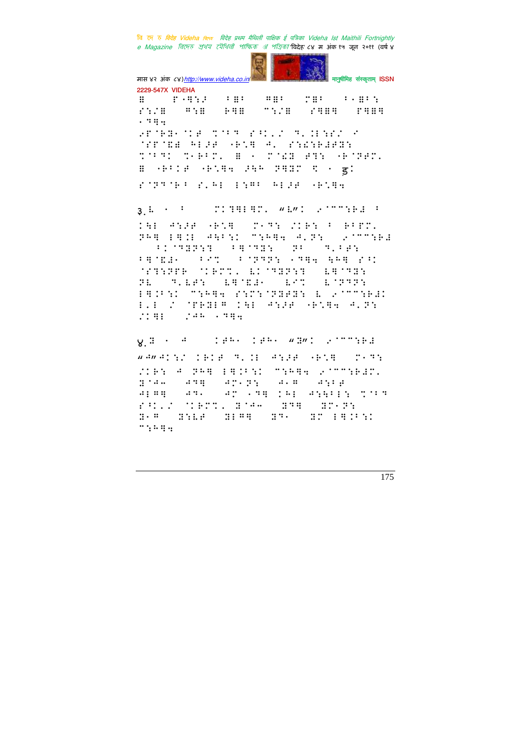३.

४.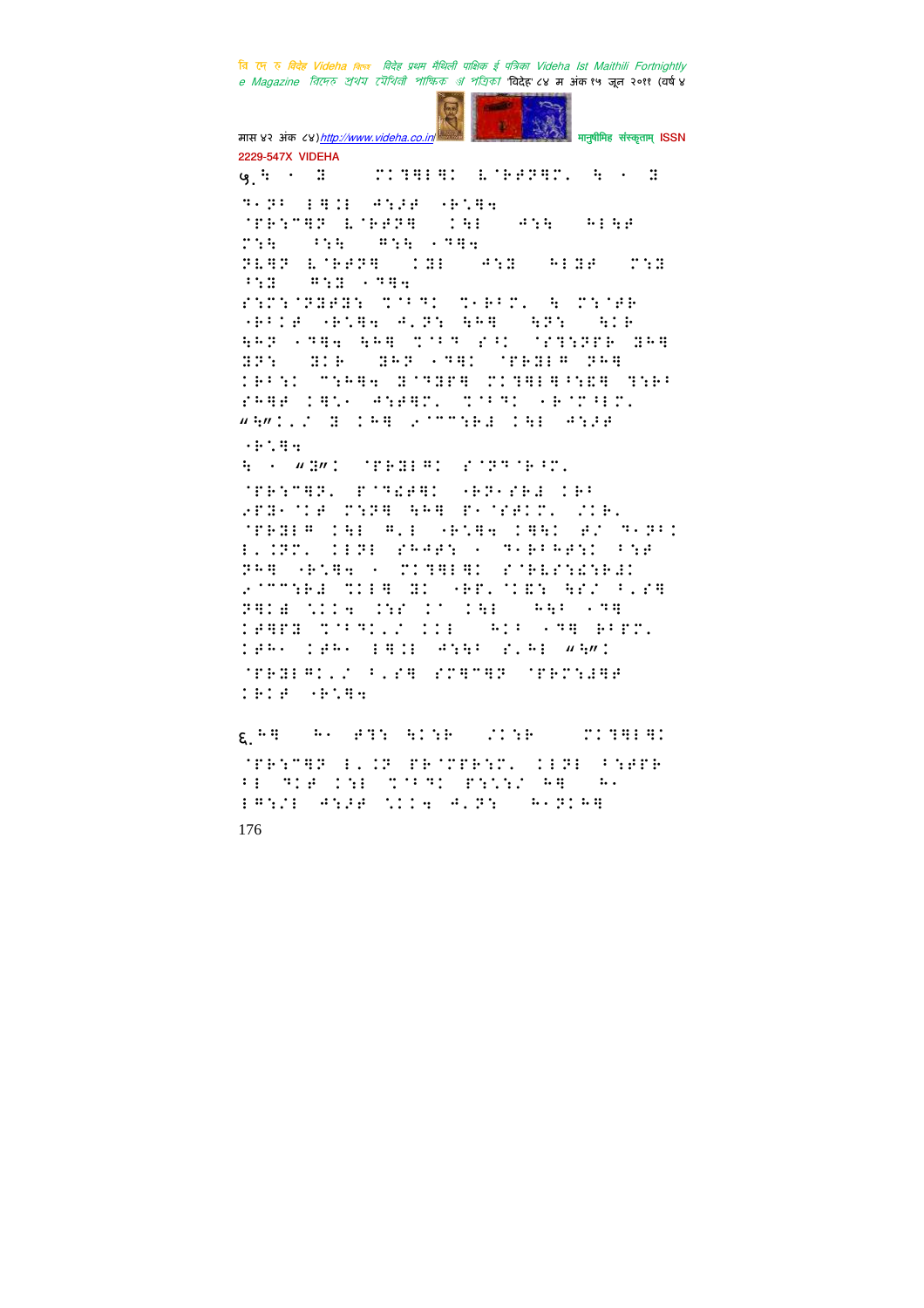५.ध ० ष ........ ९.८२

६.८२ ........ ९.

१७६

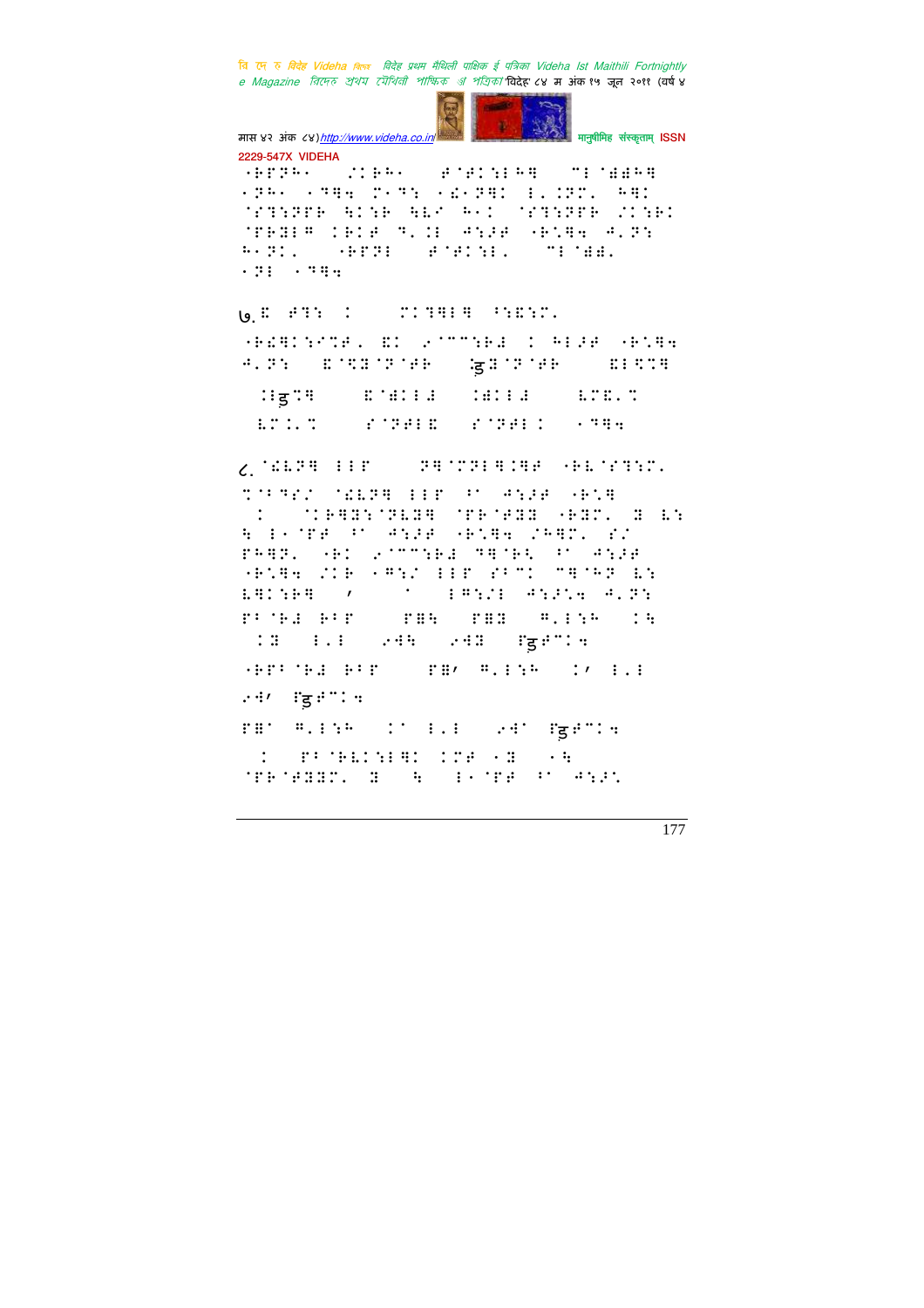मास ४२ अंक ८४) http://www.videha.co.in/ मानुषीमिह संस्कृताम् ISSN 2229-547X VIDEHA

७.

८.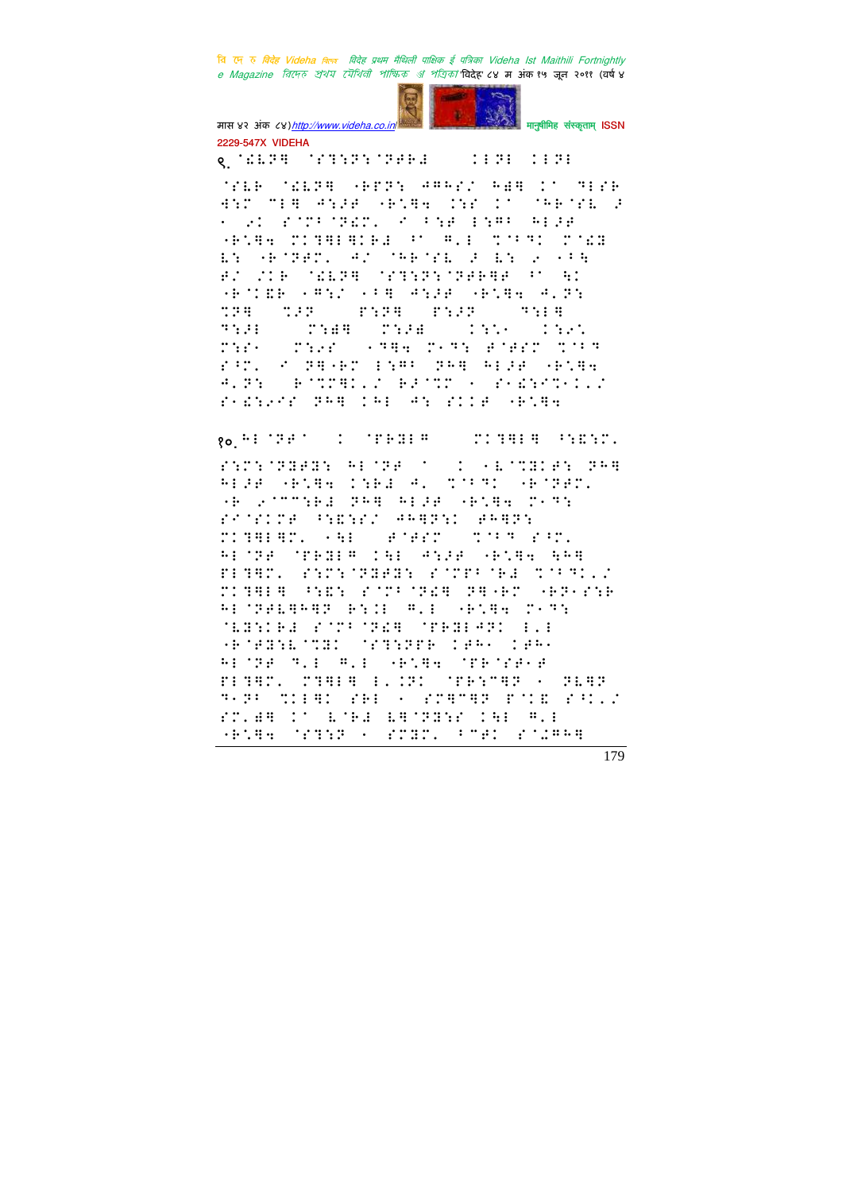९. ...

१०. ...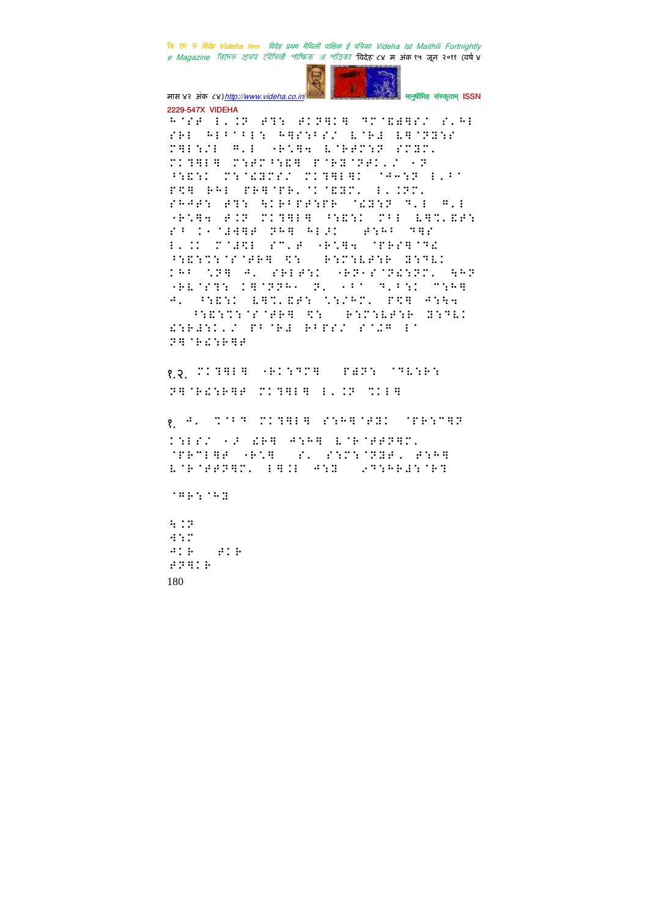⠓⠁⠎⠋ ⠇⠂⠊⠝ ⠋⠗⠎ ⠋⠊⠝⠟⠊⠟ ⠛⠉⠁⠑⠟⠗⠎ ⠎⠂⠓⠇ ⠎⠓⠇ ⠓⠇⠃⠁⠃⠇⠎ ⠓⠟⠗⠎⠃⠗⠎ ⠑⠁⠓⠜ ⠑⠟⠁⠝⠝⠎⠗ ⠍⠟⠇⠎⠎⠇ ⠛⠂⠇ ⠤⠗⠡⠟⠹ ⠑⠁⠓⠋⠉⠎⠝ ⠗⠉⠝⠉⠂ ⠉⠊⠙⠟⠇⠟ ⠍⠎⠋⠉⠃⠎⠑⠟ ⠋⠁⠓⠝⠁⠝⠗⠇⠂⠎ ⠤⠝ ⠃⠎⠑⠎⠊ ⠍⠎⠁⠑⠝⠉⠗⠎ ⠉⠊⠙⠟⠇⠟⠊ ⠁⠹⠤⠎⠝ ⠇⠂⠃⠁ ⠏⠩⠟ ⠓⠓⠇ ⠏⠗⠟⠁⠏⠓⠂⠁⠊⠁⠑⠝⠉⠂ ⠇⠂⠊⠝⠉⠂ ⠗⠓⠹⠋⠎ ⠋⠙⠎ ⠓⠊⠗⠃⠋⠋⠎⠝⠋⠓ ⠁⠑⠝⠎⠝ ⠙⠂⠇ ⠛⠂⠇ ⠤⠗⠡⠟⠹ ⠋⠊⠝ ⠉⠊⠙⠟⠇⠟ ⠃⠎⠑⠎⠊ ⠍⠋⠇ ⠑⠟⠉⠂⠑⠋⠎ ⠗⠃ ⠊⠤⠁⠚⠹⠟⠋ ⠝⠓⠟ ⠓⠇⠚⠊ ⠋⠎⠓⠃ ⠙⠟⠗ ⠇⠂⠊⠊ ⠍⠁⠚⠩⠇ ⠗⠉⠂⠋ ⠤⠗⠡⠟⠹ ⠁⠏⠓⠗⠟⠁⠙⠑ ⠃⠎⠑⠎⠉⠎⠁⠗⠁⠋⠓⠟ ⠩⠎ ⠗⠎⠉⠎⠇⠋⠎⠓ ⠝⠎⠙⠑⠊ ⠊⠓⠃ ⠡⠝⠟ ⠛⠂ ⠗⠓⠇⠋⠎⠊ ⠤⠓⠝⠤⠗⠁⠝⠑⠎⠝⠉⠂ ⠓⠓⠝ ⠤⠓⠑⠁⠗⠎⠎ ⠊⠟⠁⠝⠝⠓⠤ ⠝⠂ ⠤⠃⠁ ⠙⠂⠃⠎⠊ ⠍⠎⠓⠟ ⠛⠂ ⠃⠎⠑⠎⠊ ⠑⠟⠉⠂⠑⠋⠎ ⠡⠎⠌⠓⠉⠂ ⠏⠩⠟ ⠋⠎⠓⠹

⠃⠎⠑⠎⠉⠎⠁⠗⠁⠋⠓⠟ ⠩⠎ ⠗⠎⠉⠎⠇⠋⠎⠓ ⠝⠎⠙⠑⠊ ⠑⠎⠓⠚⠎⠊⠂⠌ ⠏⠃⠁⠓⠚ ⠓⠃⠏⠗⠌ ⠗⠁⠌⠛ ⠇⠁ ⠝⠟⠁⠓⠑⠎⠓⠟⠋

१.२. ⠉⠊⠙⠟⠇⠟ ⠤⠓⠊⠎⠙⠉⠟ ⠏⠙⠝⠎ ⠁⠙⠑⠎⠓⠎ ⠝⠟⠁⠓⠑⠎⠓⠟⠋ ⠉⠊⠙⠟⠇⠟ ⠇⠂⠊⠝ ⠉⠊⠇⠟

१. ⠛⠂ ⠉⠁⠃⠙ ⠉⠊⠙⠟⠇⠟ ⠎⠎⠓⠟⠁⠋⠝⠊ ⠁⠏⠗⠎⠉⠟⠝ ⠊⠎⠇⠗⠌ ⠤⠚ ⠩⠓⠟ ⠛⠎⠓⠟ ⠑⠁⠓⠁⠋⠋⠝⠟⠉⠂ ⠁⠏⠗⠉⠇⠟⠋ ⠤⠗⠡⠟ ⠎⠂ ⠎⠎⠉⠎⠁⠝⠝⠋⠂ ⠋⠎⠓⠟ ⠑⠁⠓⠁⠋⠋⠝⠟⠉⠂ ⠇⠟⠊⠇ ⠛⠎⠝ ⠌⠙⠎⠓⠓⠚⠎⠁⠓⠙

⠁⠟⠓⠎⠁⠓⠝

⠓⠊⠝
⠙⠎⠉
⠛⠊⠓ ⠋⠊⠓
⠋⠝⠟⠊⠓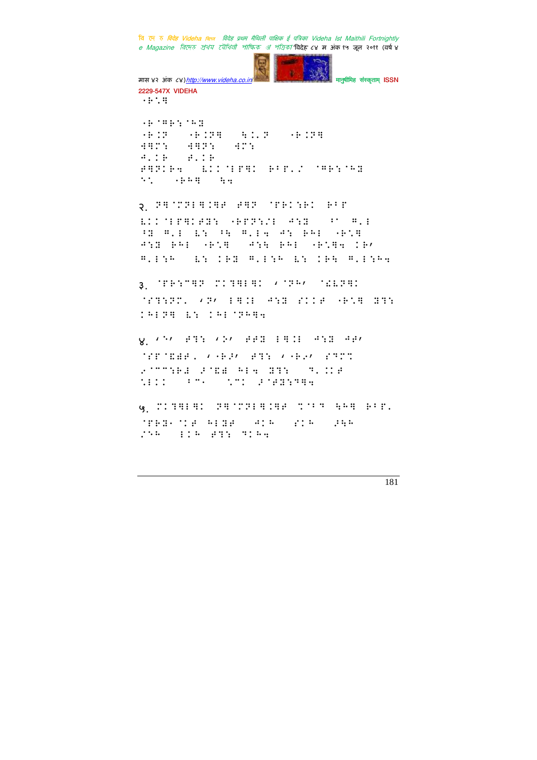२.

३.

४.

५.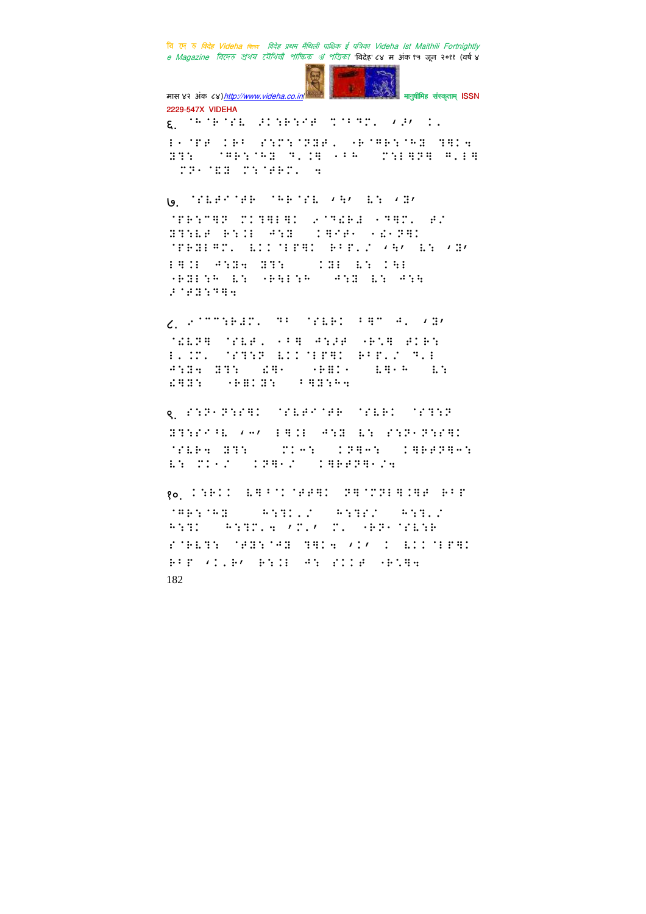६. 

७. 

८. 

९. 

१०.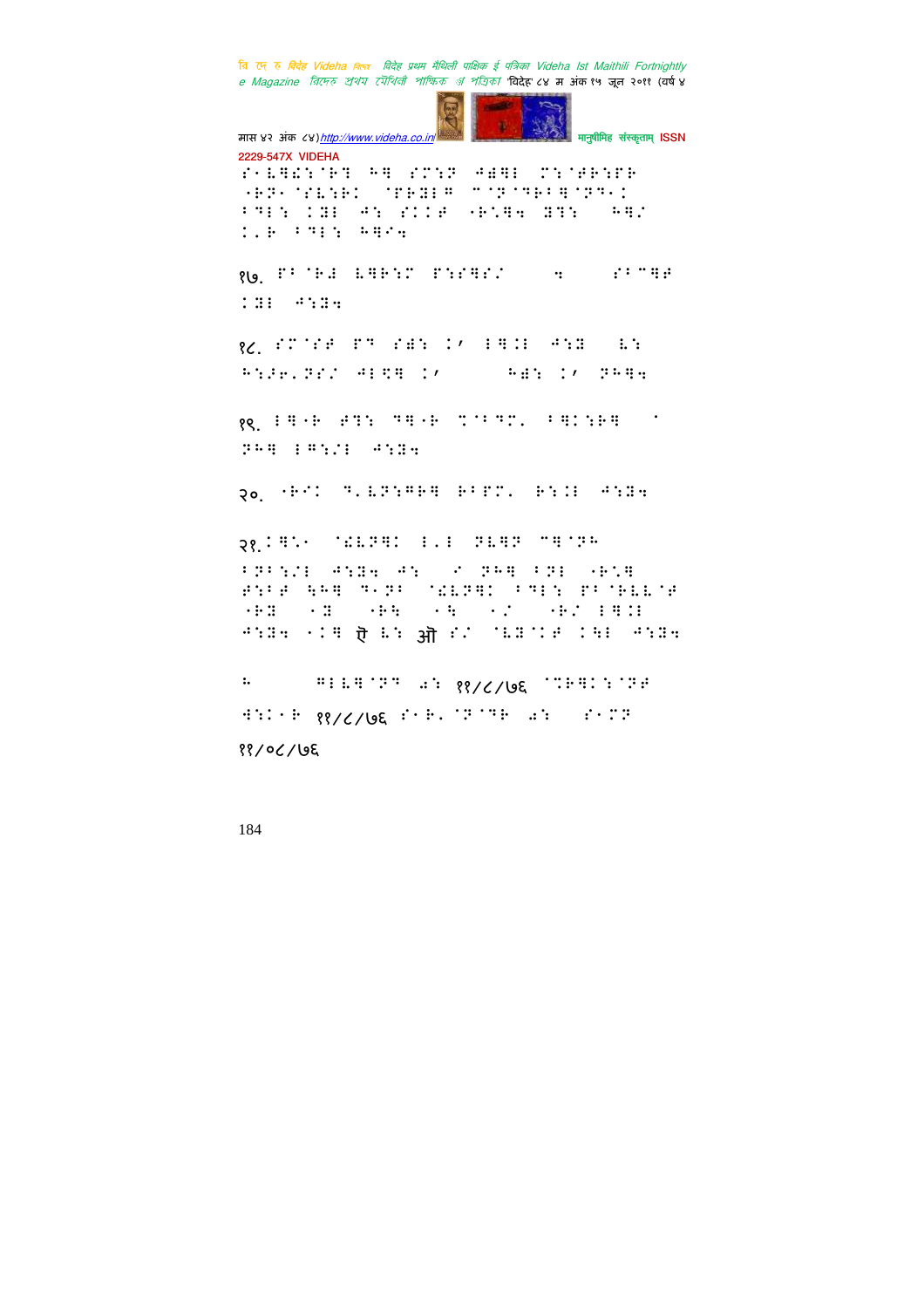१७.

१८.

१९.

२०.

२१.

ऎ आ

११/८/७६ ११/८/७६

११/०८/७६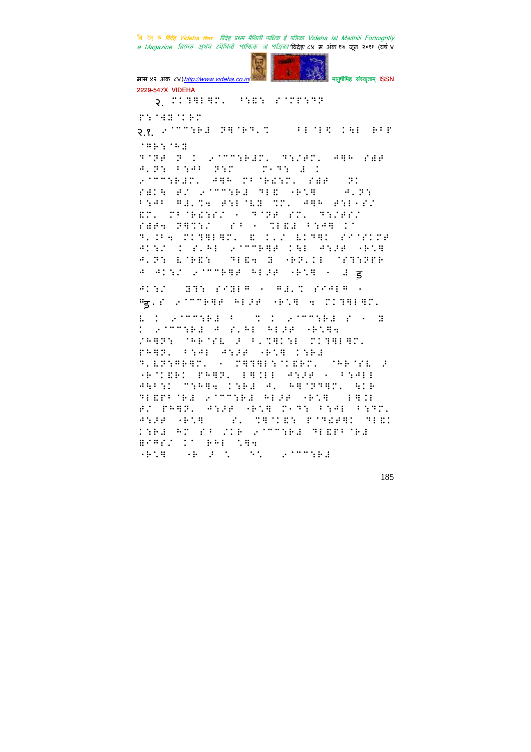२. ⠍⠊⠹⠗⠇⠗⠍⠂ ⠋⠣⠑⠣ ⠎⠁⠍⠏⠣⠹⠝

⠏⠣⠈⠙⠝⠈⠊⠏⠍

२.१. ⠌⠁⠉⠉⠣⠗⠼ ⠝⠗⠈⠗⠹⠂⠉ ⠋⠇⠈⠇⠣ ⠊⠣⠇ ⠗⠋⠏

⠈⠓⠗⠣⠈⠓⠝

⠹⠈⠝⠜ ⠝ ⠊ ⠌⠁⠉⠉⠣⠗⠼⠍⠂ ⠹⠣⠌⠜⠍⠂ ⠙⠗⠓ ⠎⠿⠜ ⠙⠂⠝⠣ ⠋⠣⠙⠋ ⠝⠣⠍ ⠍⠐⠹⠣ ⠼ ⠊ ⠌⠁⠉⠉⠣⠗⠼⠍⠂ ⠙⠗⠓ ⠍⠋⠈⠗⠿⠣⠍⠂ ⠎⠿⠜ ⠝⠊ ⠎⠿⠊⠓ ⠜⠌ ⠌⠁⠉⠉⠣⠗⠼ ⠹⠇⠑ ⠐⠗⠡⠗ ⠙⠂⠝⠣ ⠋⠣⠙⠋ ⠓⠼⠂⠉⠒ ⠜⠣⠇⠈⠣⠝ ⠉⠍⠂ ⠙⠗⠓ ⠜⠣⠇⠐⠎⠌ ⠑⠍⠂ ⠍⠋⠈⠗⠿⠣⠎⠌ ⠐ ⠹⠈⠝⠜ ⠎⠍⠂ ⠹⠣⠌⠜⠎⠌ ⠎⠿⠜⠒ ⠝⠗⠉⠣⠌ ⠎⠋ ⠐ ⠉⠇⠑⠼ ⠋⠣⠙⠗ ⠊⠁ ⠹⠂⠊⠋⠒ ⠍⠊⠹⠗⠇⠗⠍⠂ ⠑ ⠊⠂⠌ ⠇⠊⠹⠗⠊ ⠎⠁⠈⠎⠊⠍⠜ ⠙⠊⠣⠌ ⠊ ⠎⠂⠓⠇ ⠌⠁⠉⠉⠗⠗⠜ ⠊⠣⠇ ⠙⠣⠼⠜ ⠐⠗⠡⠗ ⠙⠂⠝⠣ ⠇⠈⠗⠑⠣ ⠹⠇⠑⠒ ⠝ ⠐⠗⠝⠂⠊⠇ ⠈⠎⠹⠣⠝⠜⠜ ⠙ ⠙⠊⠣⠌ ⠌⠁⠉⠉⠗⠗⠜ ⠓⠇⠼⠜ ⠐⠗⠡⠗ ⠐ ⠼ ड

⠙⠊⠣⠌ ⠝⠹⠣ ⠎⠊⠝⠇⠗ ⠐ ⠗⠼⠂⠉ ⠎⠊⠙⠇⠗ ⠐ ⠗ड.⠎ ⠌⠁⠉⠉⠗⠗⠜ ⠓⠇⠼⠜ ⠐⠗⠡⠗ ⠒ ⠍⠊⠹⠗⠇⠗⠍⠂

⠇ ⠊ ⠌⠁⠉⠉⠣⠗⠼ ⠋ ⠉ ⠊ ⠌⠁⠉⠉⠣⠗⠼ ⠎ ⠐ ⠝ ⠊ ⠌⠁⠉⠉⠣⠗⠼ ⠙ ⠎⠂⠓⠇ ⠓⠇⠼⠜ ⠐⠗⠡⠗⠒ ⠌⠓⠗⠝⠣ ⠈⠓⠗⠈⠎⠇ ⠜ ⠋⠂⠉⠗⠊⠣⠇ ⠍⠊⠹⠗⠇⠗⠍⠂ ⠏⠓⠗⠝⠂ ⠋⠣⠙⠇ ⠙⠣⠼⠜ ⠐⠗⠡⠗ ⠊⠣⠗⠼ ⠹⠂⠇⠏⠣⠙⠗⠗⠍⠂ ⠐ ⠍⠗⠹⠗⠇⠣⠈⠊⠑⠗⠍⠂ ⠈⠓⠗⠈⠎⠇ ⠜ ⠐⠗⠈⠊⠑⠗⠊ ⠏⠓⠗⠝⠂ ⠇⠗⠊⠇⠇ ⠙⠣⠼⠜ ⠐ ⠋⠣⠙⠇⠇ ⠙⠗⠋⠣⠊ ⠉⠣⠗⠓⠒ ⠊⠣⠗⠼ ⠙⠂ ⠗⠗⠈⠝⠹⠗⠍⠂ ⠓⠊⠗ ⠹⠇⠑⠏⠋⠈⠗⠼ ⠌⠁⠉⠉⠣⠗⠼ ⠓⠇⠼⠜ ⠐⠗⠡⠗ ⠇⠗⠊⠇ ⠜⠌ ⠏⠓⠗⠝⠂ ⠙⠣⠼⠜ ⠐⠗⠡⠗ ⠍⠐⠹⠣ ⠋⠣⠙⠇ ⠋⠣⠹⠍⠂ ⠙⠣⠼⠜ ⠐⠗⠡⠗ ⠎⠂ ⠉⠗⠈⠊⠑⠣ ⠏⠈⠹⠿⠜⠗⠊ ⠹⠇⠑⠊ ⠊⠣⠗⠼ ⠓⠍ ⠎⠋ ⠌⠊⠗ ⠌⠁⠉⠉⠣⠗⠼ ⠹⠇⠑⠏⠋⠈⠗⠼ ⠿⠎⠗⠎⠌ ⠊⠁ ⠗⠓⠇ ⠡⠗⠒ ⠐⠗⠡⠗ ⠐⠗ ⠜ ⠡ ⠣⠡ ⠌⠁⠉⠉⠣⠗⠼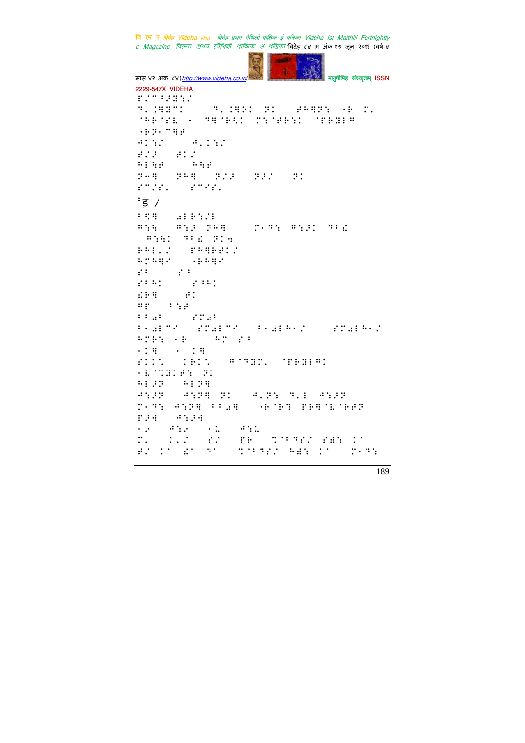ड /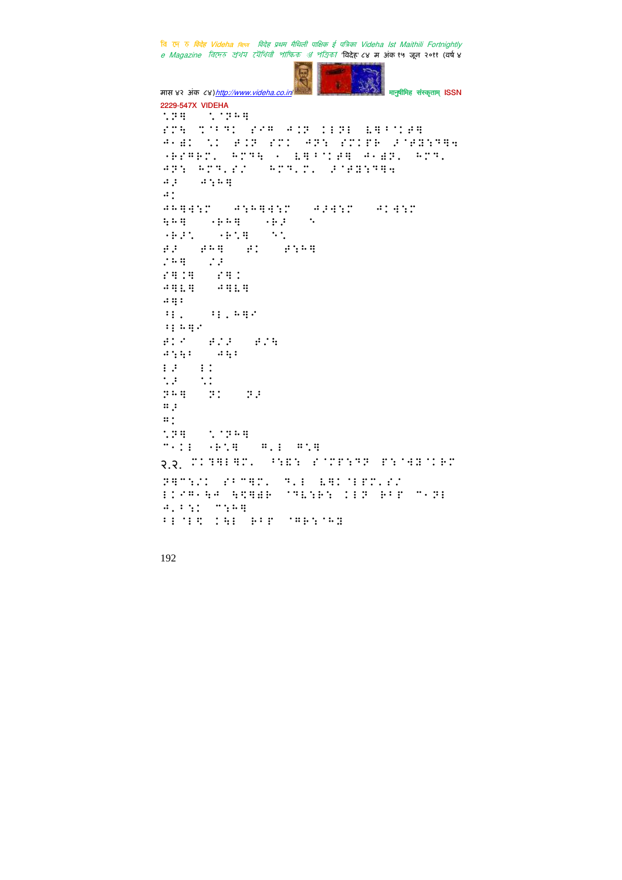२.२.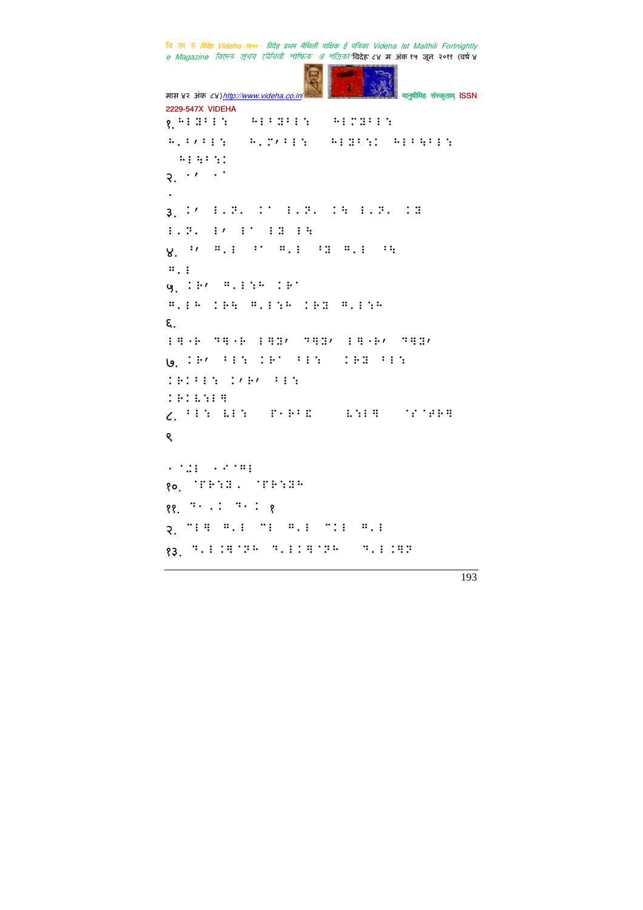१. ⠓⠇⠝⠃⠇⠇⠎ ⠓⠇⠃⠝⠃⠇⠇⠎ ⠓⠇⠍⠝⠃⠇⠇⠎

⠓⠂⠃⠄⠃⠇⠇⠎ ⠓⠂⠍⠄⠃⠇⠇⠎ ⠓⠇⠝⠃⠎⠅ ⠓⠇⠃⠓⠃⠇⠇⠎

⠓⠇⠓⠃⠎⠅

२. ⠐⠄ ⠐⠁

⠐

३. ⠅⠄ ⠇⠂⠏⠂ ⠅⠁ ⠇⠂⠏⠂ ⠅⠓ ⠇⠂⠏⠂ ⠅⠝

⠇⠂⠏⠂ ⠇⠄ ⠇⠁ ⠇⠝ ⠇⠓

४. ⠃⠄ ⠍⠂⠇ ⠃⠁ ⠍⠂⠇ ⠃⠝ ⠍⠂⠇ ⠃⠓

⠍⠂⠇

५. ⠅⠗⠄ ⠍⠂⠇⠎⠓ ⠅⠗⠁

⠍⠂⠇⠓ ⠅⠗⠓ ⠍⠂⠇⠎⠓ ⠅⠗⠝ ⠍⠂⠇⠎⠓

६.

⠇⠛⠐⠗ ⠙⠛⠝⠐⠗ ⠇⠛⠝⠄ ⠙⠛⠝⠄ ⠇⠛⠐⠗⠄ ⠙⠛⠝⠄

७. ⠅⠗⠄ ⠃⠇⠎ ⠅⠗⠁ ⠃⠇⠎ ⠅⠗⠝ ⠃⠇⠎

⠅⠗⠅⠃⠇⠎ ⠅⠄⠗⠄ ⠃⠇⠎

⠅⠗⠅⠇⠎⠇⠛

८. ⠃⠇⠎ ⠇⠇⠎ ⠏⠐⠗⠃⠑ ⠇⠎⠇⠛ ⠁⠎⠁⠋⠗⠛

९

⠐⠁⠨⠇ ⠐⠎⠁⠍⠇

१०. ⠁⠋⠗⠎⠝⠂ ⠁⠋⠗⠎⠝⠓

११. ⠙⠐⠂⠅ ⠙⠐⠅ १

२. ⠉⠇⠛ ⠍⠂⠇ ⠉⠇ ⠍⠂⠇ ⠉⠅⠇ ⠍⠂⠇

१३. ⠙⠂⠇⠅⠛⠁⠏⠓ ⠙⠂⠇⠅⠛⠁⠏⠓ ⠙⠂⠇⠅⠛⠏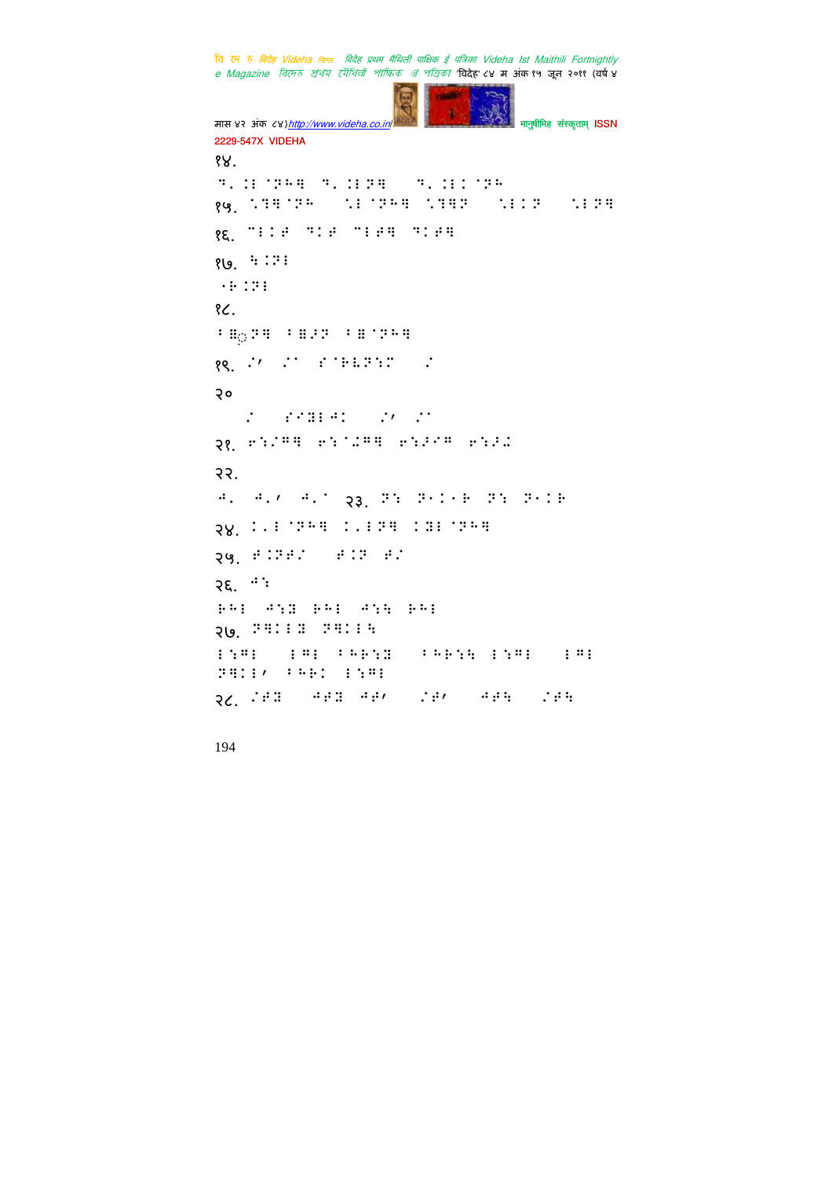१४.

१५.

१६.

१७.

१८.

१९.

२०

२१.

२२.

२३.

२४.

२५.

२६.

२७.

२८.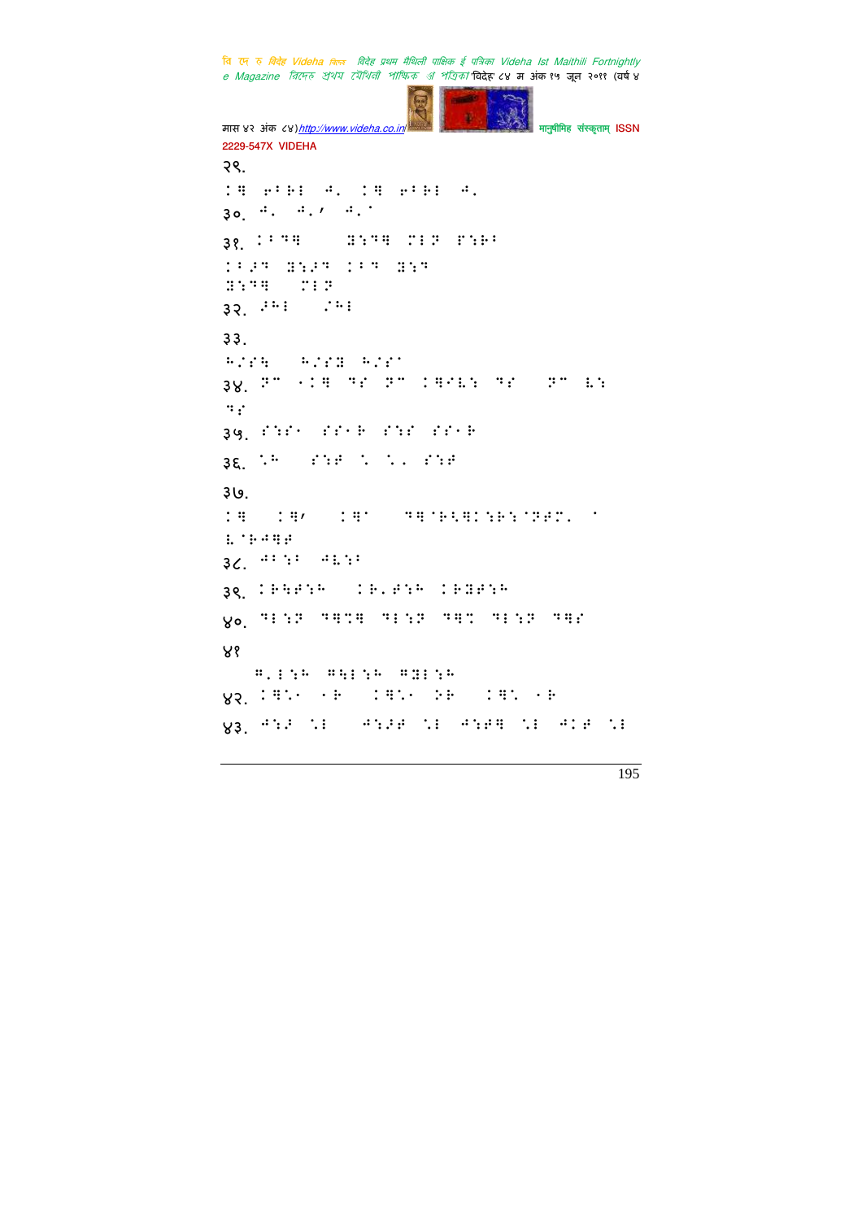२९.

⠅⠛ ⠶⠃⠗⠇ ⠲⠂ ⠅⠛ ⠶⠃⠗⠇ ⠲⠂

३०. ⠲⠂ ⠲⠂⠠ ⠲⠂⠁

३१. ⠅⠃⠙⠛ ⠿⠎⠙⠛ ⠝⠇⠕ ⠏⠎⠗⠃

⠅⠃⠯⠙ ⠿⠎⠯⠙ ⠅⠃⠙ ⠿⠎⠙

⠿⠎⠙⠛ ⠝⠇⠕

३२. ⠯⠓⠇ ⠌⠓⠇

३३.

⠓⠌⠎⠹ ⠓⠌⠎⠿ ⠓⠌⠎⠁

३४. ⠕⠉ ⠐⠅⠛ ⠙⠎ ⠕⠉ ⠅⠛⠊⠇⠎ ⠙⠎ ⠕⠉ ⠇⠎

⠙⠎

३५. ⠎⠎⠎⠐ ⠎⠎⠐⠗ ⠎⠎⠎ ⠎⠎⠐⠗

३६. ⠣⠓ ⠎⠎⠋ ⠣ ⠣⠂ ⠎⠎⠋

३७.

⠅⠛ ⠅⠛⠠ ⠅⠛⠁ ⠙⠛⠈⠗⠹⠛⠅⠎⠗⠎⠈⠕⠋⠝⠂ ⠁

⠇⠈⠗⠲⠛⠋

३८. ⠲⠃⠎⠃ ⠲⠇⠎⠃

३९. ⠅⠗⠹⠋⠎⠓ ⠅⠗⠂⠋⠎⠓ ⠅⠗⠿⠋⠎⠓

४०. ⠙⠇⠎⠕ ⠙⠛⠝⠛ ⠙⠇⠎⠕ ⠙⠛⠝ ⠙⠇⠎⠕ ⠙⠛⠎

४१

⠛⠂⠇⠎⠓ ⠛⠹⠇⠎⠓ ⠛⠿⠇⠎⠓

४२. ⠅⠛⠣⠐ ⠐⠗ ⠅⠛⠣⠐ ⠕⠗ ⠅⠛⠣ ⠐⠗

४३. ⠲⠎⠯ ⠣⠇ ⠲⠎⠯⠋ ⠣⠇ ⠲⠎⠋⠛ ⠣⠇ ⠲⠅⠋ ⠣⠇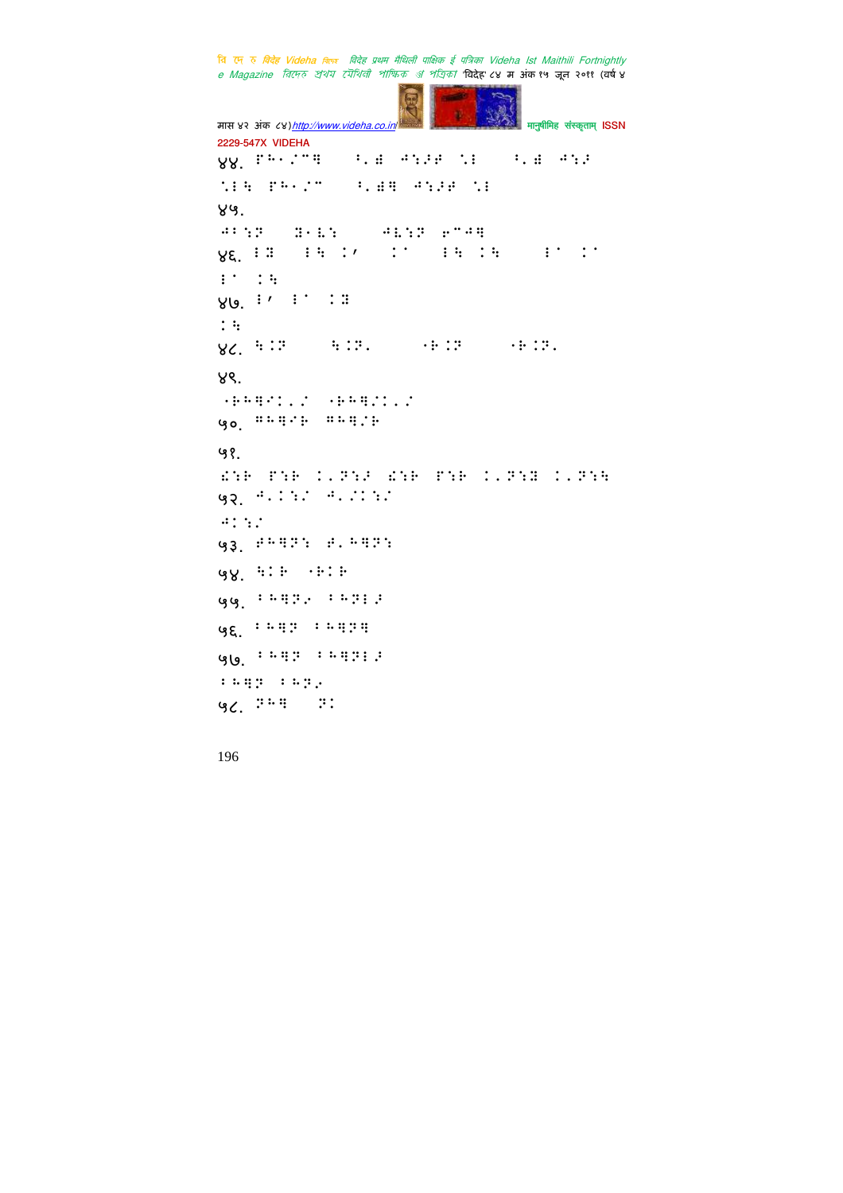४४. ⠏⠓⠂⠴⠉⠻ ⠁⠄⠿ ⠚⠒⠼⠋ ⠑⠇ ⠁⠄⠿ ⠚⠒⠼

⠑⠇⠓ ⠏⠓⠂⠴⠉ ⠁⠄⠿⠻ ⠚⠒⠼⠋ ⠑⠇

४५.

⠚⠁⠒⠗ ⠝⠂⠧⠒ ⠚⠧⠒⠗ ⠢⠉⠚⠻

४६. ⠇⠝ ⠇⠓ ⠅⠄ ⠅⠁ ⠇⠓ ⠅⠓ ⠇⠁ ⠅⠁

⠇⠁ ⠅⠓

४७. ⠇⠄ ⠇⠁ ⠅⠝

⠅⠓

४८. ⠓⠅⠗ ⠓⠅⠗⠄ ⠐⠗⠅⠗ ⠐⠗⠅⠗⠄

४९.

⠐⠗⠓⠻⠊⠅⠄⠴ ⠐⠗⠓⠻⠴⠅⠄⠴

५०. ⠿⠓⠻⠊⠗ ⠿⠓⠻⠴⠗

५१.

⠫⠒⠗ ⠏⠒⠗ ⠅⠄⠗⠒⠼ ⠫⠒⠗ ⠏⠒⠗ ⠅⠄⠗⠒⠝ ⠅⠄⠗⠒⠓

५२. ⠚⠄⠅⠒⠴ ⠚⠄⠴⠅⠒⠴

⠚⠅⠒⠴

५३. ⠋⠓⠻⠗⠒ ⠋⠄⠓⠻⠗⠒

५४. ⠓⠅⠗ ⠐⠗⠅⠗

५५. ⠃⠓⠻⠗⠢ ⠃⠓⠗⠇⠼

५६. ⠃⠓⠻⠗ ⠃⠓⠻⠗⠻

५७. ⠃⠓⠻⠗ ⠃⠓⠻⠗⠇⠼

⠃⠓⠻⠗ ⠃⠓⠗⠢

५८. ⠗⠓⠻ ⠗⠅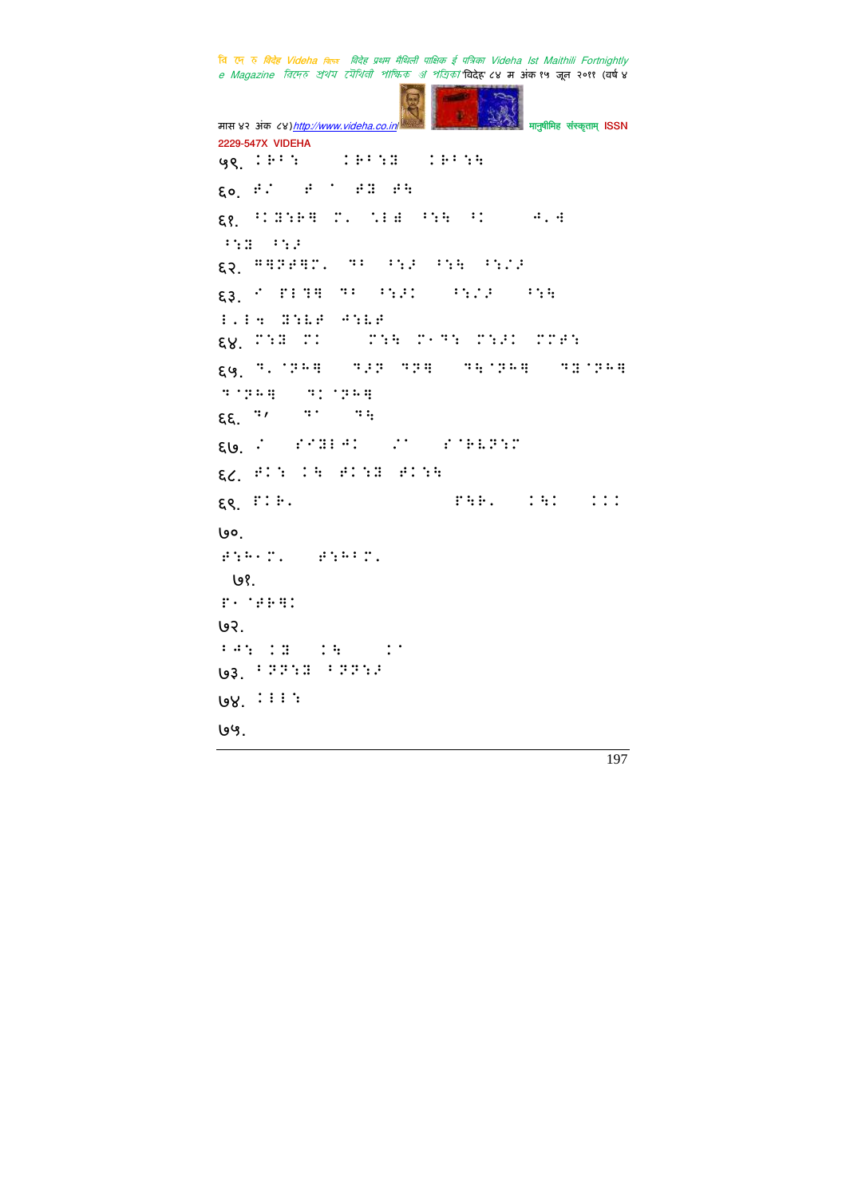५९. !⠊⠗⠁⠝ !⠊⠗⠁⠝⠛ !⠊⠗⠁⠝⠓

६०. ⠋⠌ ⠋ ⠁ ⠋⠛ ⠋⠓

६१. ⠁⠊⠛⠝⠗⠻ ⠍⠂ ⠈⠇⠷ ⠁⠝⠓ ⠁⠊ ⠚⠂⠙
⠁⠝⠛ ⠁⠝⠼

६२. ⠻⠻⠏⠋⠻⠍⠂ ⠙⠁ ⠁⠝⠼ ⠁⠝⠓ ⠁⠝⠌⠼

६३. ⠊ ⠏⠇⠹⠻ ⠙⠁ ⠁⠝⠼⠊ ⠁⠝⠌⠼ ⠁⠝⠓
⠇⠂⠇⠓ ⠛⠝⠧⠋ ⠚⠝⠧⠋

६४. ⠍⠝⠛ ⠍⠊ ⠍⠝⠓ ⠍⠤⠙⠝ ⠍⠝⠼⠊ ⠍⠍⠋⠝

६५. ⠙⠂⠈⠏⠓⠻ ⠙⠼⠏ ⠙⠏⠻ ⠙⠓⠈⠏⠓⠻ ⠙⠛⠈⠏⠓⠻
⠙⠈⠏⠓⠻ ⠙⠊⠈⠏⠓⠻

६६. ⠙⠄ ⠙⠁ ⠙⠓

६७. ⠌ ⠎⠊⠛⠇⠚⠊ ⠌⠁ ⠎⠈⠗⠧⠏⠝⠍

६८. ⠋⠊⠝ ⠊⠓ ⠋⠊⠝⠛ ⠋⠊⠝⠓

६९. ⠏⠊⠗⠂ ⠏⠓⠗⠂ ⠊⠓⠊ ⠊⠊⠊

७०.
⠋⠝⠓⠤⠍⠂ ⠋⠝⠓⠁⠍⠂

७१.
⠏⠤⠈⠋⠗⠻⠊

७२.
⠁⠚⠝ ⠊⠛ ⠊⠓ ⠊⠁

७३. ⠁⠏⠏⠝⠛ ⠁⠏⠏⠝⠼

७४. ⠊⠇⠇⠝

७५.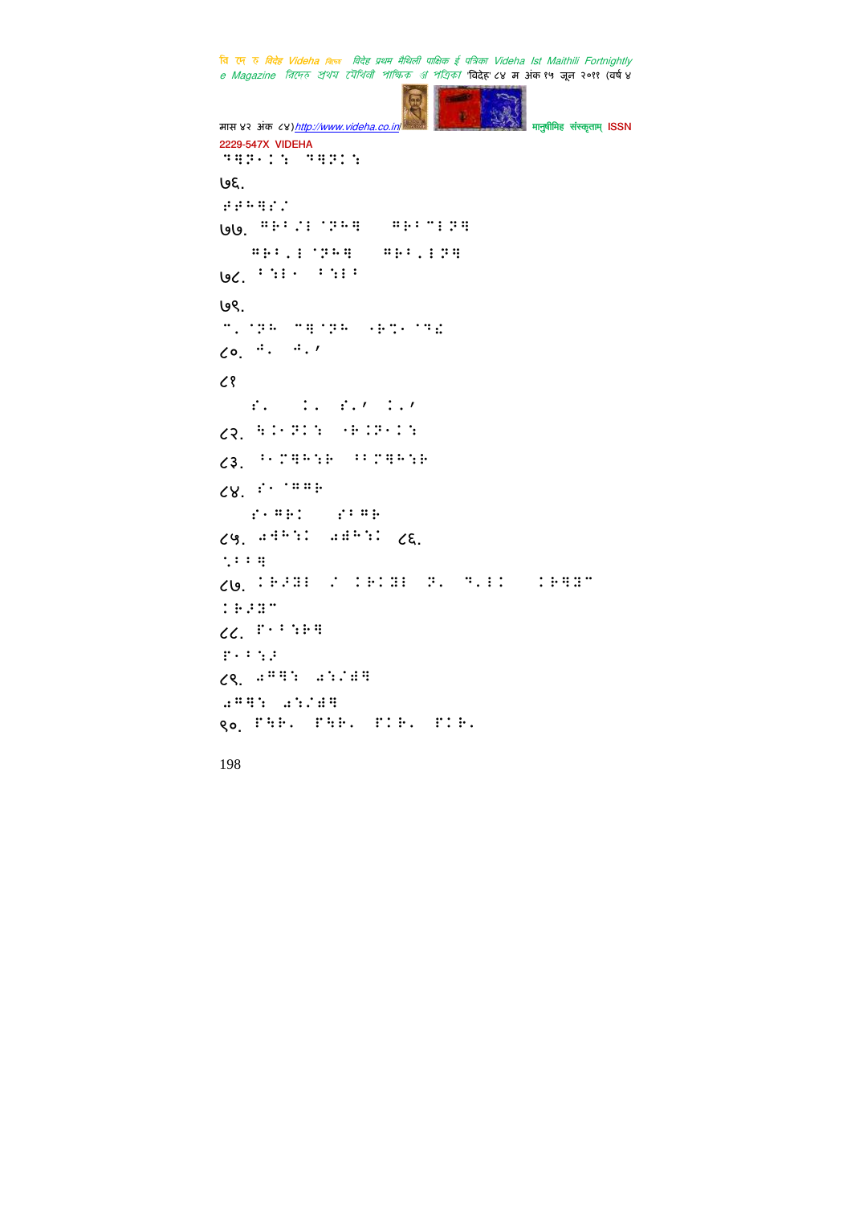७६.

७७.

७८.

७९.

८०.

८१

८२.

८३.

८४.

८५. ८६.

८७.

८८.

८९.

९०.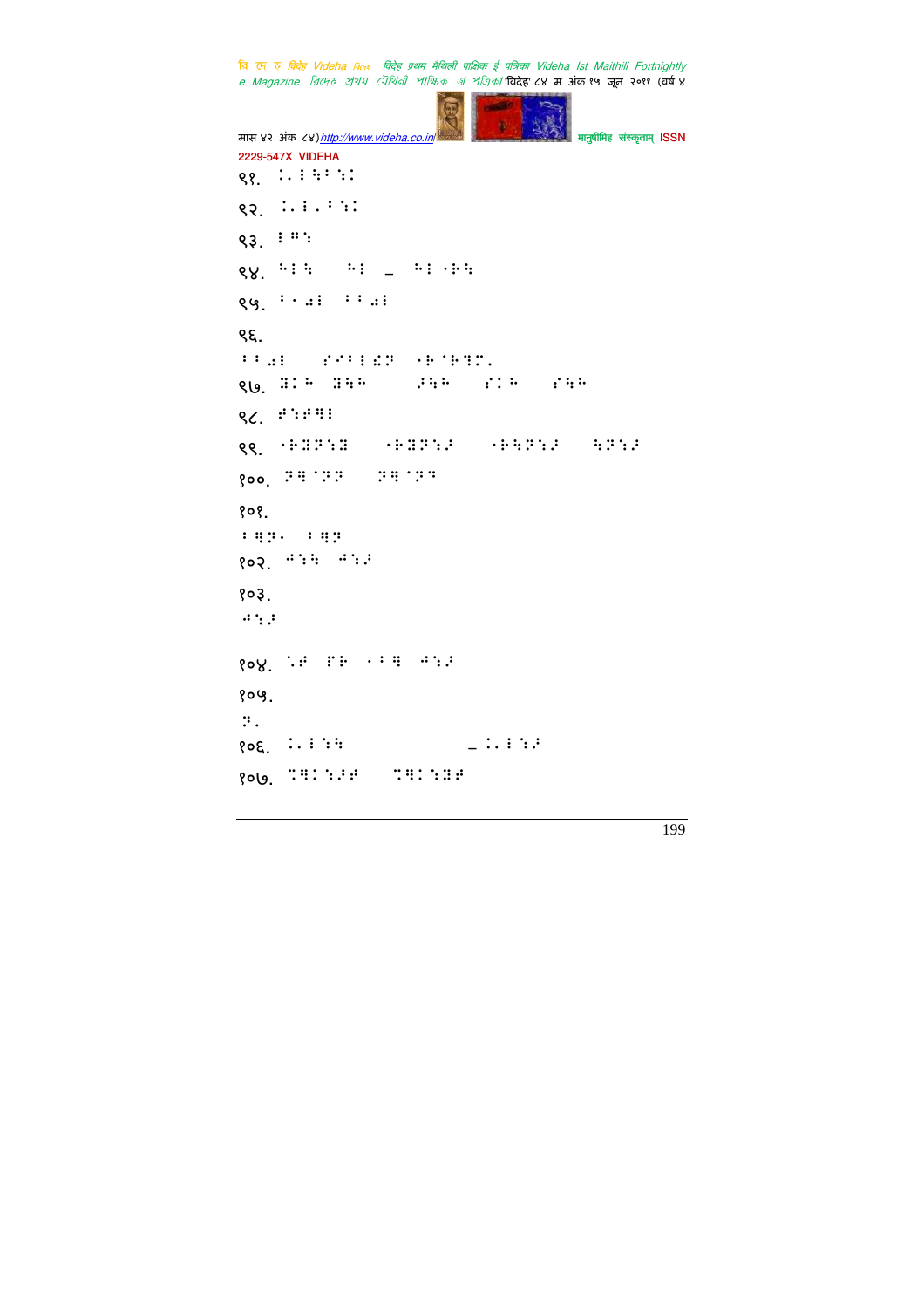९१. !/⣇⣈⢷⢐!

९२. !/⣇⣈⢐⢷!

९३. ⢇⢍!

९४. ⣗⣇⢷ ⣗⣇ – ⣗⣇⡂⣕⣓

९५. ⢐⡀⡂⣇ ⢐⢐⡂⣇

९६.

⢐⢐⡂⣇ ⡰⢗⢐⣇⣇⣫ ⡂⣕⠈⣕⣘⢿⡀

९७. ⣛⡀⡂ ⣛⣓⡂ ⡆⣓⡂ ⡰⡀⡂ ⡰⣓⡂

९८. ⡰⢵⡰⣿⣇

९९. ⡂⣕⣛⣫⢵⣛ ⡂⣕⣛⣫⢵⡆ ⡂⣕⣓⣫⢵⡆ ⣓⣫⢵⡆

१००. ⣫⣿⠈⣫⣫ ⣫⣿⠈⣫⣻

१०१.

⢐⣿⣫⡀ ⢐⣿⣫

१०२. ⡂⢵⣓ ⡂⢵⡆

१०३.

⡂⢵⡆

१०४. ⠈⡰ ⡰⣕ ⡂⢐⣿ ⡂⢵⡆

१०५.

⣫⡀

१०६. !/⣇⢵⣓ – !/⣇⢵⡆

१०७. ⢿⣿⡀⢵⡆⡰ ⢿⣿⡀⢵⣛⡰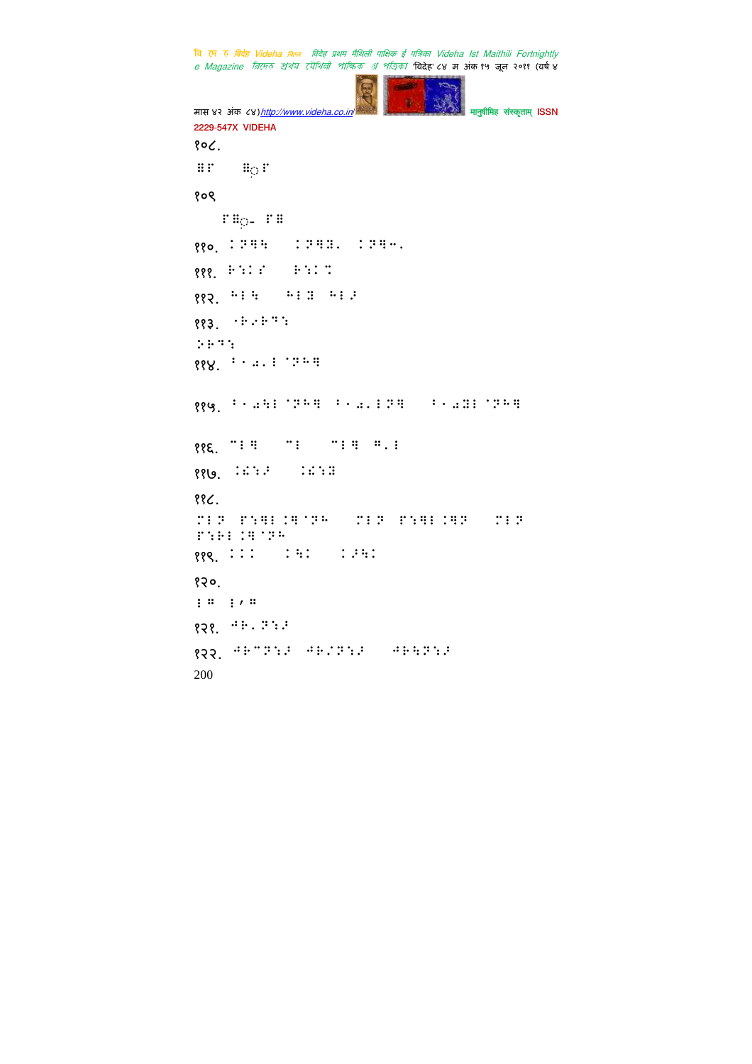१०८.

⠿⠋ ⠿◌⠋

१०९

⠋⠿◌- ⠋⠿

११०. ⠅⠝⠻⠹ ⠅⠝⠻⠿⠂ ⠅⠝⠻⠤⠄

१११. ⠓⠎⠅⠋ ⠓⠎⠅⠍

११२. ⠓⠇⠹ ⠓⠇⠿ ⠓⠇⠜

११३. ⠐⠓⠔⠓⠙⠎

⠕⠓⠙⠎

११४. ⠃⠂⠼⠂⠇⠈⠝⠓⠻

११५. ⠃⠂⠼⠹⠇⠈⠝⠓⠻ ⠃⠂⠼⠂⠇⠝⠻ ⠃⠂⠼⠿⠇⠈⠝⠓⠻

११६. ⠉⠇⠻ ⠉⠇ ⠉⠇⠻ ⠛⠂⠇

११७. ⠅⠫⠎⠜ ⠅⠫⠎⠿

११८.

⠍⠇⠝ ⠋⠎⠻⠇⠅⠻⠈⠝⠓ ⠍⠇⠝ ⠋⠎⠻⠇⠅⠻⠝ ⠍⠇⠝ ⠋⠎⠓⠇⠅⠻⠈⠝⠓

११९. ⠅⠅⠅ ⠅⠹⠅ ⠅⠜⠹⠅

१२०.

⠇⠛ ⠇⠌⠛

१२१. ⠚⠓⠂⠝⠎⠜

१२२. ⠚⠓⠉⠝⠎⠜ ⠚⠓⠌⠝⠎⠜ ⠚⠓⠹⠝⠎⠜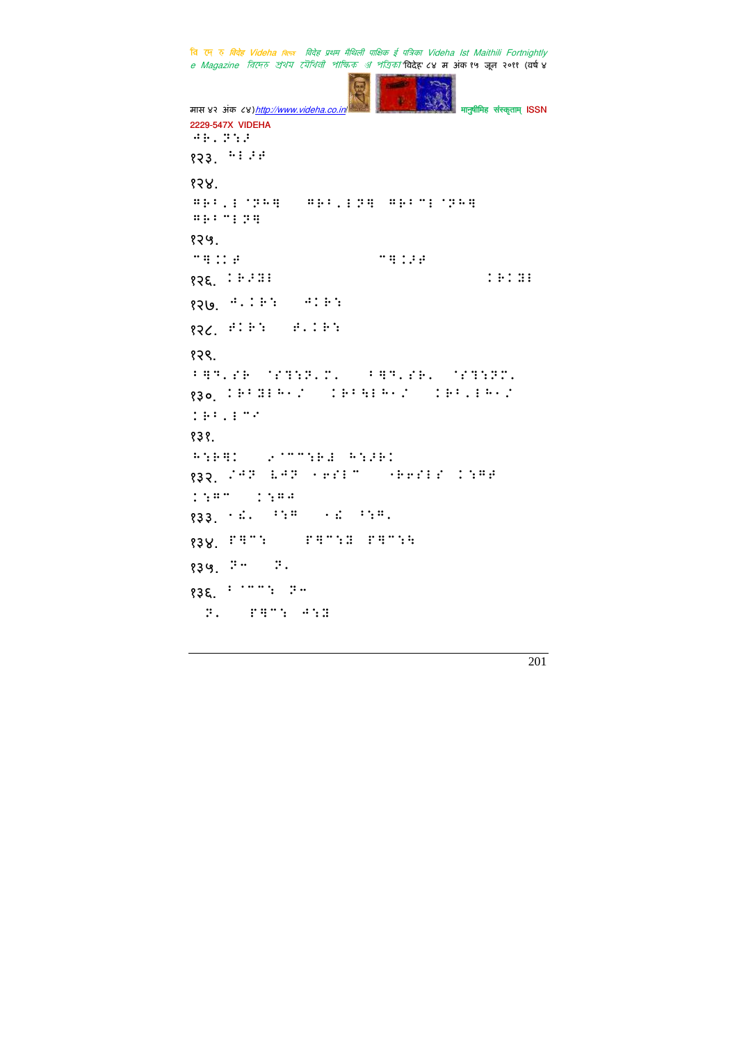⠚⠗⠂⠝⠒⠚

१२३. ⠓⠇⠚⠞

१२४.

⠛⠗⠃⠂⠇⠈⠝⠓⠻ ⠛⠗⠃⠂⠇⠝⠻ ⠛⠗⠃⠉⠇⠈⠝⠓⠻ ⠛⠗⠃⠉⠇⠝⠻

१२५.

⠉⠻⠅⠅⠞ ⠉⠻⠅⠚⠞

१२६. ⠅⠗⠚⠿⠇ ⠅⠗⠅⠿⠇

१२७. ⠚⠂⠅⠗⠒ ⠚⠅⠗⠒

१२८. ⠞⠅⠗⠒ ⠞⠂⠅⠗⠒

१२९.

⠃⠻⠹⠂⠎⠗ ⠈⠎⠹⠒⠝⠂⠍⠂ ⠃⠻⠹⠂⠎⠗⠂ ⠈⠎⠹⠒⠝⠍⠂

१३०. ⠅⠗⠃⠿⠇⠓⠂⠔ ⠅⠗⠃⠳⠇⠓⠂⠔ ⠅⠗⠃⠂⠇⠓⠂⠔ ⠅⠗⠃⠂⠇⠉⠊

१३१.

⠓⠒⠗⠻⠅ ⠢⠈⠉⠉⠒⠗⠼ ⠓⠒⠚⠗⠅

१३२. ⠔⠚⠝ ⠷⠚⠝ ⠂⠋⠎⠇⠉ ⠂⠗⠋⠎⠇⠎ ⠅⠒⠛⠞ ⠅⠒⠛⠉ ⠅⠒⠛⠚

१३३. ⠂⠸⠂ ⠃⠒⠛ ⠂⠸ ⠃⠒⠛⠂

१३४. ⠏⠻⠉⠒ ⠏⠻⠉⠒⠿ ⠏⠻⠉⠒⠳

१३५. ⠝⠤ ⠝⠂

१३६. ⠃⠈⠉⠉⠒ ⠝⠤ ⠝⠂ ⠏⠻⠉⠒ ⠚⠒⠿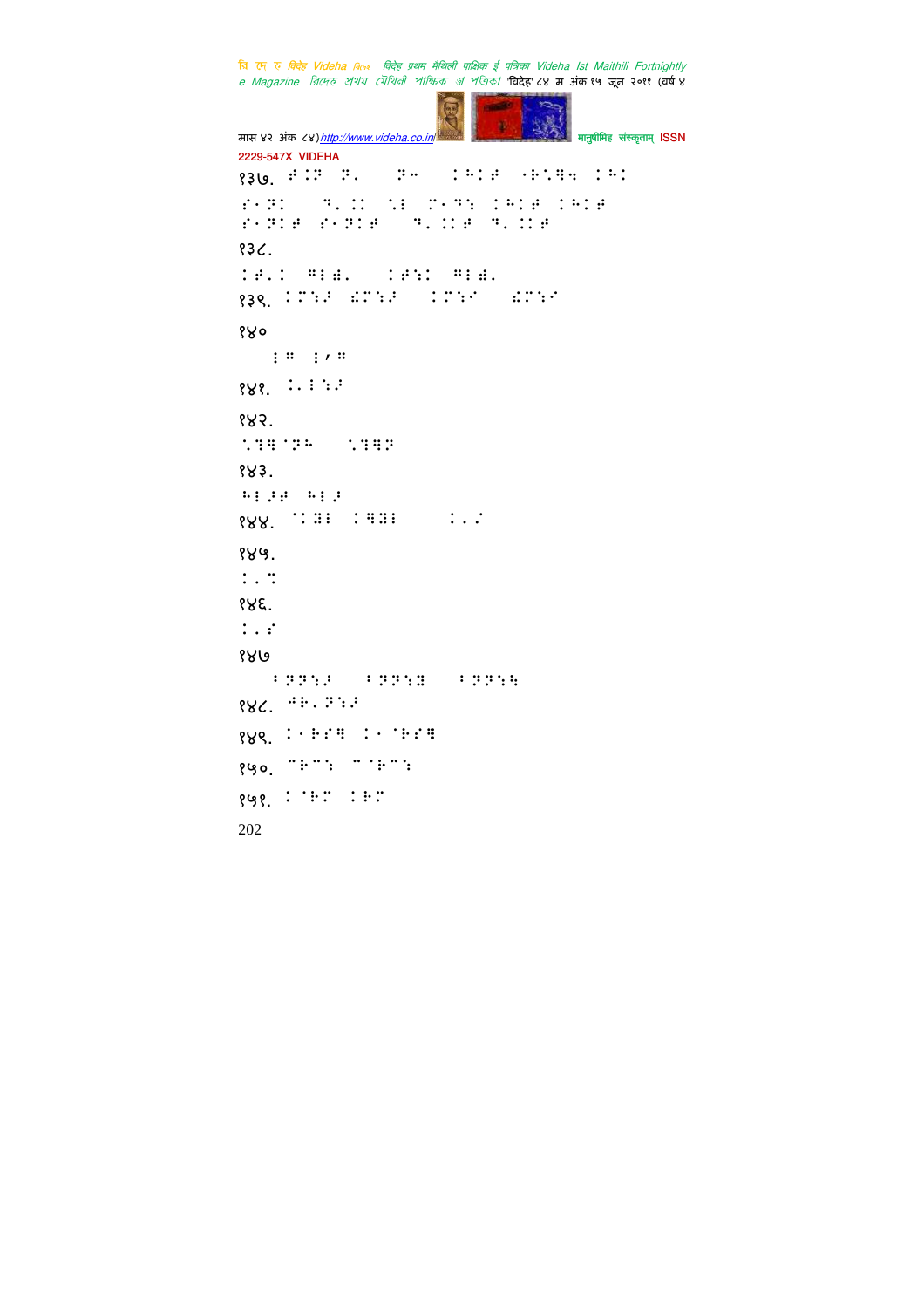१३७. ⠿⠨⠝ ⠝⠄ ⠝⠒ ⠨⠓⠨⠿ ⠐⠗⠑⠻⠒ ⠨⠓⠨

⠎⠐⠝⠨ ⠙⠄⠨⠨ ⠑⠇ ⠍⠐⠙⠒ ⠨⠓⠨⠿ ⠨⠓⠨⠿
⠎⠐⠝⠨⠿ ⠎⠐⠝⠨⠿ ⠙⠄⠨⠨⠿ ⠙⠄⠨⠨⠿

१३८.

⠨⠿⠄⠨ ⠛⠇⠿⠄ ⠨⠿⠒⠨ ⠛⠇⠿⠄

१३९. ⠨⠍⠒⠱ ⠬⠍⠒⠱ ⠨⠍⠒⠎ ⠬⠍⠒⠎

१४०

⠇⠛ ⠇⠂⠛

१४१. ⠨⠄⠇⠒⠱

१४२.

⠑⠹⠻⠈⠝⠓ ⠑⠹⠻⠝

१४३.

⠓⠇⠱⠿ ⠓⠇⠱

१४४. ⠈⠨⠻⠇ ⠨⠻⠻⠇ ⠨⠄⠌

१४५.

⠨⠄⠝

१४६.

⠨⠄⠎

१४७

⠈⠝⠝⠒⠱ ⠈⠝⠝⠒⠻ ⠈⠝⠝⠒⠳

१४८. ⠚⠗⠄⠝⠒⠱

१४९. ⠨⠐⠗⠎⠻ ⠨⠐⠈⠗⠎⠻

१५०. ⠉⠗⠉⠒ ⠉⠈⠗⠉⠒

१५१. ⠨⠈⠗⠍ ⠨⠗⠍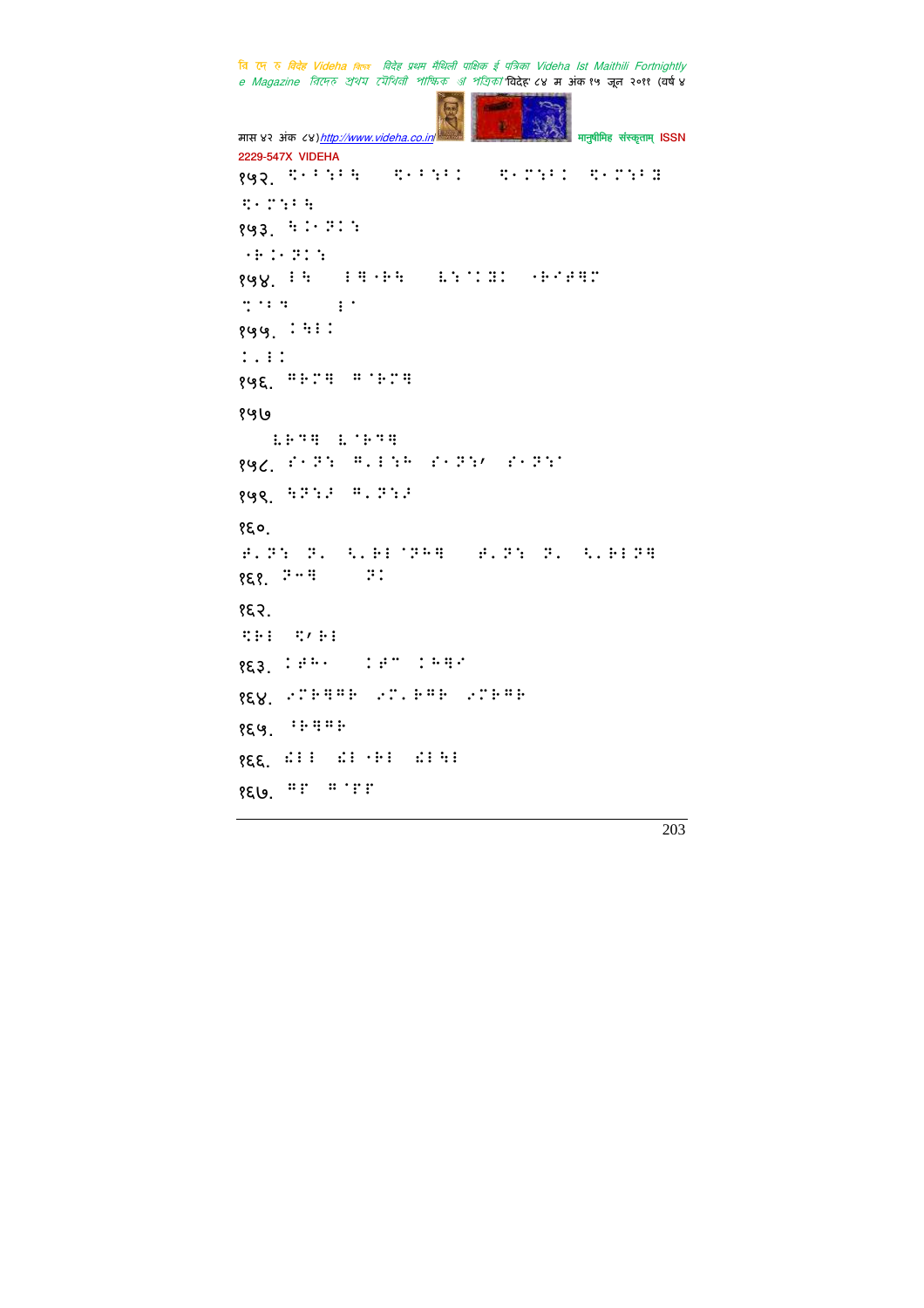१५२. ⠹⠂⠃⠒⠃⠓ ⠹⠂⠃⠒⠃⠅ ⠹⠂⠉⠒⠃⠅ ⠹⠂⠉⠒⠃⠿ ⠹⠂⠉⠒⠃⠓

१५३. ⠓⠅⠂⠝⠅⠒

⠂⠗⠅⠂⠝⠅⠒

१५४. ⠇⠓ ⠇⠻⠂⠗⠓ ⠧⠒⠈⠅⠿⠅ ⠂⠗⠊⠋⠻⠉

⠵⠈⠇⠻ ⠇⠈

१५५. ⠅⠓⠇⠅

⠅⠄⠇⠅

१५६. ⠛⠗⠉⠻ ⠛⠈⠗⠉⠻

१५७

⠧⠗⠟⠻ ⠧⠈⠗⠟⠻

१५८. ⠎⠂⠝⠒ ⠛⠄⠇⠒⠓ ⠎⠂⠝⠒⠠ ⠎⠂⠝⠒⠈

१५९. ⠓⠝⠒⠋ ⠛⠄⠝⠒⠋

१६०.

⠋⠄⠝⠒ ⠝⠄ ⠹⠄⠗⠇⠈⠝⠓⠻ ⠋⠄⠝⠒ ⠝⠄ ⠹⠄⠗⠇⠝⠻

१६१. ⠝⠤⠻ ⠝⠅

१६२.

⠹⠗⠇ ⠹⠠⠗⠇

१६३. ⠅⠋⠓⠂ ⠅⠋⠉ ⠅⠓⠻⠊

१६४. ⠌⠉⠗⠻⠛⠗ ⠌⠉⠄⠗⠛⠗ ⠌⠉⠗⠛⠗

१६५. ⠃⠗⠻⠛⠗

१६६. ⠱⠇⠇ ⠱⠇⠂⠗⠇ ⠱⠇⠓⠇

१६७. ⠛⠏ ⠛⠈⠏⠏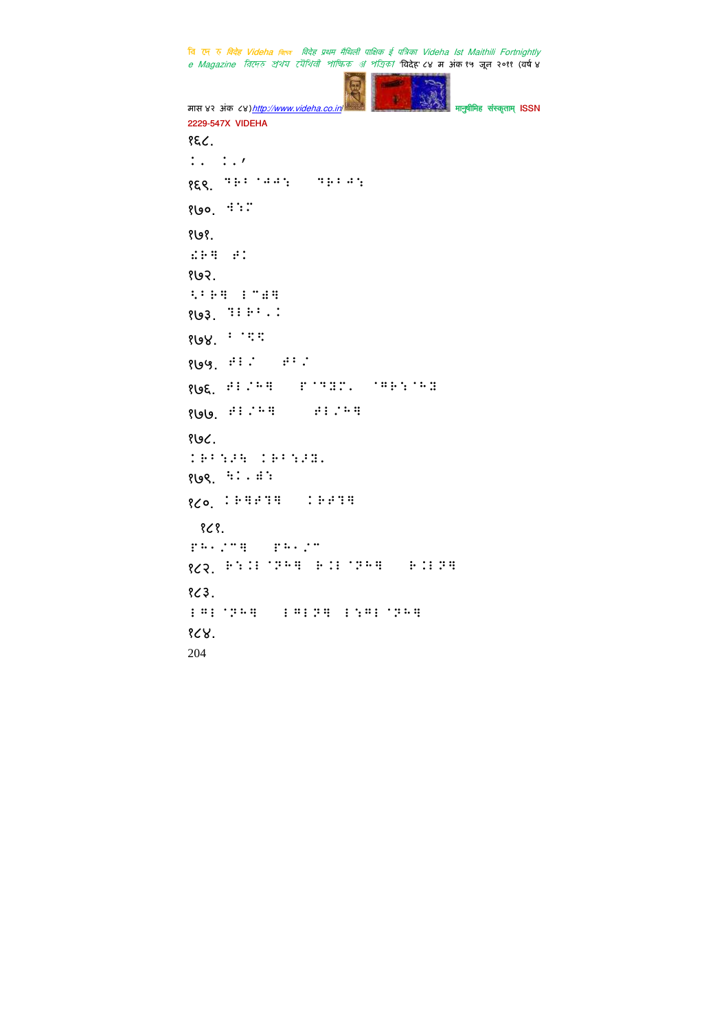१६८.

⠅⠄ ⠅⠄⠠

१६९. ⠝⠗⠃ ⠈⠲⠲⠒ ⠝⠗⠃⠲⠒

१७०. ⠙⠒⠩

१७१.

⠨⠗⠻ ⠞⠅

१७२.

⠪⠃⠗⠻ ⠇⠉⠫⠻

१७३. ⠹⠇⠗⠃⠄⠅

१७४. ⠃⠈⠱⠱

१७५. ⠞⠇⠌ ⠞⠃⠌

१७६. ⠞⠇⠌⠓⠻ ⠏⠈⠝⠿⠩⠄ ⠈⠻⠗⠒⠈⠓⠿

१७७. ⠞⠇⠌⠓⠻ ⠞⠇⠌⠓⠻

१७८.

⠅⠗⠃⠒⠯⠳ ⠅⠗⠃⠒⠯⠿⠄

१७९. ⠳⠅⠄⠫⠒

१८०. ⠅⠗⠻⠞⠹⠻ ⠅⠗⠞⠹⠻

१८१.

⠏⠓⠂⠌⠉⠻ ⠏⠓⠂⠌⠉

१८२. ⠗⠒⠅⠇⠈⠏⠓⠻ ⠗⠅⠇⠈⠏⠓⠻ ⠗⠅⠇⠏⠻

१८३.

⠇⠻⠇⠈⠏⠓⠻ ⠇⠻⠇⠏⠻ ⠇⠒⠻⠇⠈⠏⠓⠻

१८४.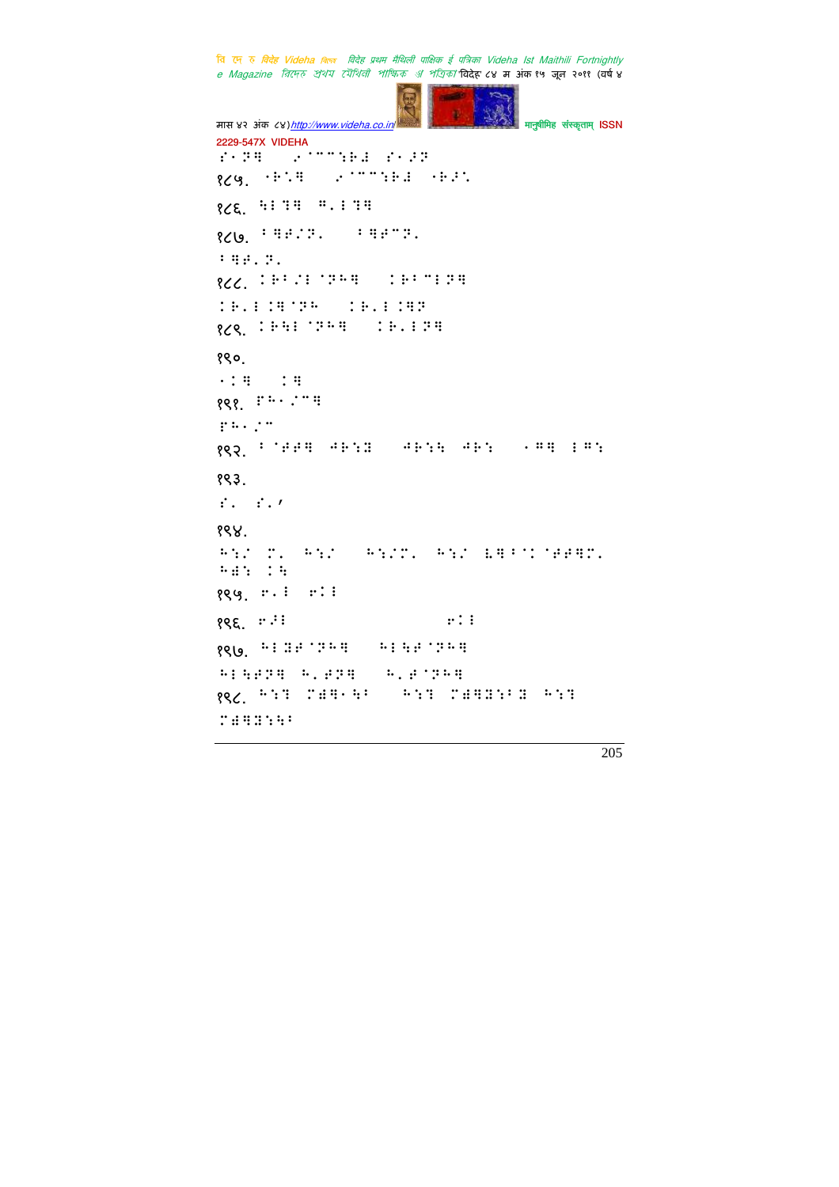१८५.

१८६.

१८७.

१८८.

१८९.

१९०.

१९१.

१९२.

१९३.

१९४.

१९५.

१९६.

१९७.

१९८.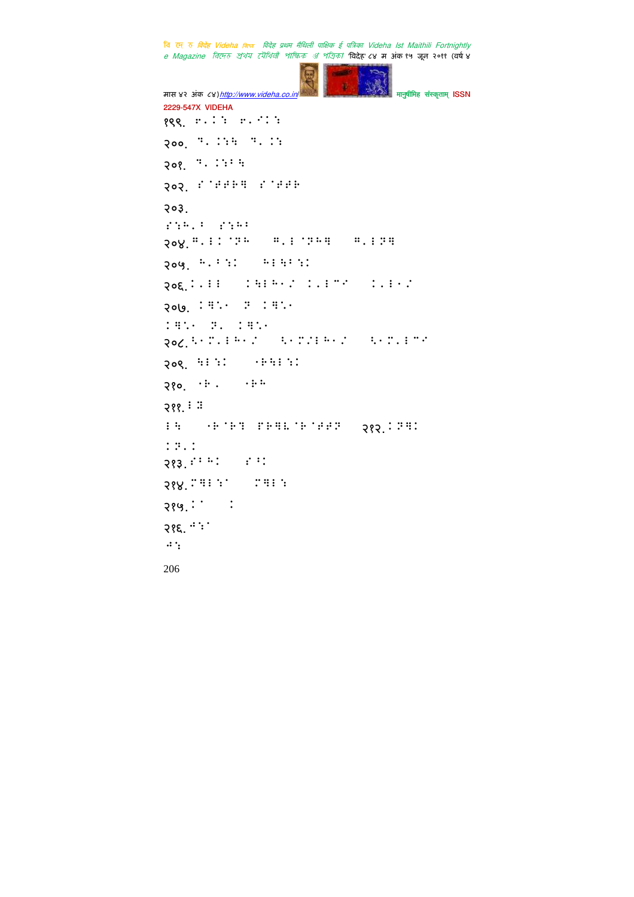१९९. ⠗⠄⠅⠾ ⠗⠄⠊⠅⠾

२००. ⠙⠄⠅⠾⠓ ⠙⠄⠅⠾

२०१. ⠙⠄⠅⠾⠃⠓

२०२. ⠎⠈⠋⠋⠗⠻ ⠎⠈⠋⠋⠗

२०३.

⠎⠾⠓⠄⠃ ⠎⠾⠓⠃

२०४.⠻⠄⠇⠅⠈⠝⠓ ⠻⠄⠇⠈⠝⠓⠻ ⠻⠄⠇⠝⠻

२०५. ⠓⠄⠃⠾⠅ ⠓⠇⠓⠃⠾⠅

२०६.⠅⠄⠇⠇ ⠅⠓⠇⠓⠂⠌ ⠅⠄⠇⠉⠊ ⠅⠄⠇⠂⠌

२०७. ⠅⠻⠣⠂ ⠝ ⠅⠻⠣⠂

⠅⠻⠣⠂ ⠝⠄ ⠅⠻⠣⠂

२०८.⠓⠂⠍⠄⠇⠓⠂⠌ ⠓⠂⠍⠌⠇⠓⠂⠌ ⠓⠂⠍⠄⠇⠉⠊

२०९. ⠓⠇⠾⠅ ⠂⠗⠓⠇⠾⠅

२१०. ⠂⠗⠄ ⠂⠗⠓

२११.⠃⠿

⠇⠓ ⠂⠗⠈⠗⠹ ⠏⠗⠻⠧⠈⠗⠈⠋⠋⠝ २१२.⠅⠝⠻⠅

⠅⠝⠄⠅

२१३.⠎⠃⠓⠅ ⠎⠃⠅

२१४.⠍⠻⠇⠾⠈ ⠍⠻⠇⠾

२१५.⠅⠈ ⠅

२१६.⠐⠾⠈

⠐⠾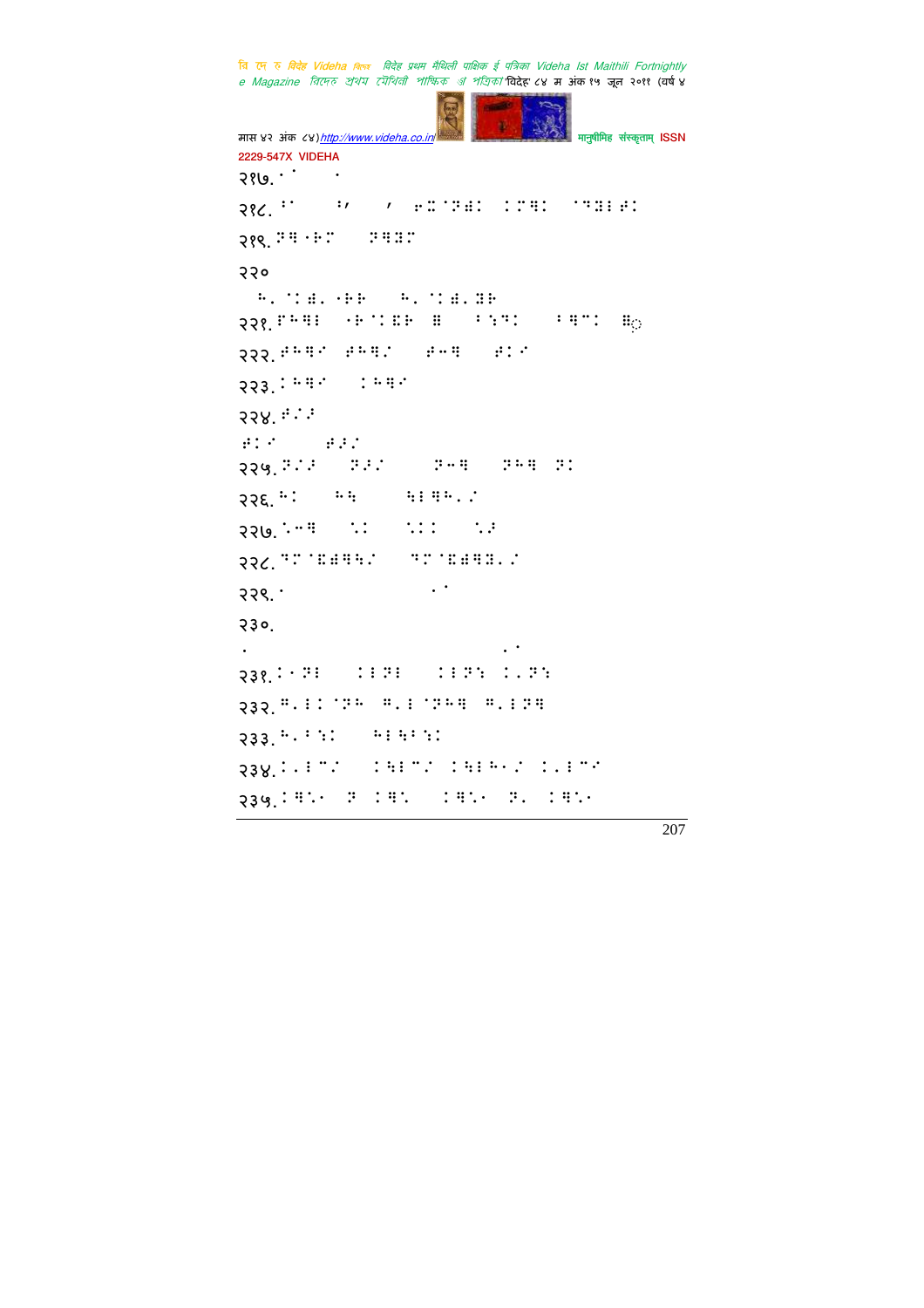२१७.

२१८.

२१९.

२२०

२२१.

२२२.

२२३.

२२४.

२२५.

२२६.

२२७.

२२८.

२२९.

२३०.

२३१.

२३२.

२३३.

२३४.

२३५.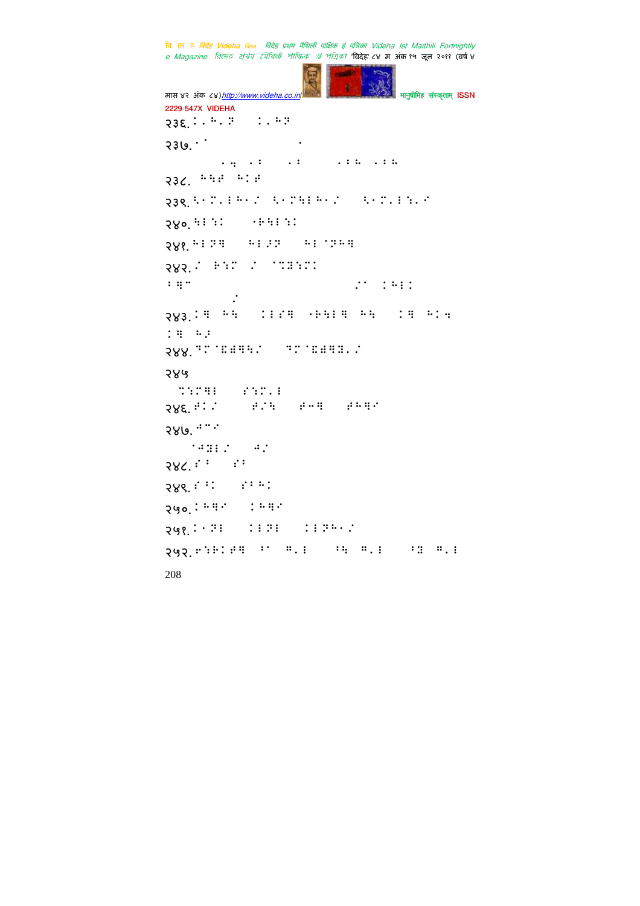२३६. ⠅⠂⠓⠂⠝ ⠅⠂⠓⠝

२३७. ⠁⠁ ⠂

⠂⠩ ⠂⠃ ⠂⠃ ⠂⠃⠓ ⠂⠃⠓

२३८. ⠓⠱⠋ ⠓⠅⠋

२३९. ⠱⠂⠍⠂⠇⠓⠂⠎ ⠱⠂⠍⠱⠇⠓⠂⠎ ⠱⠂⠍⠂⠇⠎⠂⠊

२४०. ⠱⠇⠎⠅ ⠐⠗⠱⠇⠎⠅

२४१. ⠓⠇⠝⠻ ⠓⠇⠯⠝ ⠓⠇⠈⠝⠓⠻

२४२. ⠎ ⠗⠎⠍ ⠎ ⠈⠍⠿⠎⠍⠅

⠃⠻⠉ ⠎⠁ ⠅⠓⠇⠅ ⠎

२४३. ⠅⠻ ⠓⠱ ⠅⠇⠯⠻ ⠐⠗⠱⠇⠻ ⠓⠱ ⠅⠻ ⠓⠅⠩ ⠅⠻ ⠓⠯

२४४. ⠝⠍⠈⠫⠿⠻⠱⠎ ⠝⠍⠈⠫⠿⠻⠿⠂⠎

२४५

⠍⠎⠍⠻⠇ ⠯⠎⠍⠂⠇

२४६. ⠋⠅⠎ ⠋⠎⠱ ⠋⠤⠻ ⠋⠓⠻⠊

२४७. ⠙⠉⠊

⠈⠙⠿⠇⠎ ⠙⠎

२४८. ⠯⠃ ⠯⠃

२४९. ⠯⠃⠅ ⠯⠃⠓⠅

२५०. ⠅⠓⠻⠊ ⠅⠓⠻⠊

२५१. ⠅⠂⠝⠇ ⠅⠇⠝⠇ ⠅⠇⠝⠓⠂⠎

२५२. ⠋⠎⠗⠅⠋⠻ ⠃⠁ ⠻⠂⠇ ⠃⠱ ⠻⠂⠇ ⠃⠿ ⠻⠂⠇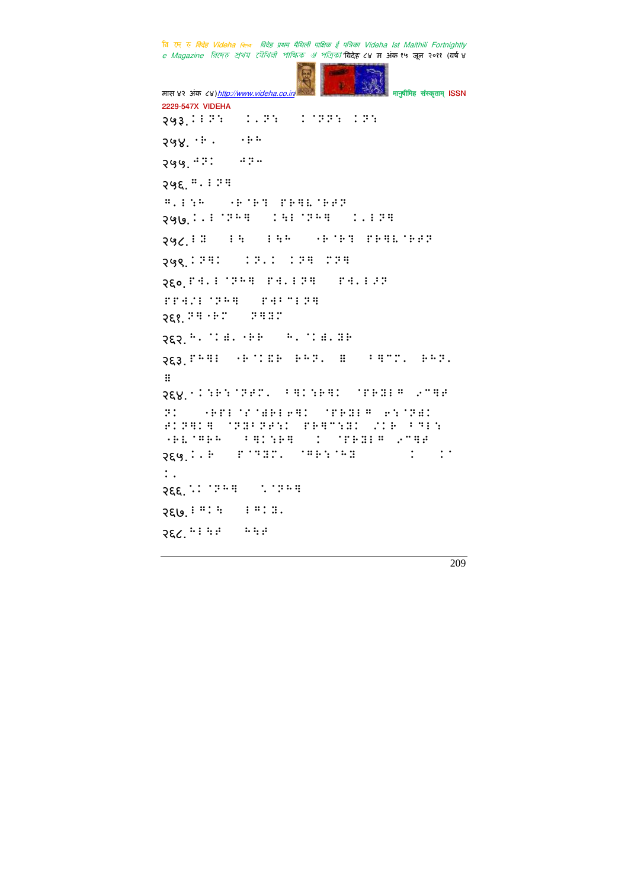२५३. ⠊⠇⠝⠣ ⠊⠂⠝⠣ ⠊⠁⠝⠝⠣ ⠊⠝⠣

२५४. ⠁⠗⠂ ⠐⠗⠓

२५५. ⠚⠝⠊ ⠚⠝⠤

२५६. ⠛⠂⠇⠝⠻

⠛⠂⠇⠣⠓ ⠐⠗⠁⠗⠹ ⠏⠗⠻⠧⠁⠗⠋⠝

२५७. ⠊⠂⠇⠁⠝⠓⠻ ⠊⠳⠇⠁⠝⠓⠻ ⠊⠂⠇⠝⠻

२५८. ⠇⠿ ⠇⠳ ⠇⠳⠓ ⠐⠗⠁⠗⠹ ⠏⠗⠻⠧⠁⠗⠋⠝

२५९. ⠊⠝⠻⠊ ⠊⠝⠂⠊ ⠊⠝⠻ ⠉⠝⠻

२६०. ⠏⠻⠂⠇⠁⠝⠓⠻ ⠏⠻⠂⠇⠝⠻ ⠏⠻⠂⠇⠯⠝

⠏⠏⠻⠌⠇⠁⠝⠓⠻ ⠏⠻⠃⠉⠇⠝⠻

२६१. ⠝⠻⠐⠗⠉ ⠝⠻⠿⠉

२६२. ⠓⠂⠁⠊⠻⠂⠐⠗⠗ ⠓⠂⠁⠊⠻⠂⠿⠗

२६३. ⠏⠓⠻⠇ ⠐⠗⠁⠊⠫⠗ ⠗⠓⠝⠂ ⠿ ⠃⠻⠉⠂ ⠗⠓⠝⠂ ⠿

२६४. ⠐⠊⠣⠗⠣⠁⠝⠋⠉⠂ ⠃⠻⠊⠣⠗⠻⠊ ⠁⠏⠗⠿⠇⠛ ⠔⠉⠻⠋ ⠝⠊ ⠐⠗⠏⠇⠁⠎⠁⠻⠗⠇⠢⠻⠊ ⠁⠏⠗⠿⠇⠛ ⠢⠣⠁⠝⠻⠊ ⠋⠊⠝⠻⠊⠻ ⠁⠝⠿⠃⠝⠋⠣⠊ ⠏⠗⠻⠉⠣⠿⠊ ⠌⠊⠗ ⠃⠹⠇⠣ ⠐⠗⠧⠁⠛⠗⠓ ⠃⠻⠊⠣⠗⠻ ⠊ ⠁⠏⠗⠿⠇⠛ ⠔⠉⠻⠋

२६५. ⠊⠂⠗ ⠏⠁⠹⠿⠉⠂ ⠁⠛⠗⠣⠁⠓⠿ ⠊ ⠊⠁ ⠊⠂

२६६. ⠡⠊⠁⠝⠓⠻ ⠡⠁⠝⠓⠻

२६७. ⠇⠛⠊⠳ ⠇⠛⠊⠿⠂

२६८. ⠓⠇⠳⠋ ⠓⠳⠋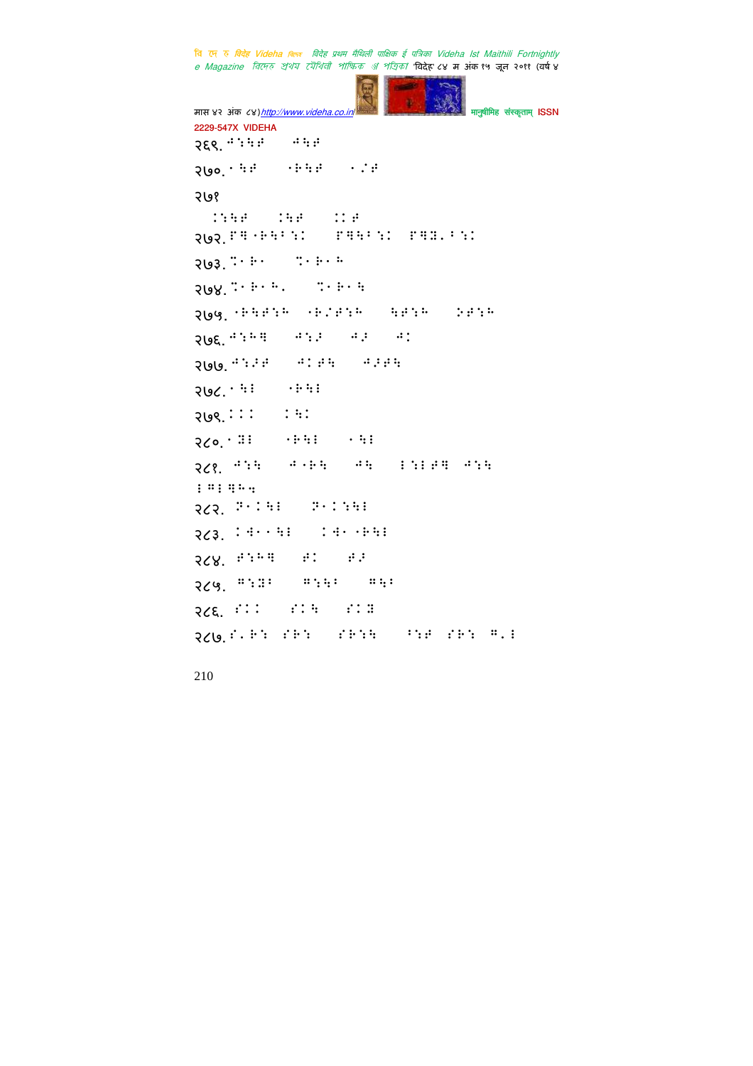२६९. ⠙⠔⠓⠋ ⠙⠓⠋

२७०. ⠂⠓⠋ ⠐⠗⠓⠋ ⠂⠌⠋

२७१

⠅⠔⠓⠋ ⠅⠓⠋ ⠅⠅⠋

२७२. ⠋⠛⠐⠗⠓⠃⠔⠅ ⠋⠛⠓⠃⠔⠅ ⠋⠛⠝⠄⠃⠔⠅

२७३. ⠝⠂⠗⠂ ⠝⠂⠗⠂⠓

२७४. ⠝⠂⠗⠂⠓⠄ ⠝⠂⠗⠂⠓

२७५. ⠐⠗⠓⠋⠔⠓ ⠐⠗⠌⠋⠔⠓ ⠓⠋⠔⠓ ⠕⠋⠔⠓

२७६. ⠙⠔⠓⠛ ⠙⠔⠏ ⠙⠏ ⠙⠅

२७७. ⠙⠔⠏⠋ ⠙⠅⠋⠓ ⠙⠏⠋⠓

२७८. ⠂⠓⠇ ⠐⠗⠓⠇

२७९. ⠅⠅⠅ ⠅⠓⠅

२८०. ⠂⠝⠇ ⠐⠗⠓⠇ ⠂⠓⠇

२८१. ⠙⠔⠓ ⠙⠐⠗⠓ ⠙⠓ ⠇⠔⠇⠋⠛ ⠙⠔⠓ ⠇⠛⠇⠛⠓⠣

२८२. ⠗⠂⠅⠓⠇ ⠗⠂⠅⠔⠓⠇

२८३. ⠅⠙⠂⠂⠓⠇ ⠅⠙⠂⠐⠗⠓⠇

२८४. ⠋⠔⠓⠛ ⠋⠅ ⠋⠏

२८५. ⠛⠔⠝⠃ ⠛⠔⠓⠃ ⠛⠓⠃

२८६. ⠎⠅⠅ ⠎⠅⠓ ⠎⠅⠝

२८७. ⠎⠄⠗⠔ ⠎⠗⠔ ⠎⠗⠔⠓ ⠃⠔⠋ ⠎⠗⠔ ⠛⠄⠇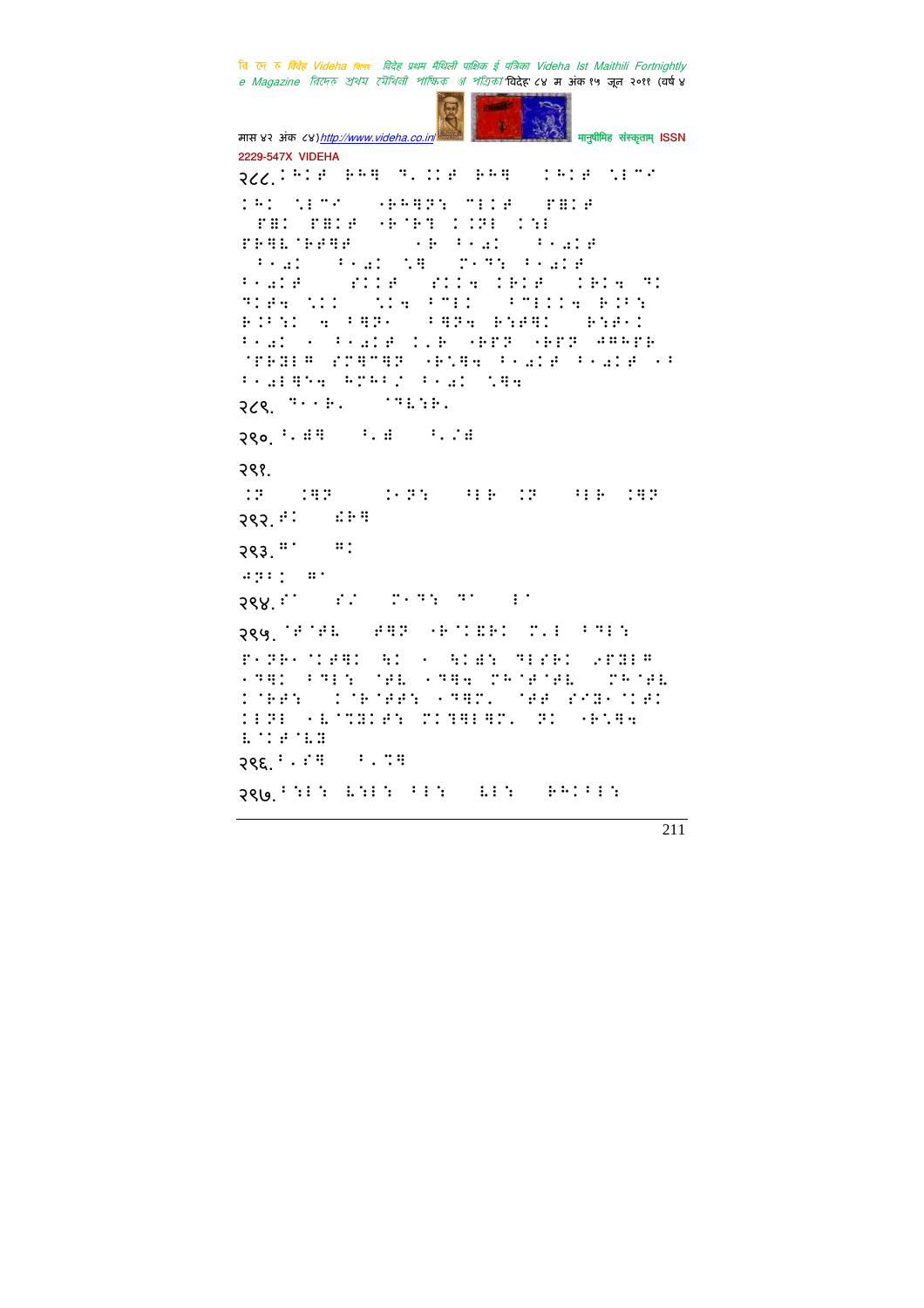२८८. ⠊⠁⠄⠗ ⠃⠓⠻ ⠙⠂⠈⠊⠗ ⠃⠓⠻ ⠀⠊⠁⠄⠗ ⠐⠇⠉⠁

२८९. ⠙⠁⠁⠃⠂ ⠀⠁⠙⠇⠎⠃⠂

२९०. ⠃⠂⠿⠻ ⠀⠃⠂⠿ ⠀⠃⠂⠌⠿

२९१.

२९२. ⠗⠁ ⠀⠩⠗⠻

२९३. ⠛⠁ ⠀⠛⠁

२९४. ⠎⠁ ⠀⠎⠌ ⠀⠍⠁⠙⠎ ⠙⠁ ⠀⠇⠁

२९५. ⠁⠗⠁⠗⠇ ⠀⠗⠻⠏ ⠐⠗⠁⠊⠿⠗⠁ ⠍⠂⠇ ⠃⠙⠇⠎

२९६. ⠃⠂⠎⠻ ⠀⠃⠂⠉⠻

२९७. ⠃⠎⠇⠎ ⠇⠎⠇⠎ ⠃⠇⠎ ⠀⠇⠇⠎ ⠀⠃⠓⠊⠃⠇⠎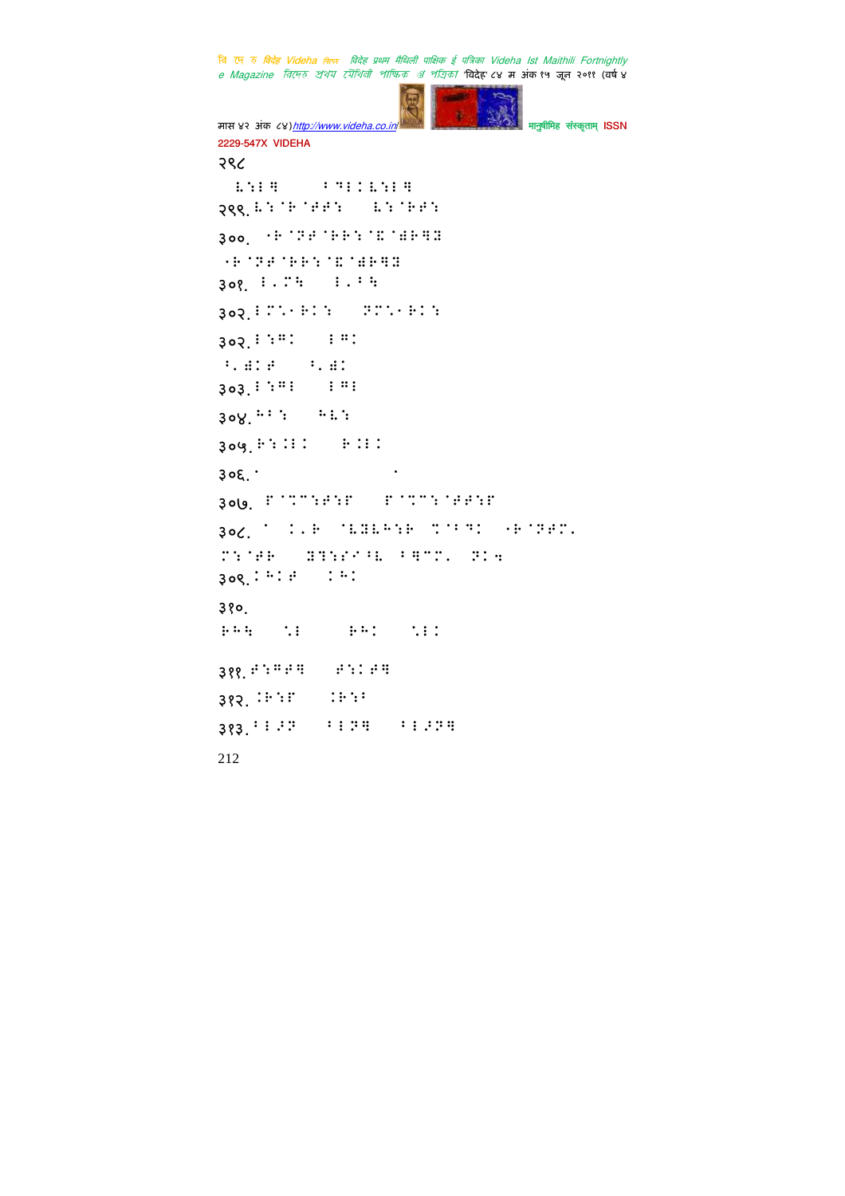२९८

⠇⠱⠇⠛ ⠏⠙⠇⠅⠇⠱⠇⠛

२९९. ⠇⠱⠈⠗⠈⠋⠋⠱ ⠇⠱⠈⠗⠋⠱

३००. ⠐⠗⠈⠝⠋⠈⠗⠗⠱⠈�VE⠈⠚⠗⠛⠻

⠐⠗⠈⠝⠋⠈⠗⠗⠱⠈⠽⠈⠚⠗⠛⠻

३०१. ⠇⠂⠍⠹ ⠇⠂⠏⠹

३०२. ⠇⠍⠡⠐⠗⠅⠱ ⠝⠍⠡⠐⠗⠅⠱

३०२. ⠇⠱⠛⠅ ⠇⠛⠅

⠏⠂⠚⠅⠋ ⠏⠂⠚⠅

३०३. ⠇⠱⠛⠇ ⠇⠛⠇

३०४. ⠓⠏⠱ ⠓⠇⠱

३०५. ⠗⠱⠅⠇⠅ ⠗⠅⠇⠅

३०६. ⠁ ⠄

३०७. ⠋⠈⠯⠍⠱⠋⠱⠋ ⠋⠈⠯⠍⠱⠈⠋⠋⠱⠋

३०८. ⠁ ⠅⠂⠗ ⠈⠇⠻⠇⠓⠱⠗ ⠯⠈⠏⠙⠅ ⠐⠗⠈⠝⠋⠍⠂

⠍⠱⠈⠋⠗ ⠻⠹⠱⠋⠊⠏⠇ ⠏⠛⠍⠍⠂ ⠝⠅⠒

३०९. ⠅⠓⠅⠋ ⠅⠓⠅

३१०.

⠗⠓⠹ ⠡⠇ ⠗⠓⠅ ⠡⠇⠅

३११. ⠋⠱⠛⠋⠛ ⠋⠱⠅⠋⠛

३१२. ⠅⠗⠱⠋ ⠅⠗⠱⠏

३१३. ⠏⠇⠚⠝ ⠏⠇⠝⠛ ⠏⠇⠚⠝⠛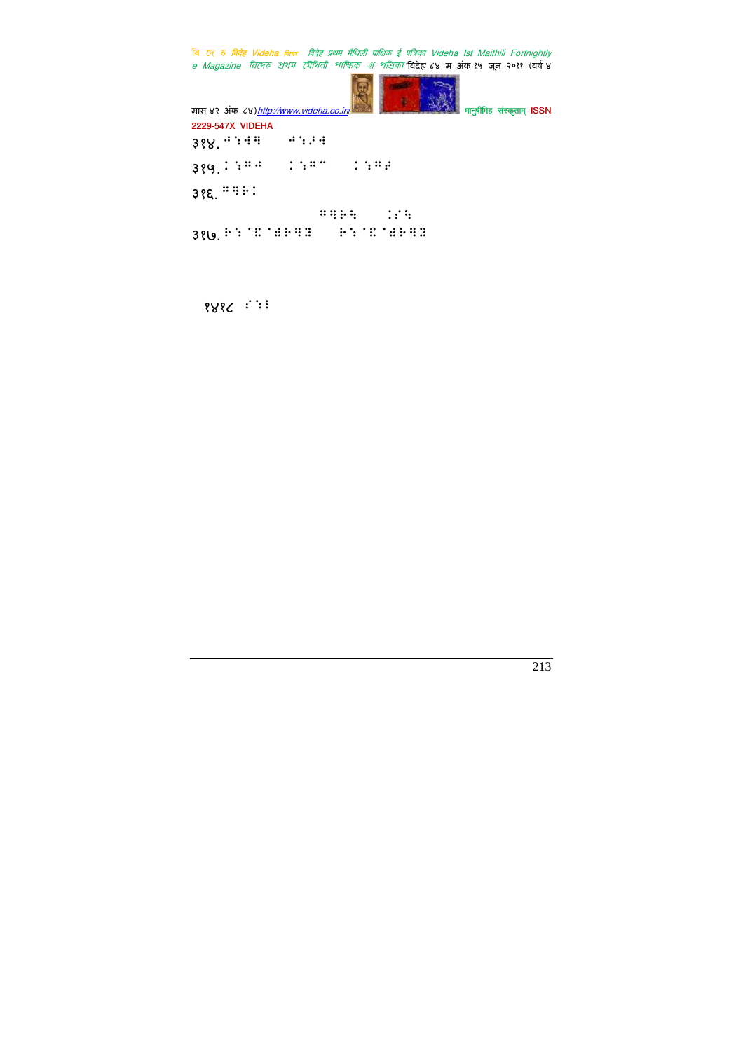३१४. ⠁⠒⠩⠻ ⠁⠒⠜⠩

३१५. ⠅⠒⠛⠁ ⠅⠒⠛⠉ ⠅⠒⠛⠜

३१६. ⠛⠻⠗⠅

⠛⠻⠗⠱ ⠅⠎⠱

३१७. ⠗⠒⠈⠯⠈⠫⠗⠻⠹ ⠗⠒⠈⠯⠈⠫⠗⠻⠹

१४१८ ⠎⠒⠇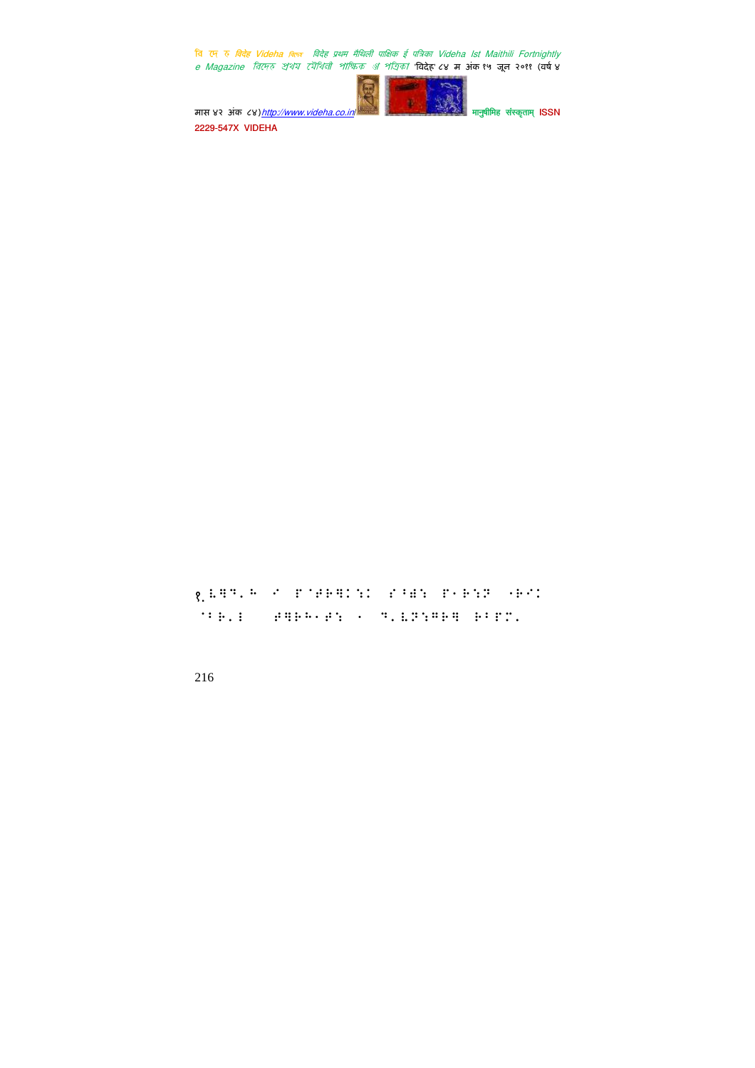१.⠇⠻⠙⠂⠓ ⠊ ⠏⠁⠞⠗⠻⠅⠪⠅ ⠎⠃⠛⠪ ⠏⠂⠗⠪⠝ ⠂⠗⠊⠅ ⠁⠃⠗⠂⠇ ⠞⠻⠗⠓⠂⠞⠪ ⠂ ⠙⠂⠇⠝⠪⠛⠗⠻ ⠗⠃⠏⠍⠂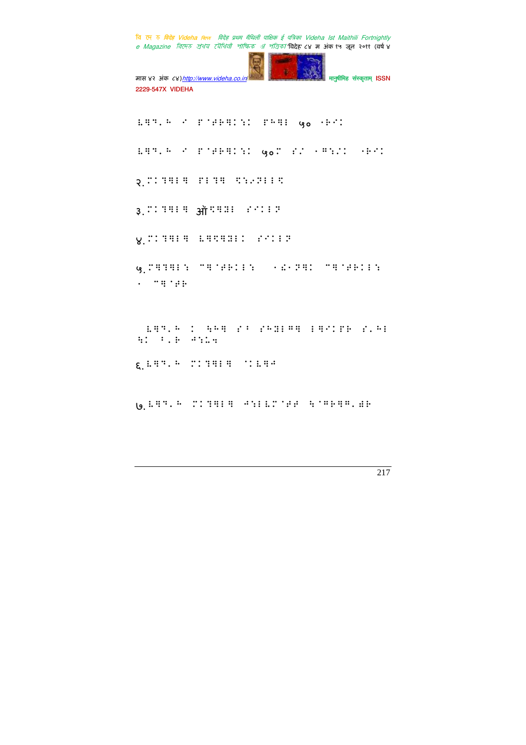२.

३. ऑ

४.

५.

६.

७.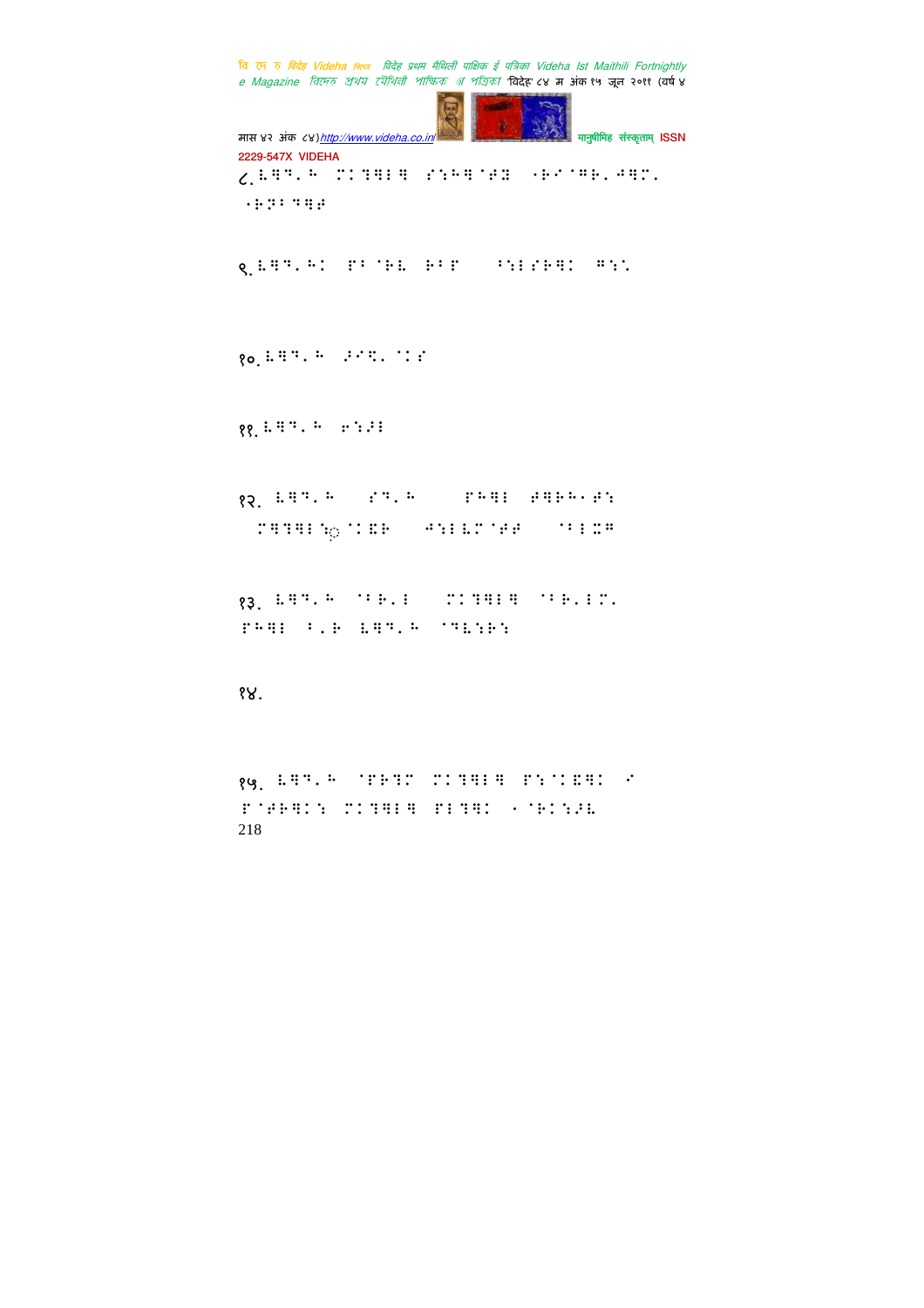८. 

९. 

१०. 

११. 

१२. 

१३. 

१४.

१५.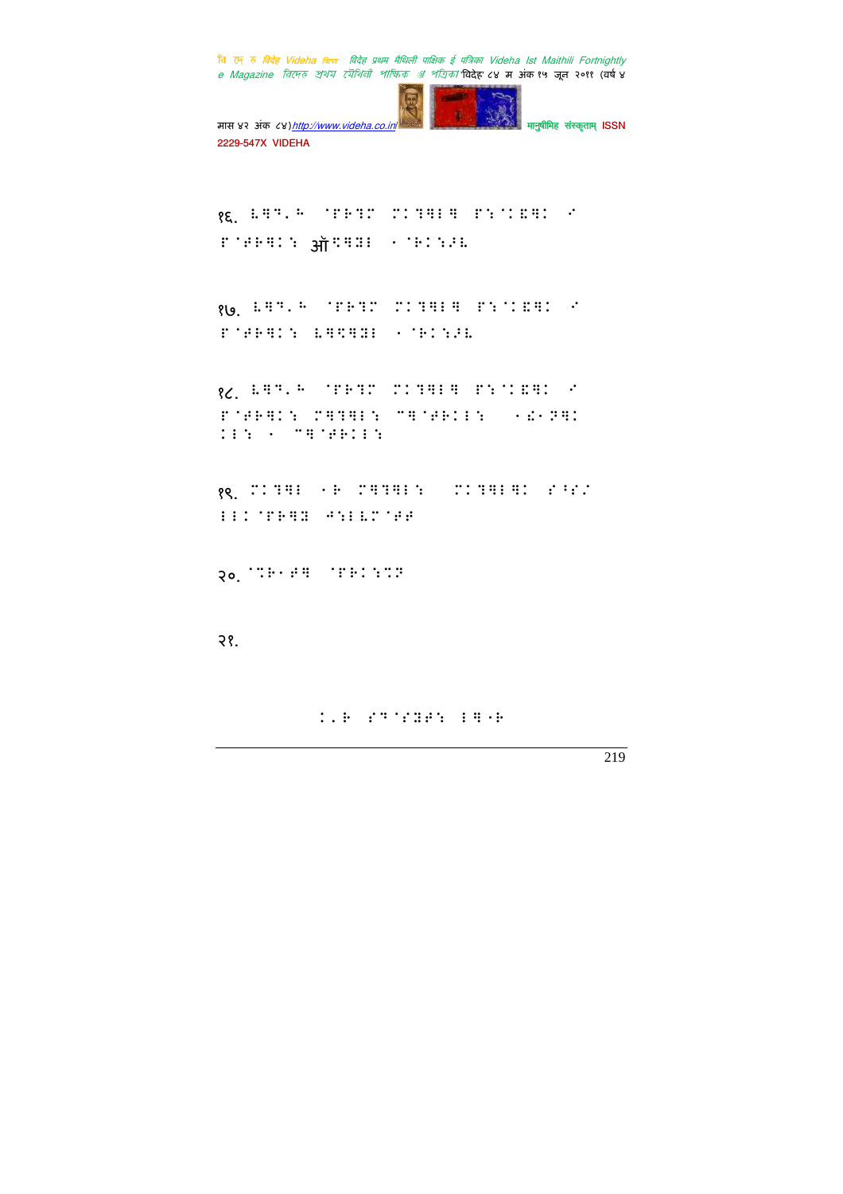१६. 

ऑ

१७. 

१८. 

१९. 

२०. 

२१.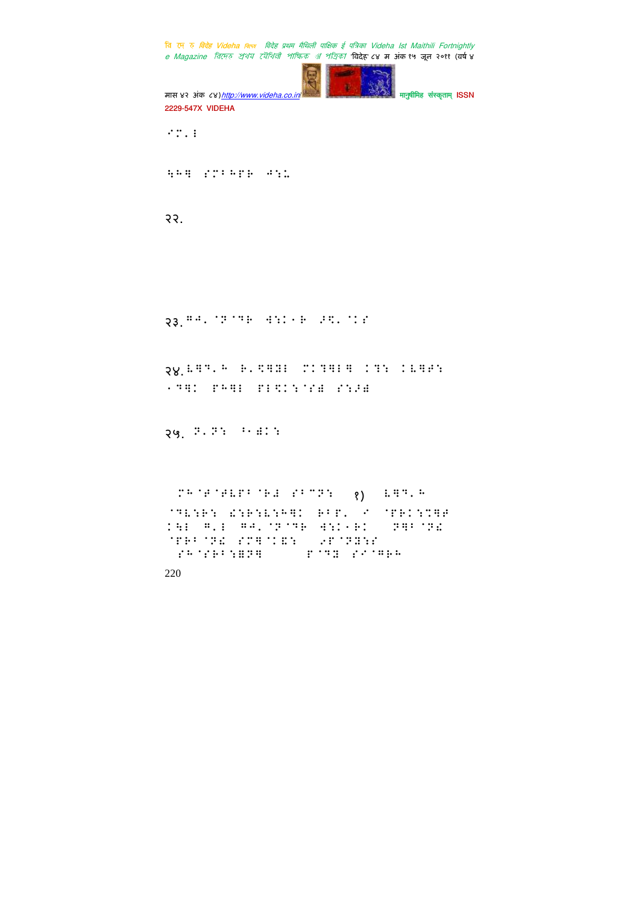२२.

२३.

२४.

२५.

१)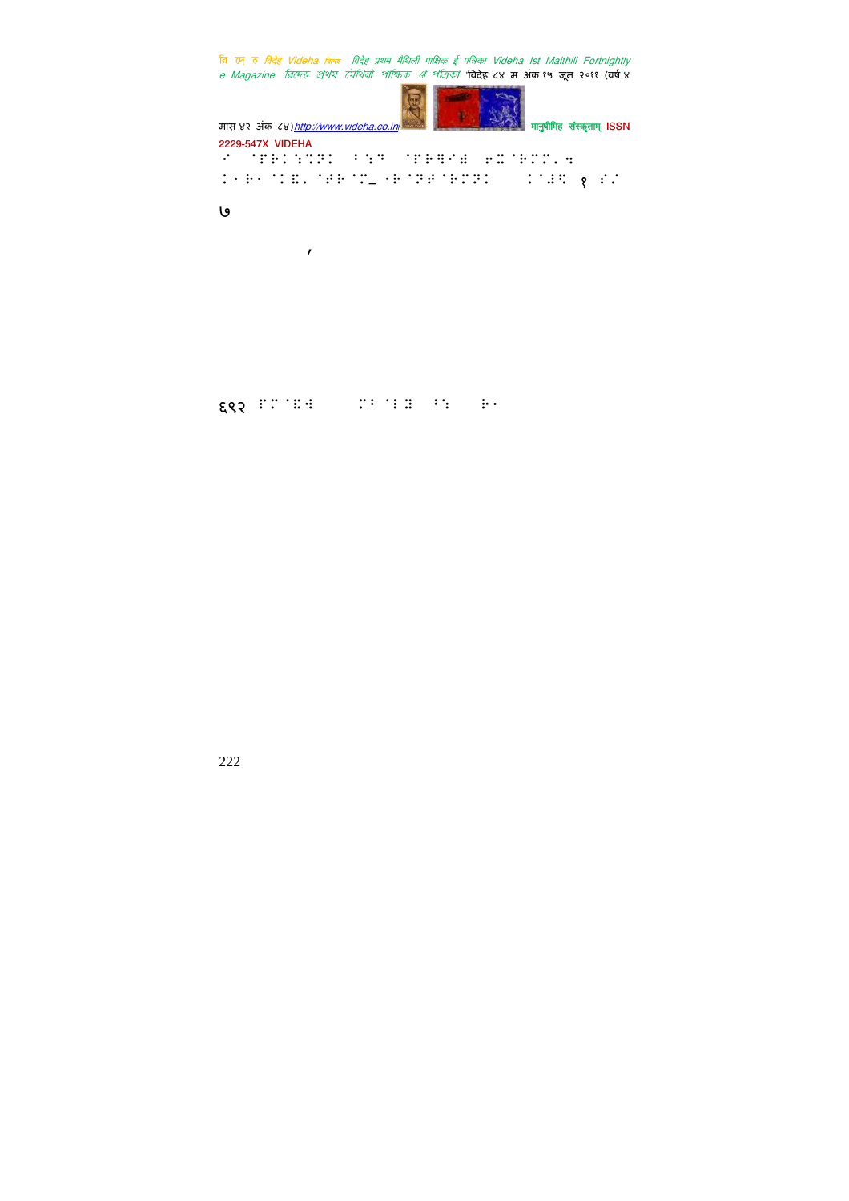⠊⠀⠘⠏⠗⠅⠊⠝⠅ ⠃⠕⠙ ⠘⠏⠗⠟⠊⠫ ⠛⠭⠘⠗⠍⠍⠂⠹
⠅⠂⠗⠂⠘⠅⠫⠂⠘⠛⠗⠘⠍⠸ ⠂⠗⠘⠝⠛⠘⠗⠍⠝⠅ ⠅⠘⠯⠝ १ ⠎⠊

७

,

६९२ ⠏⠍⠘⠫⠹ ⠍⠃⠘⠇⠻ ⠃⠎ ⠗⠂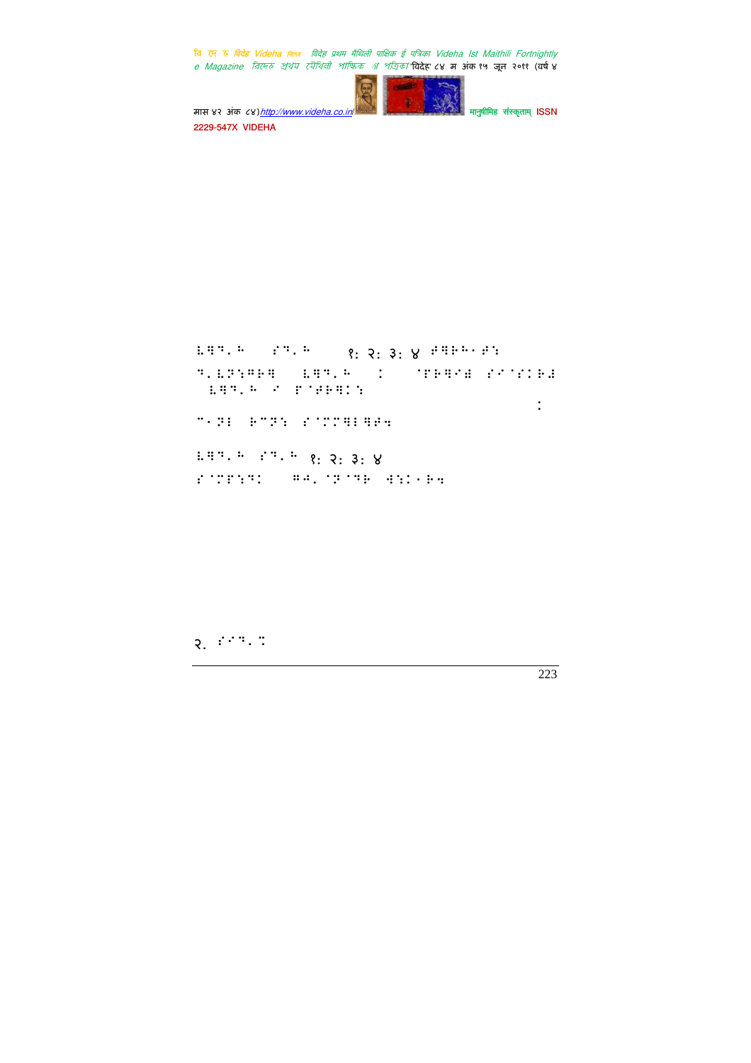१: २: ३: ४

:

:

१: २: ३: ४

२.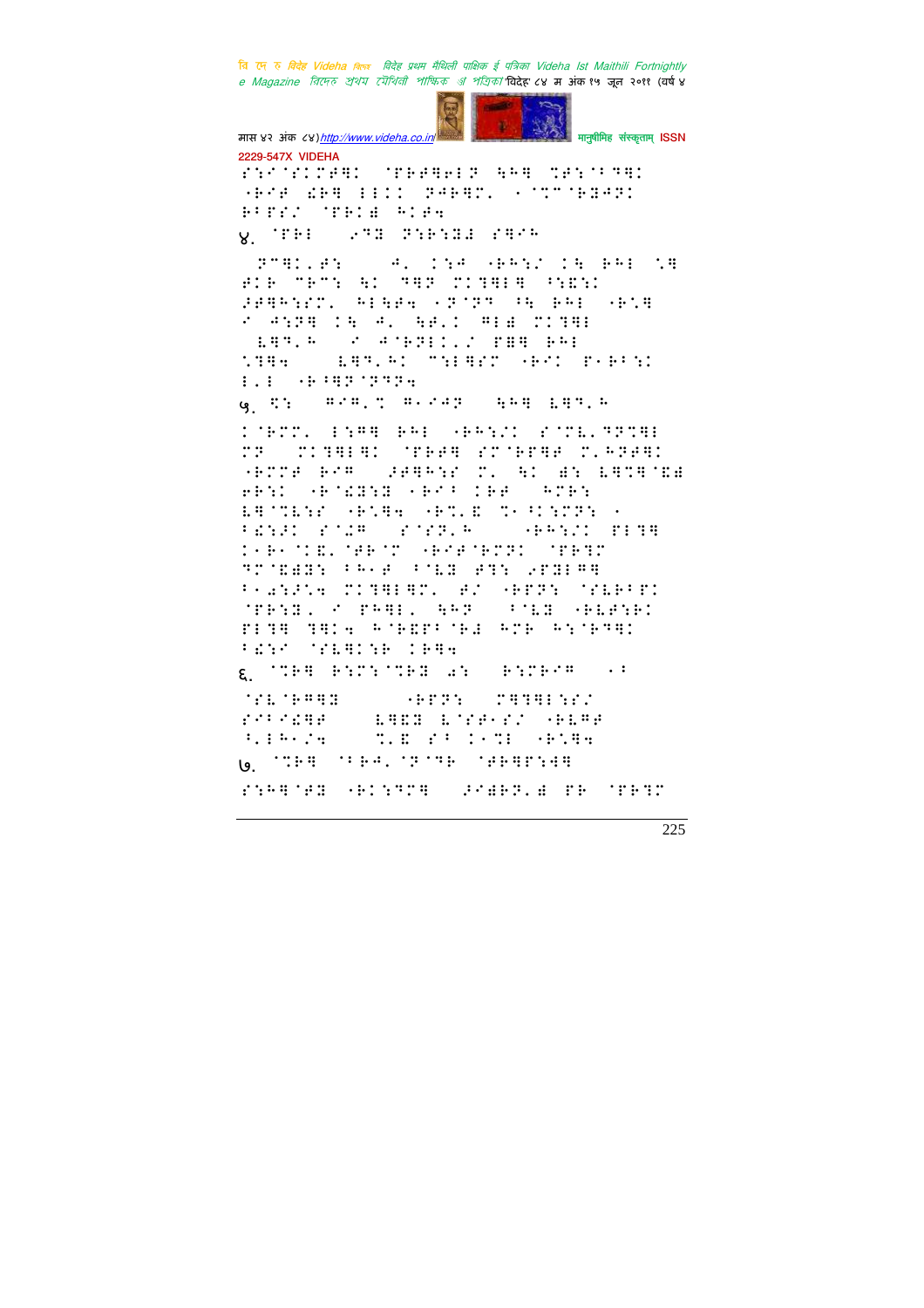४. 

५. 

६. 

७.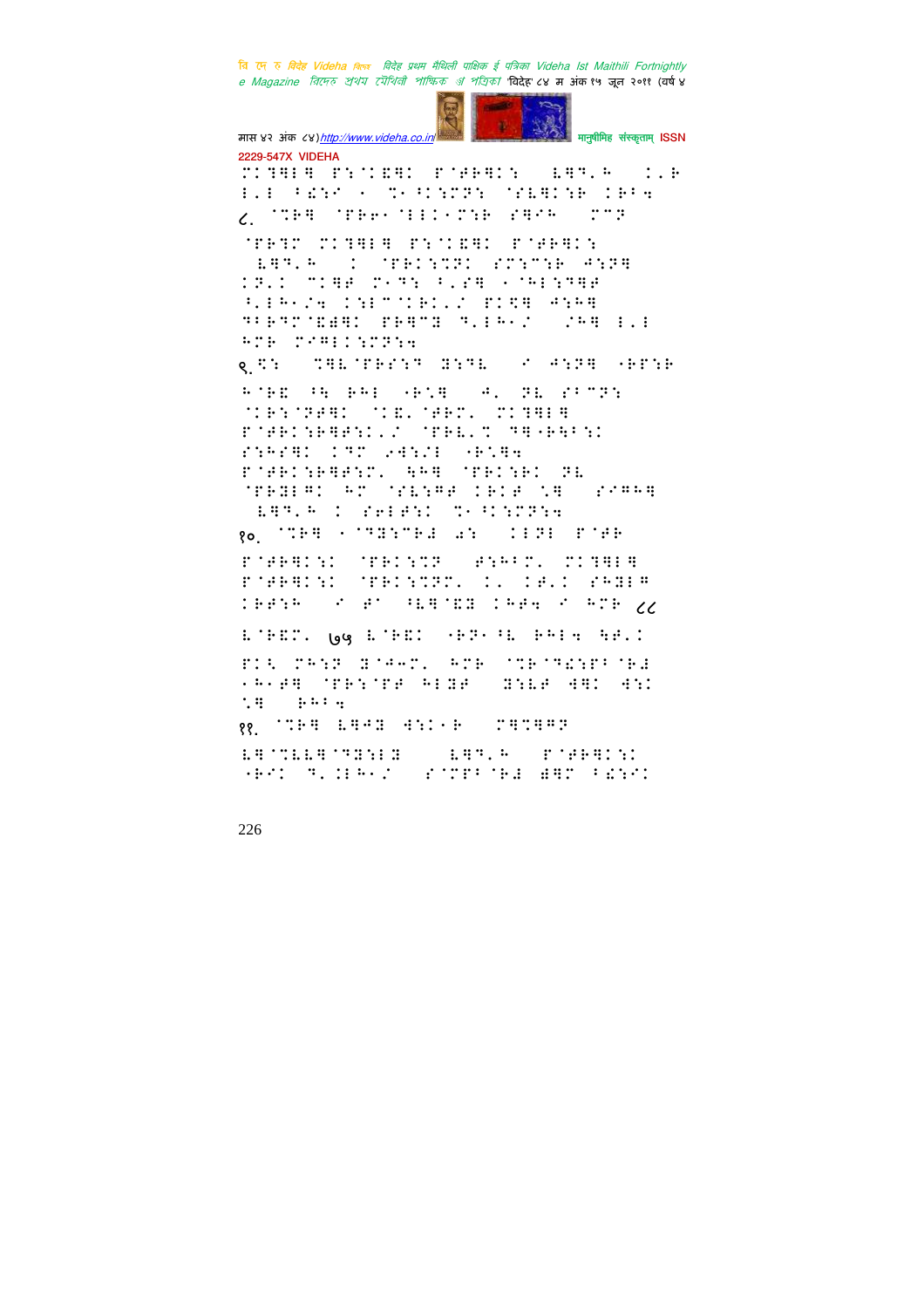ं एं४५४ ९,२४ं२४५ ० ऽ०१९५,ं२४५ ं९४५४४ ं६९४

८. ं९४५ ं४४०ं१११०२४ ४५४ ०२२

ं४५२ ं५४ ं४४१ ४ं४४५०४ ४४५२ ९,

०ं४

७ ं६०४ १११०२४ ४५४ ०२२

९. ४४ ं५४ं४४५ ३४५ ० ४४५ ०४४४

१०. ं९४५ ० ं६३४ं४ ४४ ००४ ४ं४४

८८

७७

११. ं९४५ ४५४ ४४०४ ं५४५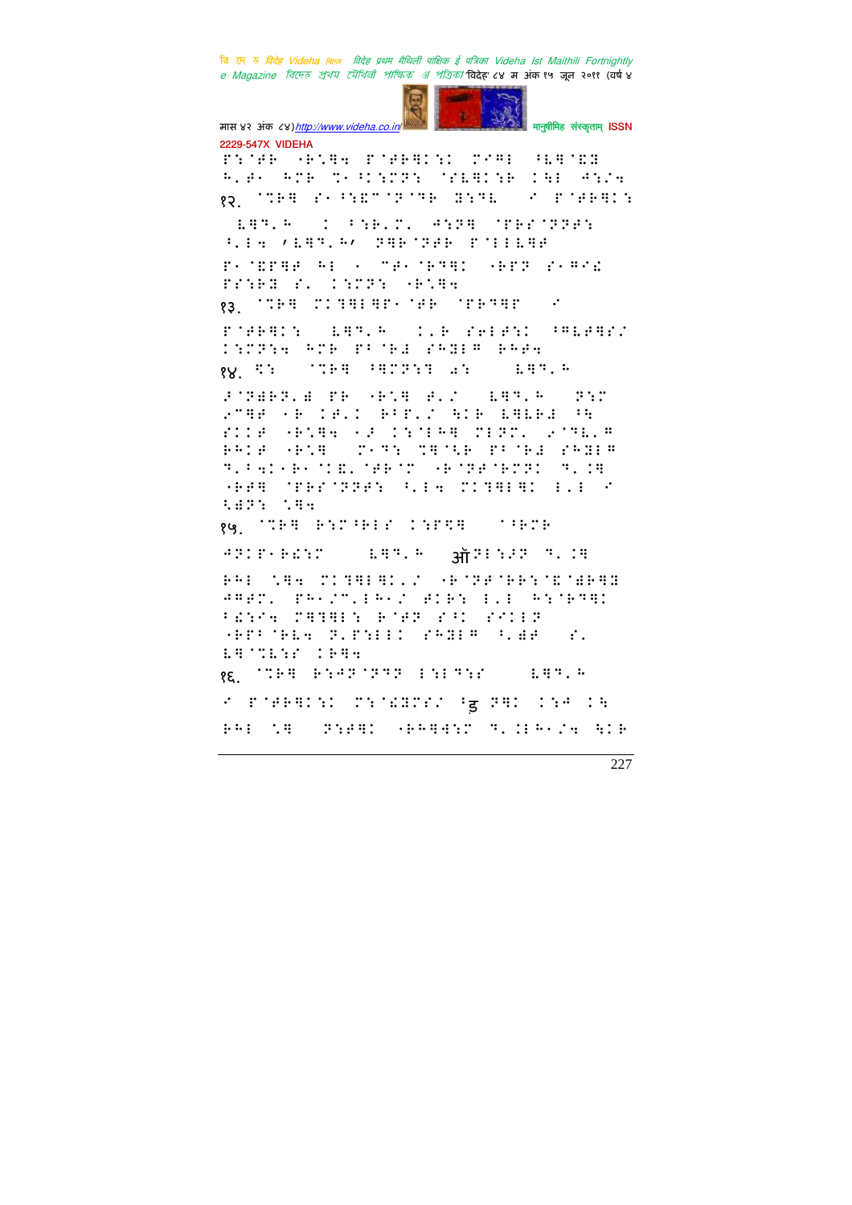१२.

१३.

१४.

१५. ऑ

१६.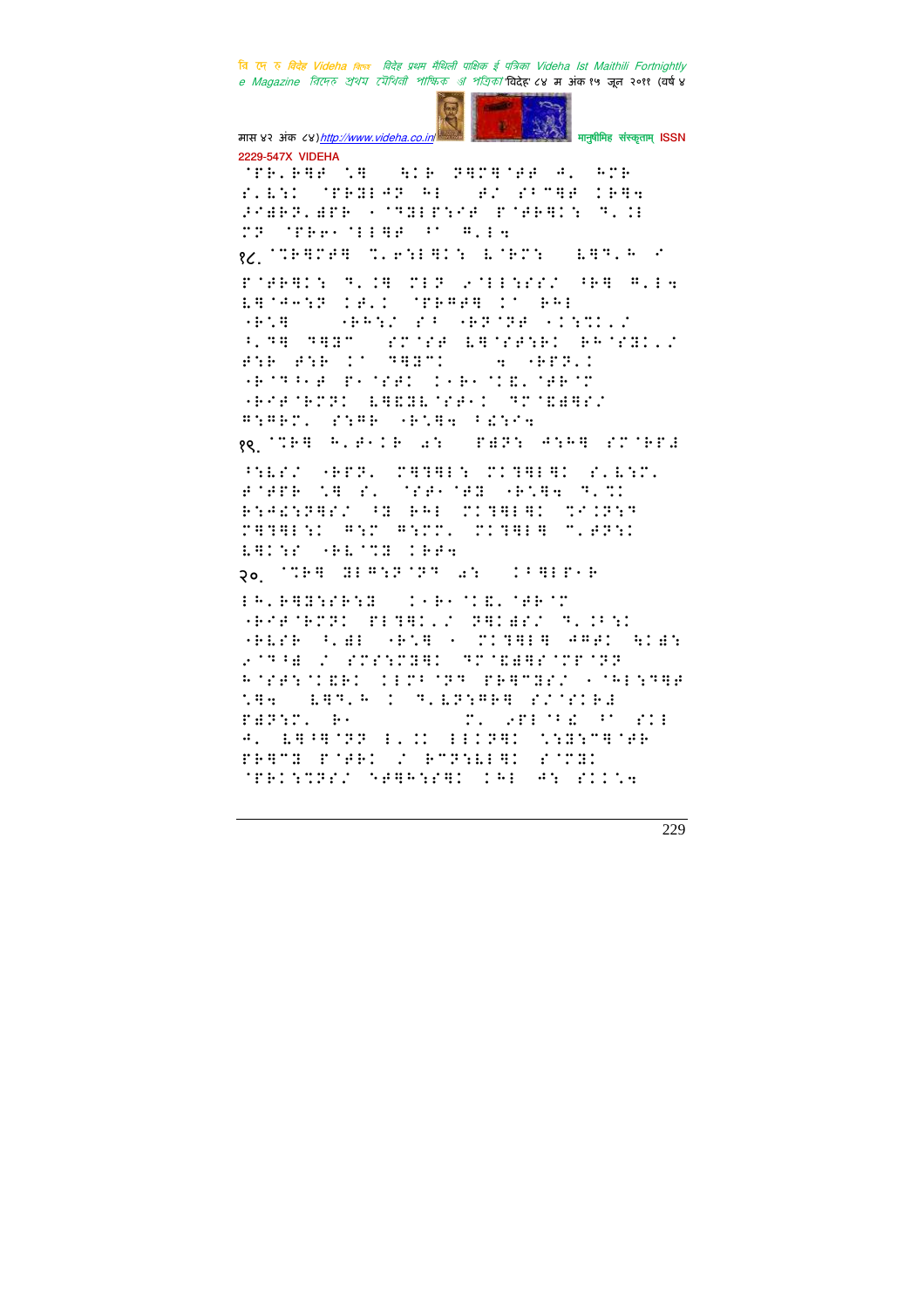१८.

१९.

२०.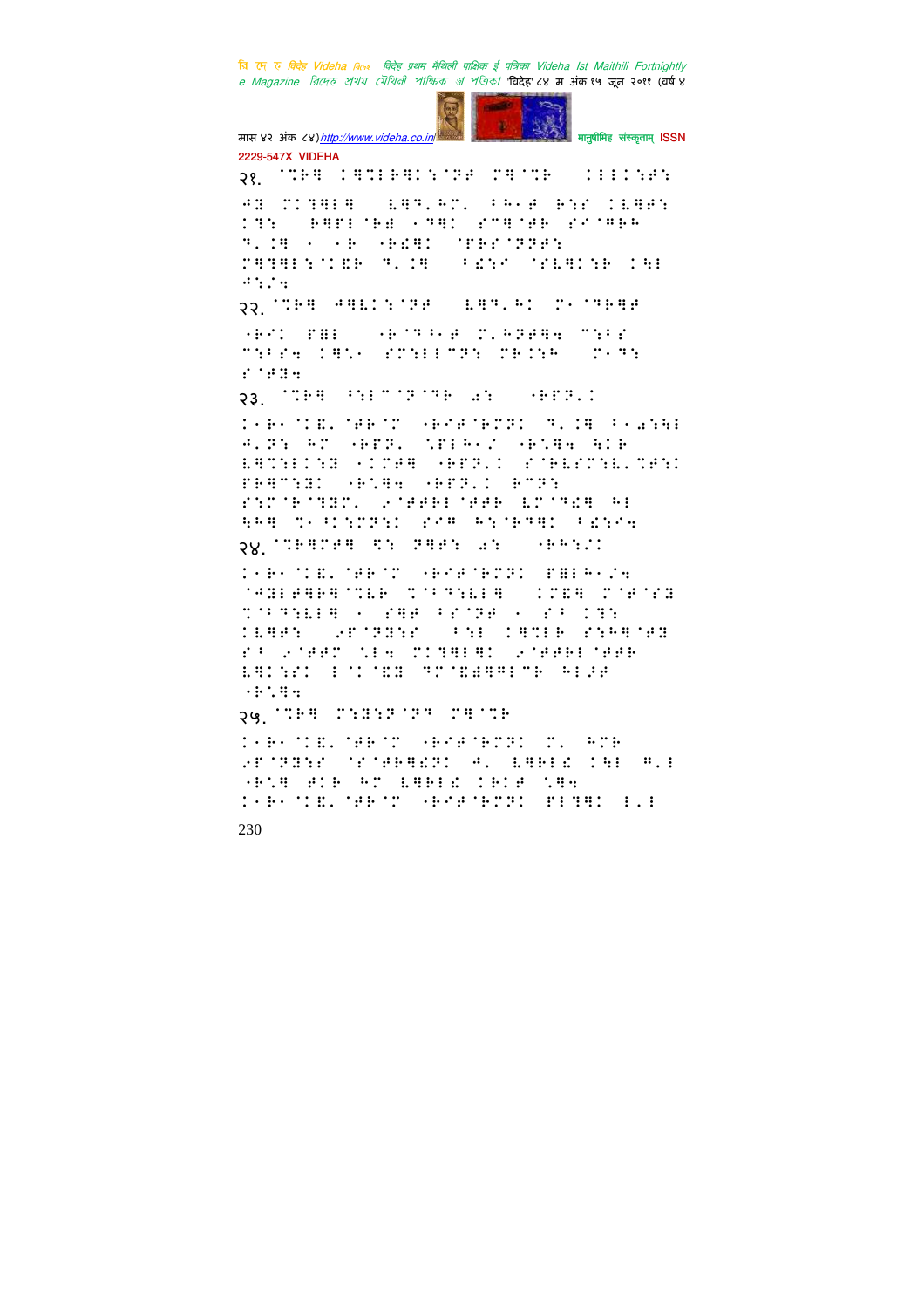२१. 

२२. 

२३. 

२४. 

२५.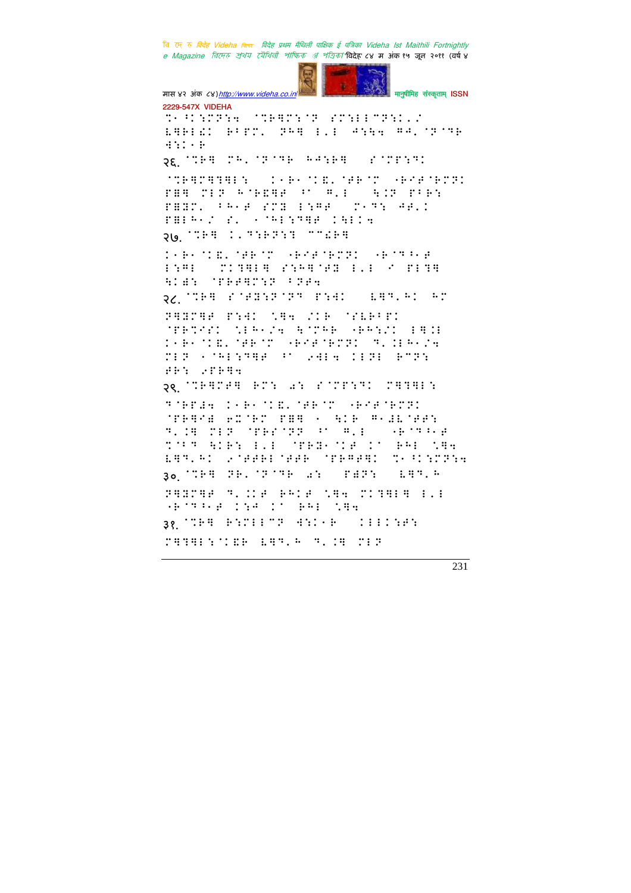२६.

२७.

२८.

२९.

३०.

३१.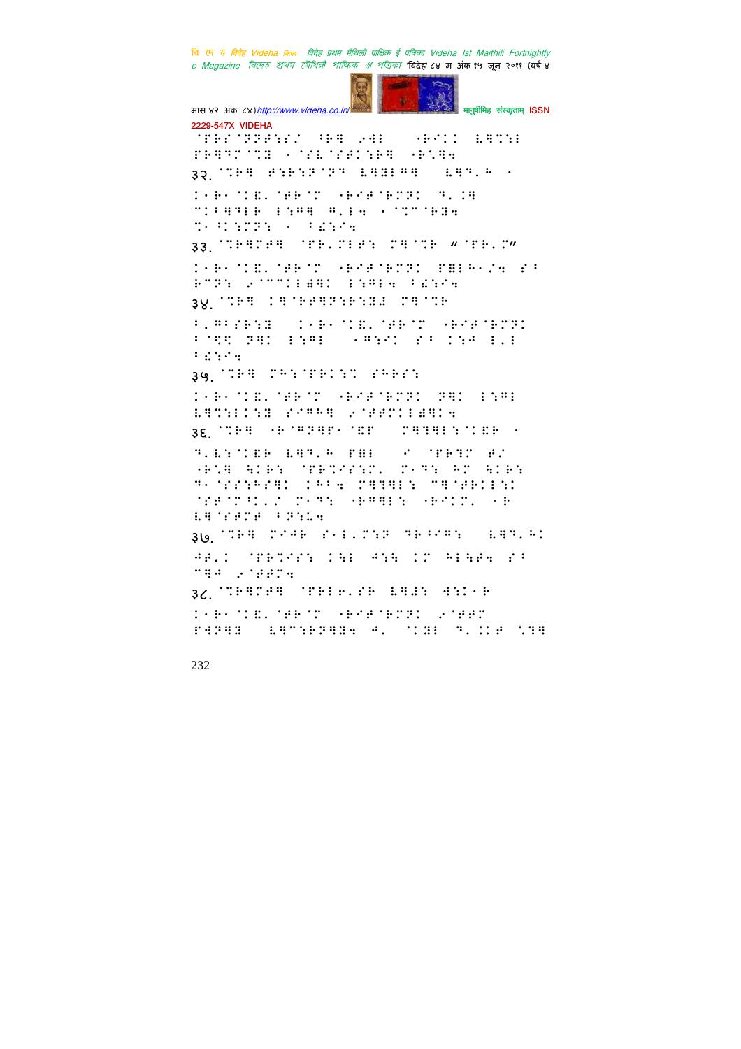३२.

३३.

३४.

३५.

३६.

३७.

३८.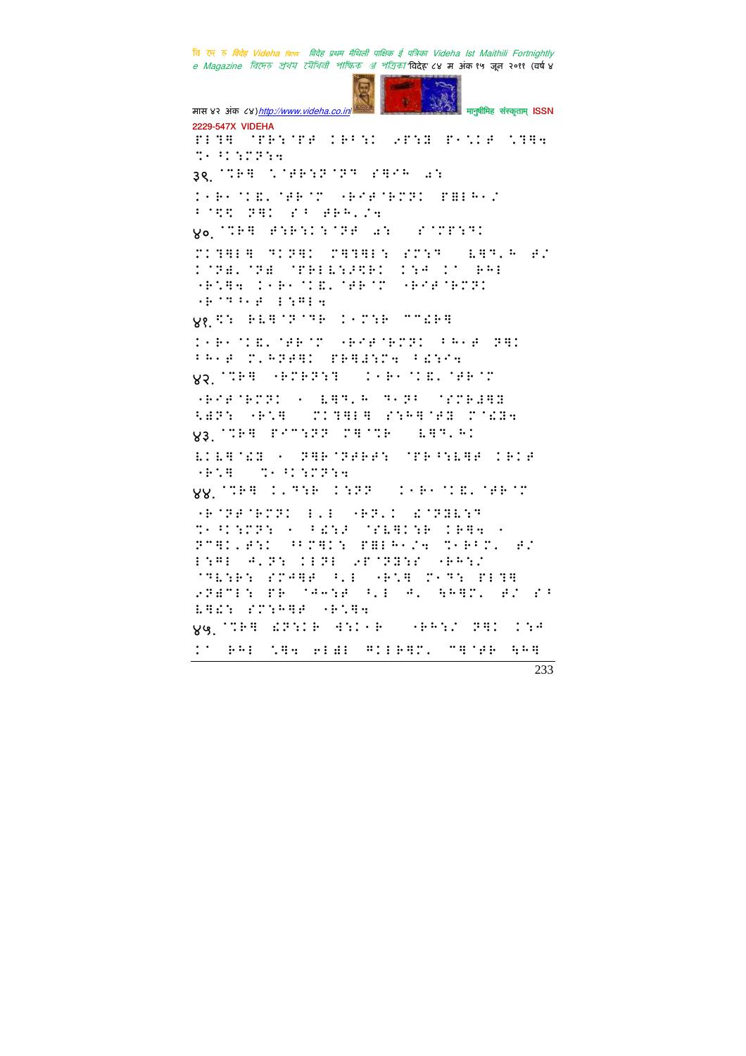३९.

४०.

४१.

४२.

४३.

४४.

४५.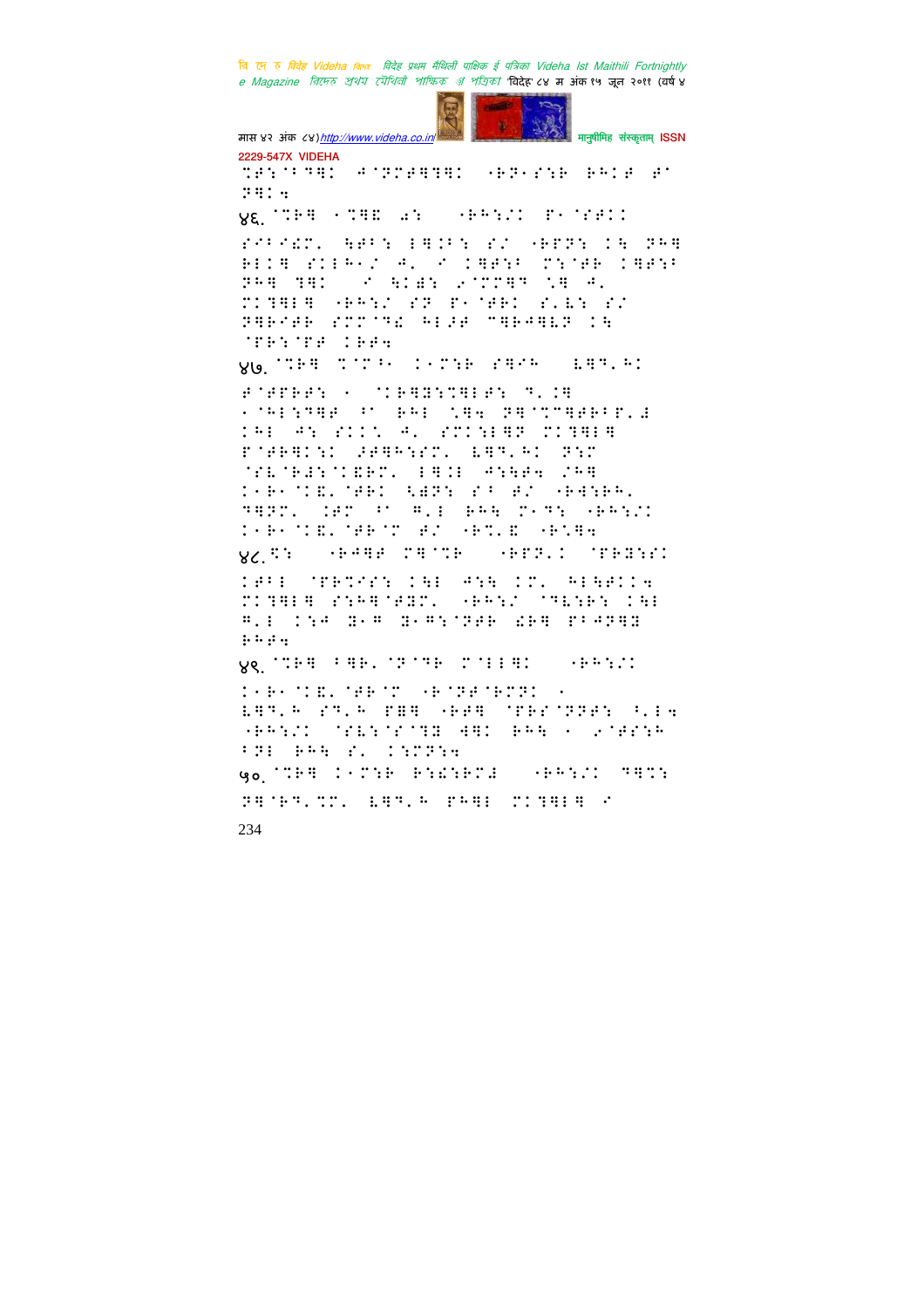४६.

४७.

४८.

४९.

५०.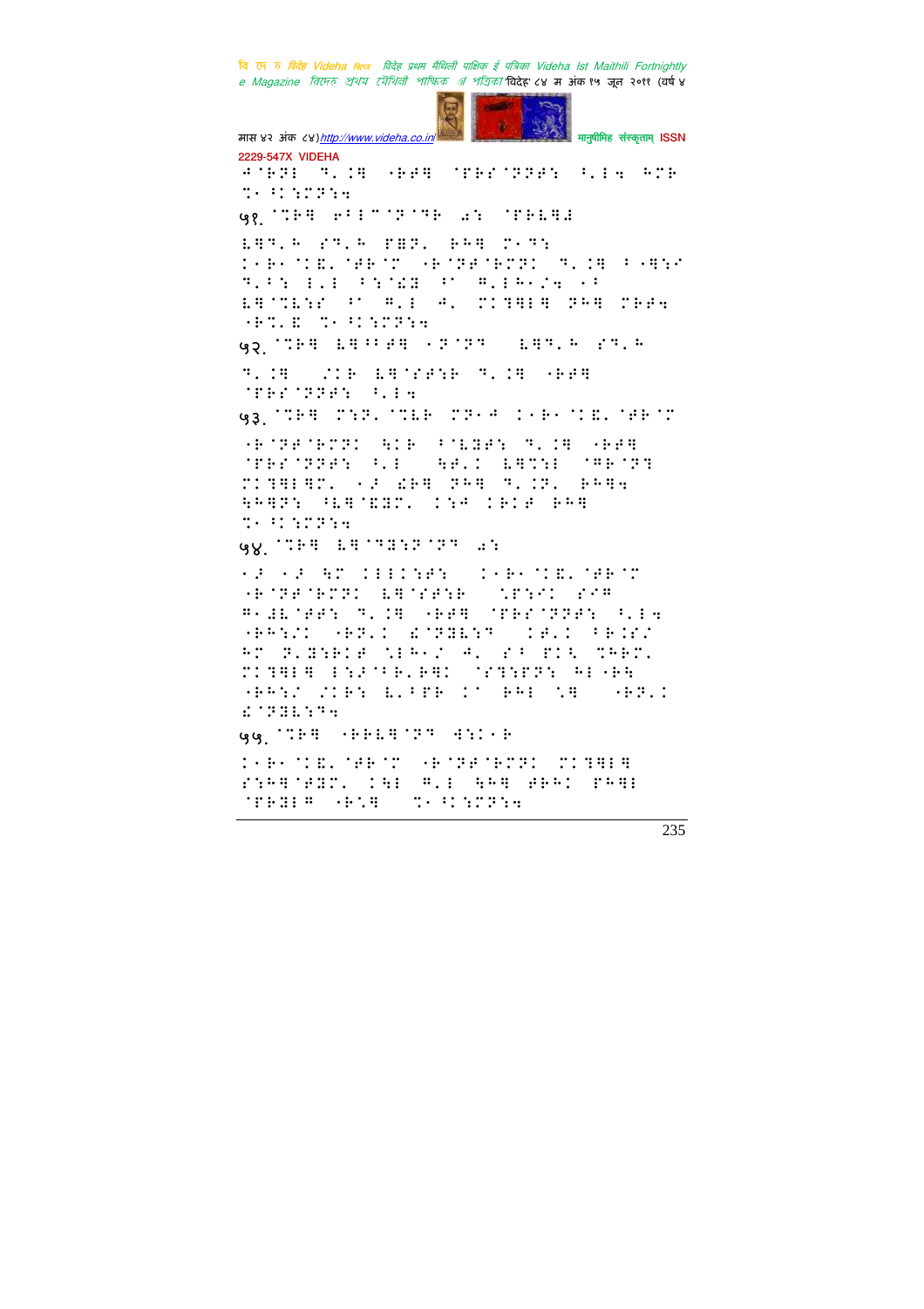५१. ...

५२. ...

५३. ...

५४. ...

५५. ...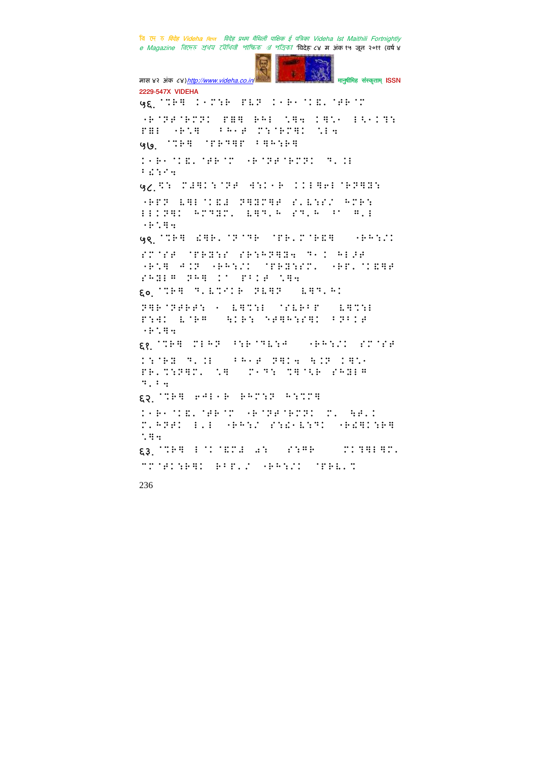५६. ...

५७. ...

५८. ...

५९. ...

६०. ...

६१. ...

६२. ...

६३. ...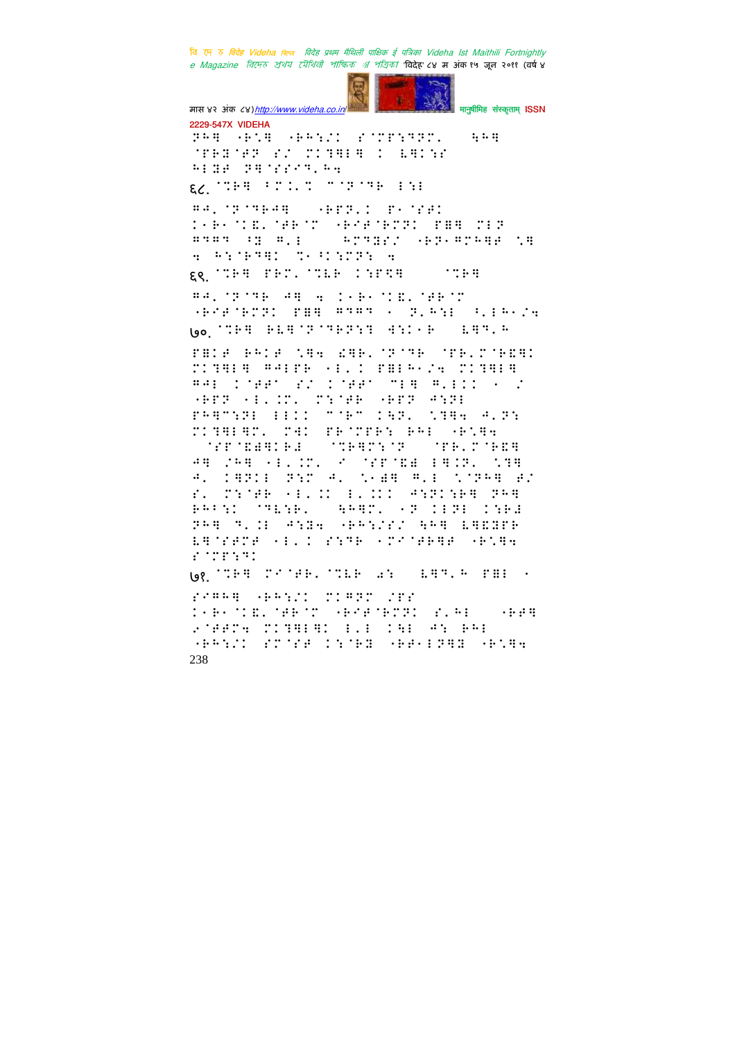६८. 

६९. 

७०. 

७१.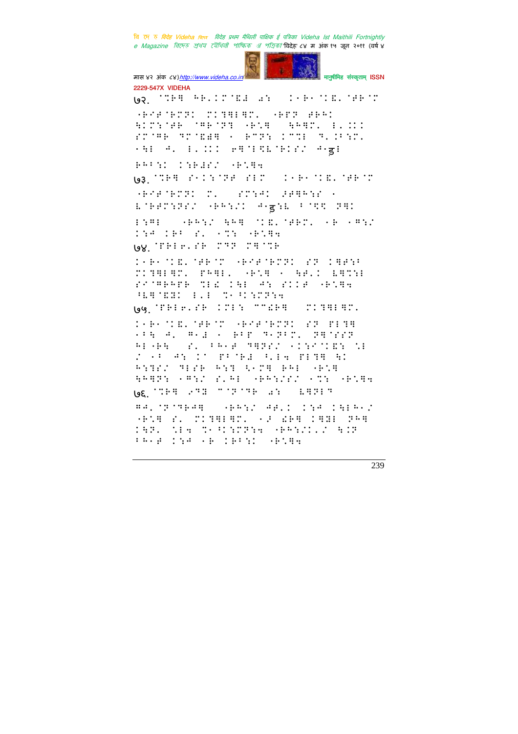७२. ⠉⠜⠗⠛ ⠓⠗⠨⠊⠍⠎⠑⠃ ⠷⠻ ⠀⠊⠂⠗⠂⠎⠊⠑⠨⠎⠋⠗⠎⠍

⠐⠗⠊�1⠎⠗⠍⠝⠊ ⠍⠊⠹⠛⠇⠛⠍⠨ ⠐⠗⠏⠝ ⠋⠗⠓⠊ ⠓⠊⠍⠪⠎⠋⠗ ⠎⠛⠗⠎⠝⠹ ⠐⠗⠡⠛ ⠀⠓⠗⠛⠍⠨ ⠇⠨⠊⠊ ⠎⠍⠎⠛⠗ ⠹⠍⠎⠑⠃⠛ ⠂ ⠗⠍⠝⠪ ⠊⠍⠉⠇ ⠹⠨⠊⠋⠪⠍⠨ ⠂⠓⠇ ⠁⠨ ⠇⠨⠊⠊⠊ ⠖⠛⠎⠇⠫⠑⠎⠗⠊⠎⠌ ⠁⠂ड़ी

⠗⠓⠋⠪⠊ ⠊⠪⠗⠃⠎⠌ ⠐⠗⠡⠛⠲

७३. ⠉⠜⠗⠛ ⠎⠂⠊⠪⠎⠏⠋ ⠎⠇⠍ ⠀⠊⠂⠗⠂⠎⠊⠑⠨⠎⠋⠗⠎⠍

⠐⠗⠊⠋⠎⠗⠍⠝⠊ ⠍⠨ ⠀⠎⠍⠪⠁⠊ ⠏⠋⠛⠓⠪⠎ ⠂ ⠑⠎⠋⠗⠍⠪⠝⠎⠌ ⠐⠗⠓⠪⠌⠊ ⠁⠂ड़ी⠪⠑ ⠋⠎⠫⠫ ⠝⠛⠊

⠇⠪⠛⠇ ⠀⠐⠗⠓⠪⠌ ⠓⠓⠛ ⠎⠊⠑⠨⠎⠋⠗⠍⠨ ⠂⠗ ⠂⠛⠪⠌ ⠊⠪⠁ ⠊⠗⠋ ⠎⠨ ⠂⠜⠪ ⠐⠗⠡⠛⠲

७४. ⠎⠋⠇⠋⠨⠎⠗ ⠍⠹⠝ ⠍⠛⠎⠜⠗

⠊⠂⠗⠂⠎⠊⠑⠨⠎⠋⠗⠎⠍ ⠐⠗⠊⠋⠎⠗⠍⠝⠊ ⠎⠝ ⠊⠛⠋⠪⠋ ⠍⠊⠹⠛⠇⠛⠍⠨ ⠏⠓⠛⠇⠨ ⠐⠗⠡⠛ ⠂ ⠓⠋⠨⠊ ⠇⠛⠜⠪⠇ ⠎⠊⠎⠛⠗⠓⠏⠗ ⠜⠇⠑ ⠊⠓⠇ ⠁⠪ ⠎⠊⠊⠋ ⠐⠗⠡⠛⠲ ⠋⠇⠛⠎⠑⠃⠊ ⠇⠨⠇ ⠜⠂⠋⠊⠪⠍⠝⠪⠲

७५. ⠎⠋⠇⠋⠨⠎⠗ ⠊⠍⠇⠪ ⠉⠉⠑⠗⠛ ⠀⠍⠊⠹⠛⠇⠛⠍⠨

⠊⠂⠗⠂⠎⠊⠑⠨⠎⠋⠗⠎⠍ ⠐⠗⠊⠋⠎⠗⠍⠝⠊ ⠎⠝ ⠏⠇⠹⠛ ⠂⠋⠓ ⠁⠨ ⠛⠂⠃ ⠂ ⠗⠋⠏ ⠹⠂⠝⠋⠍⠨ ⠝⠛⠎⠏⠏⠏ ⠓⠇⠐⠗⠓ ⠀⠎⠨ ⠋⠓⠂⠋ ⠹⠛⠝⠗⠎⠌ ⠂⠊⠪⠊⠎⠊⠑⠪ ⠜⠇ ⠌⠂⠋ ⠁⠪ ⠊⠉ ⠏⠋⠎⠗⠃ ⠋⠨⠇⠲ ⠏⠇⠹⠛ ⠓⠊ ⠓⠪⠹⠎⠌ ⠹⠇⠎⠗ ⠓⠪⠹ ⠫⠂⠍⠛ ⠗⠓⠇ ⠀⠐⠗⠡⠛ ⠓⠓⠛⠝⠪ ⠂⠛⠪⠌ ⠎⠨⠓⠇ ⠐⠗⠓⠪⠌⠎⠌ ⠂⠜⠪ ⠐⠗⠡⠛⠲

७६. ⠉⠜⠗⠛ ⠔⠹⠛ ⠉⠊⠝⠎⠹⠗ ⠷⠻ ⠀⠇⠛⠝⠇⠹

⠛⠁⠨⠎⠝⠎⠹⠗⠁⠛ ⠀⠐⠗⠓⠪⠌ ⠁⠋⠨⠊ ⠊⠪⠁ ⠊⠓⠇⠓⠂⠌ ⠐⠗⠡⠛ ⠎⠨ ⠍⠊⠹⠛⠇⠛⠍⠨ ⠂⠃ ⠑⠗⠛ ⠊⠛⠃⠇ ⠝⠓⠛ ⠊⠓⠝⠨ ⠡⠇⠲ ⠜⠂⠋⠊⠪⠍⠝⠪⠲ ⠐⠗⠓⠪⠌⠊⠨⠌ ⠓⠊⠝ ⠋⠓⠂⠋ ⠊⠪⠁ ⠂⠗ ⠊⠗⠋⠪⠊ ⠐⠗⠡⠛⠲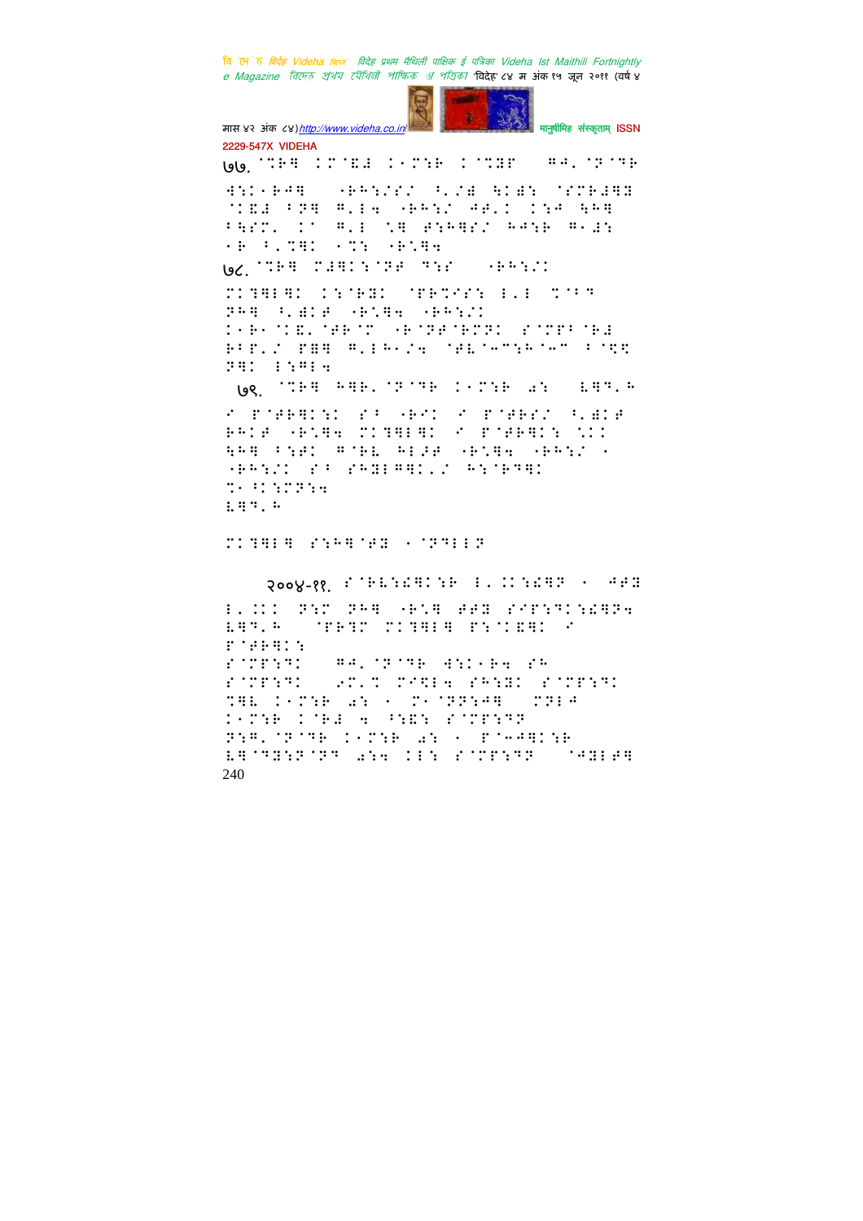७७. ⁚⁛⁚⁛ ⁚⁛⁚⁛ ⁚⁛⁚⁛ ⁚⁛⁚⁛ ⁚⁛⁚⁛

७८. ⁚⁛⁚⁛ ⁚⁛⁚⁛ ⁚⁛⁚⁛

७९. ⁚⁛⁚⁛ ⁚⁛⁚⁛ ⁚⁛⁚⁛ ⁚⁛⁚⁛

२००४-११.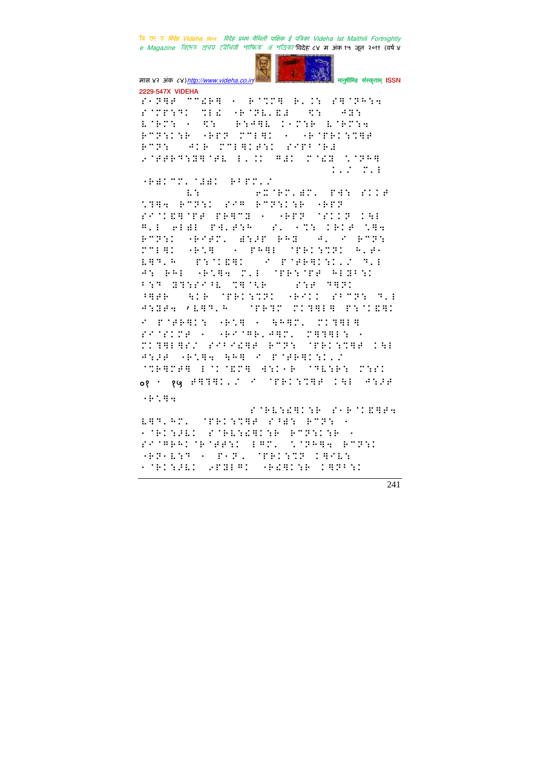०१ - १५